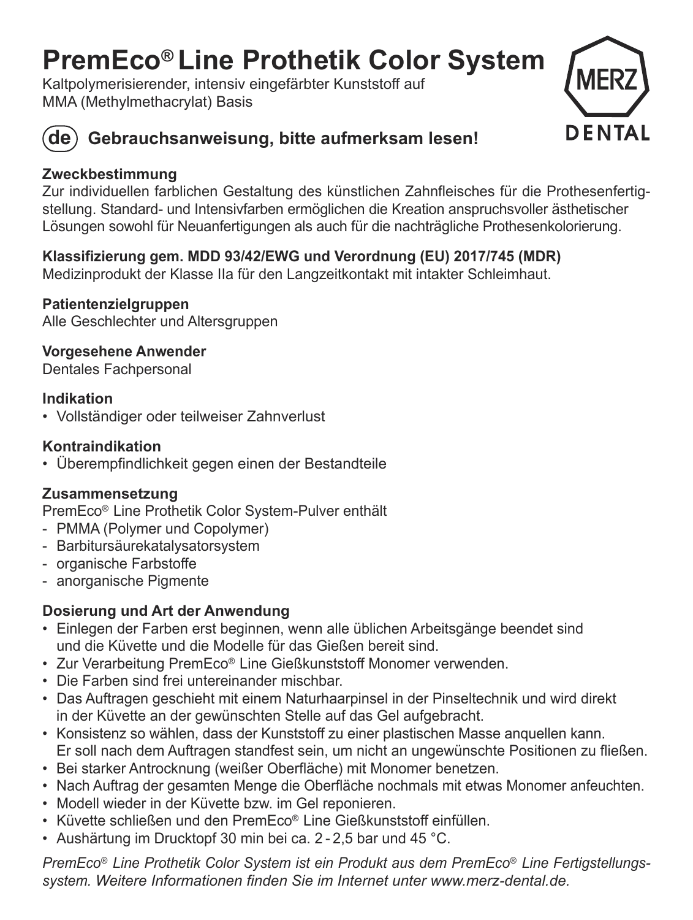# PremEco® Line Prothetik Color System

Kaltpolymerisierender, intensiv eingefärbter Kunststoff auf MMA (Methylmethacrylat) Basis

MERZ DENTAL

## (de) Gebrauchsanweisung, bitte aufmerksam lesen!

### Zweckbestimmung

Zur individuellen farblichen Gestaltung des künstlichen Zahnfleisches für die Prothesenfertigstellung. Standard- und Intensivfarben ermöglichen die Kreation anspruchsvoller ästhetischer Lösungen sowohl für Neuanfertigungen als auch für die nachträgliche Prothesenkolorierung.

### Klassifizierung gem. MDD 93/42/EWG und Verordnung (EU) 2017/745 (MDR)

Medizinprodukt der Klasse IIa für den Langzeitkontakt mit intakter Schleimhaut.

### Patientenzielgruppen

Alle Geschlechter und Altersgruppen

### Vorgesehene Anwender

Dentales Fachpersonal

### Indikation

- Vollständiger oder teilweiser Zahnverlust

### Kontraindikation

- Überempfindlichkeit gegen einen der Bestandteile

### Zusammensetzung

PremEco® Line Prothetik Color System-Pulver enthält

- PMMA (Polymer und Copolymer)
- Barbitursäurekatalysatorsystem
- organische Farbstoffe
- anorganische Pigmente

### Dosierung und Art der Anwendung

- Einlegen der Farben erst beginnen, wenn alle üblichen Arbeitsgänge beendet sind und die Küvette und die Modelle für das Gießen bereit sind.
- Zur Verarbeitung PremEco® Line Gießkunststoff Monomer verwenden.
- Die Farben sind frei untereinander mischbar.
- Das Auftragen geschieht mit einem Naturhaarpinsel in der Pinseltechnik und wird direkt in der Küvette an der gewünschten Stelle auf das Gel aufgebracht.
- Konsistenz so wählen, dass der Kunststoff zu einer plastischen Masse anquellen kann. Er soll nach dem Auftragen standfest sein, um nicht an ungewünschte Positionen zu fließen.
- Bei starker Antrocknung (weißer Oberfläche) mit Monomer benetzen.
- Nach Auftrag der gesamten Menge die Oberfläche nochmals mit etwas Monomer anfeuchten.
- Modell wieder in der Küvette bzw. im Gel reponieren.
- Küvette schließen und den PremEco® Line Gießkunststoff einfüllen.
- Aushärtung im Drucktopf 30 min bei ca. 2 - 2,5 bar und 45 °C.

*PremEco® Line Prothetik Color System ist ein Produkt aus dem PremEco® Line Fertigstellungssystem. Weitere Informationen finden Sie im Internet unter www.merz-dental.de.*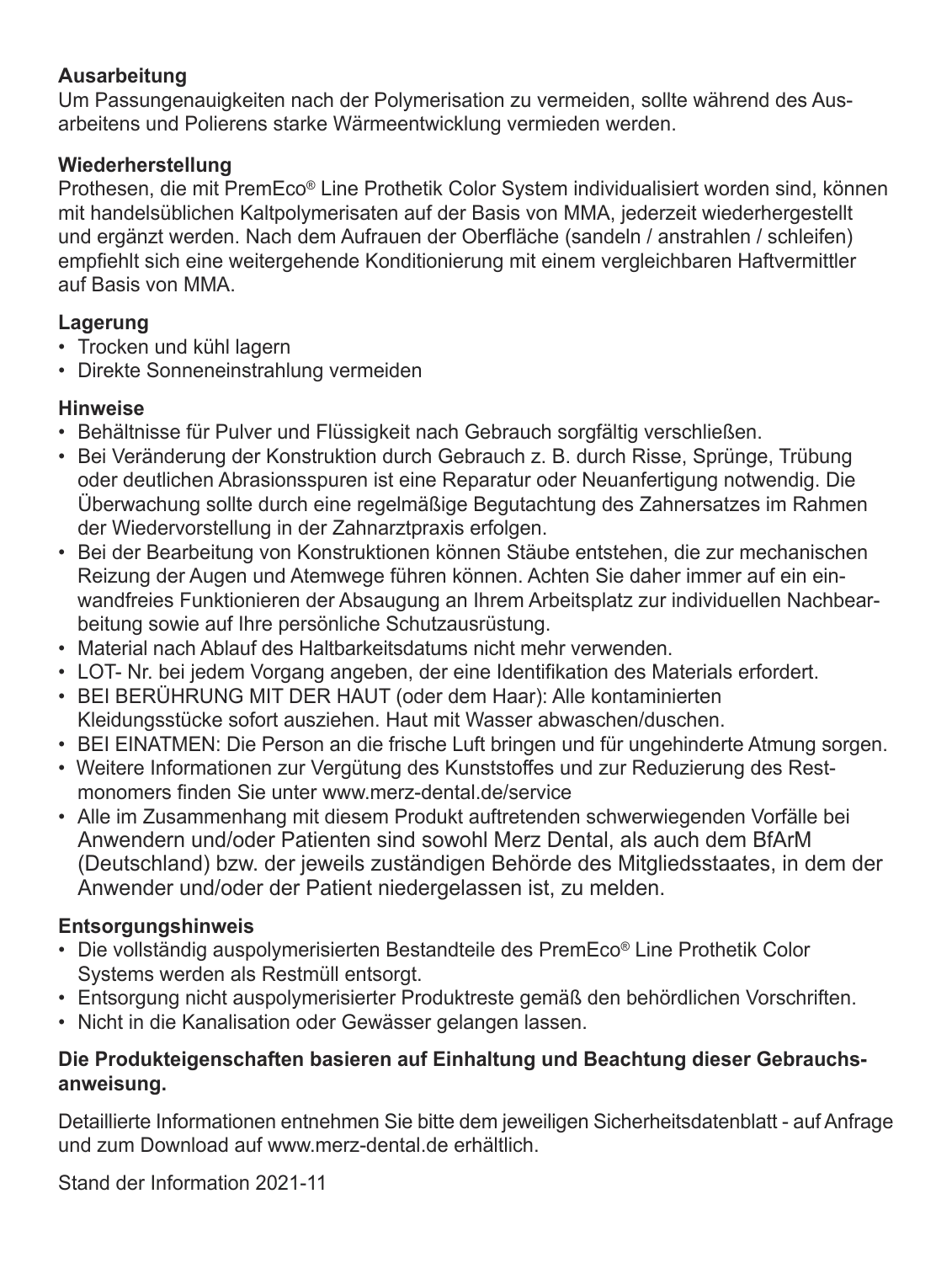**Ausarbeitung**

Um Passungenauigkeiten nach der Polymerisation zu vermeiden, sollte während des Ausarbeitens und Polierens starke Wärmeentwicklung vermieden werden.

**Wiederherstellung**

Prothesen, die mit PremEco® Line Prothetik Color System individualisiert worden sind, können mit handelsüblichen Kaltpolymerisaten auf der Basis von MMA, jederzeit wiederhergestellt und ergänzt werden. Nach dem Aufrauen der Oberfläche (sandeln / anstrahlen / schleifen) empfiehlt sich eine weitergehende Konditionierung mit einem vergleichbaren Haftvermittler auf Basis von MMA.

**Lagerung**

- Trocken und kühl lagern
- Direkte Sonneneinstrahlung vermeiden

**Hinweise**

- Behältnisse für Pulver und Flüssigkeit nach Gebrauch sorgfältig verschließen.
- Bei Veränderung der Konstruktion durch Gebrauch z. B. durch Risse, Sprünge, Trübung oder deutlichen Abrasionsspuren ist eine Reparatur oder Neuanfertigung notwendig. Die Überwachung sollte durch eine regelmäßige Begutachtung des Zahnersatzes im Rahmen der Wiedervorstellung in der Zahnarztpraxis erfolgen.
- Bei der Bearbeitung von Konstruktionen können Stäube entstehen, die zur mechanischen Reizung der Augen und Atemwege führen können. Achten Sie daher immer auf ein einwandfreies Funktionieren der Absaugung an Ihrem Arbeitsplatz zur individuellen Nachbearbeitung sowie auf Ihre persönliche Schutzausrüstung.
- Material nach Ablauf des Haltbarkeitsdatums nicht mehr verwenden.
- LOT- Nr. bei jedem Vorgang angeben, der eine Identifikation des Materials erfordert.
- BEI BERÜHRUNG MIT DER HAUT (oder dem Haar): Alle kontaminierten Kleidungsstücke sofort ausziehen. Haut mit Wasser abwaschen/duschen.
- BEI EINATMEN: Die Person an die frische Luft bringen und für ungehinderte Atmung sorgen.
- Weitere Informationen zur Vergütung des Kunststoffes und zur Reduzierung des Restmonomers finden Sie unter www.merz-dental.de/service
- Alle im Zusammenhang mit diesem Produkt auftretenden schwerwiegenden Vorfälle bei Anwendern und/oder Patienten sind sowohl Merz Dental, als auch dem BfArM (Deutschland) bzw. der jeweils zuständigen Behörde des Mitgliedsstaates, in dem der Anwender und/oder der Patient niedergelassen ist, zu melden.

**Entsorgungshinweis**

- Die vollständig auspolymerisierten Bestandteile des PremEco® Line Prothetik Color Systems werden als Restmüll entsorgt.
- Entsorgung nicht auspolymerisierter Produktreste gemäß den behördlichen Vorschriften.
- Nicht in die Kanalisation oder Gewässer gelangen lassen.

**Die Produkteigenschaften basieren auf Einhaltung und Beachtung dieser Gebrauchsanweisung.**

Detaillierte Informationen entnehmen Sie bitte dem jeweiligen Sicherheitsdatenblatt - auf Anfrage und zum Download auf www.merz-dental.de erhältlich.

Stand der Information 2021-11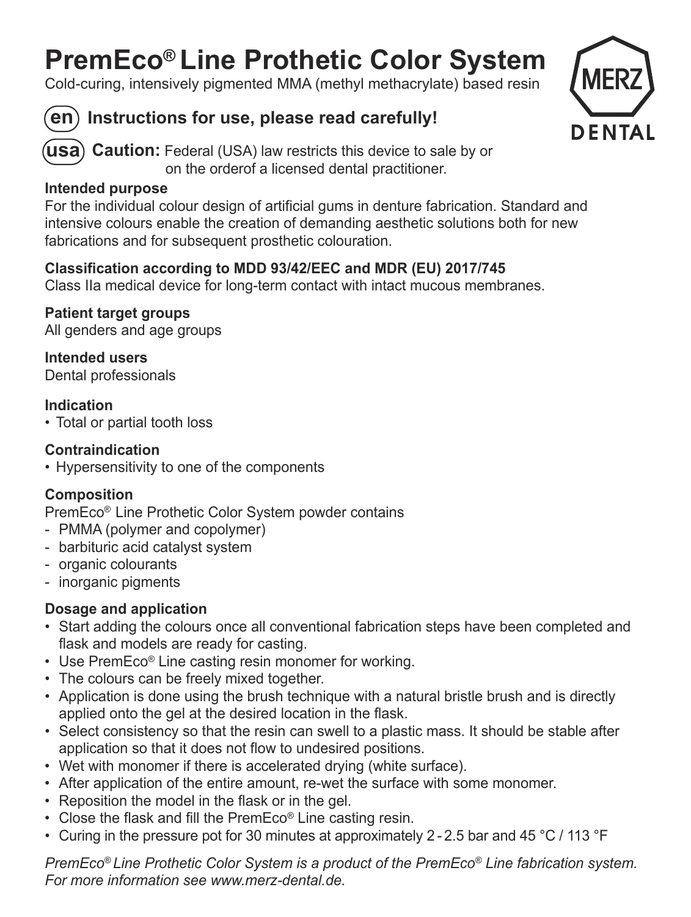# PremEco® Line Prothetic Color System

Cold-curing, intensively pigmented MMA (methyl methacrylate) based resin

MERZ DENTAL

## (en) Instructions for use, please read carefully!

(usa) **Caution:** Federal (USA) law restricts this device to sale by or on the orderof a licensed dental practitioner.

**Intended purpose**
For the individual colour design of artificial gums in denture fabrication. Standard and intensive colours enable the creation of demanding aesthetic solutions both for new fabrications and for subsequent prosthetic colouration.

**Classification according to MDD 93/42/EEC and MDR (EU) 2017/745**
Class IIa medical device for long-term contact with intact mucous membranes.

**Patient target groups**
All genders and age groups

**Intended users**
Dental professionals

**Indication**
- Total or partial tooth loss

**Contraindication**
- Hypersensitivity to one of the components

**Composition**
PremEco® Line Prothetic Color System powder contains
- PMMA (polymer and copolymer)
- barbituric acid catalyst system
- organic colourants
- inorganic pigments

**Dosage and application**
- Start adding the colours once all conventional fabrication steps have been completed and flask and models are ready for casting.
- Use PremEco® Line casting resin monomer for working.
- The colours can be freely mixed together.
- Application is done using the brush technique with a natural bristle brush and is directly applied onto the gel at the desired location in the flask.
- Select consistency so that the resin can swell to a plastic mass. It should be stable after application so that it does not flow to undesired positions.
- Wet with monomer if there is accelerated drying (white surface).
- After application of the entire amount, re-wet the surface with some monomer.
- Reposition the model in the flask or in the gel.
- Close the flask and fill the PremEco® Line casting resin.
- Curing in the pressure pot for 30 minutes at approximately 2 - 2.5 bar and 45 °C / 113 °F

*PremEco® Line Prothetic Color System is a product of the PremEco® Line fabrication system. For more information see www.merz-dental.de.*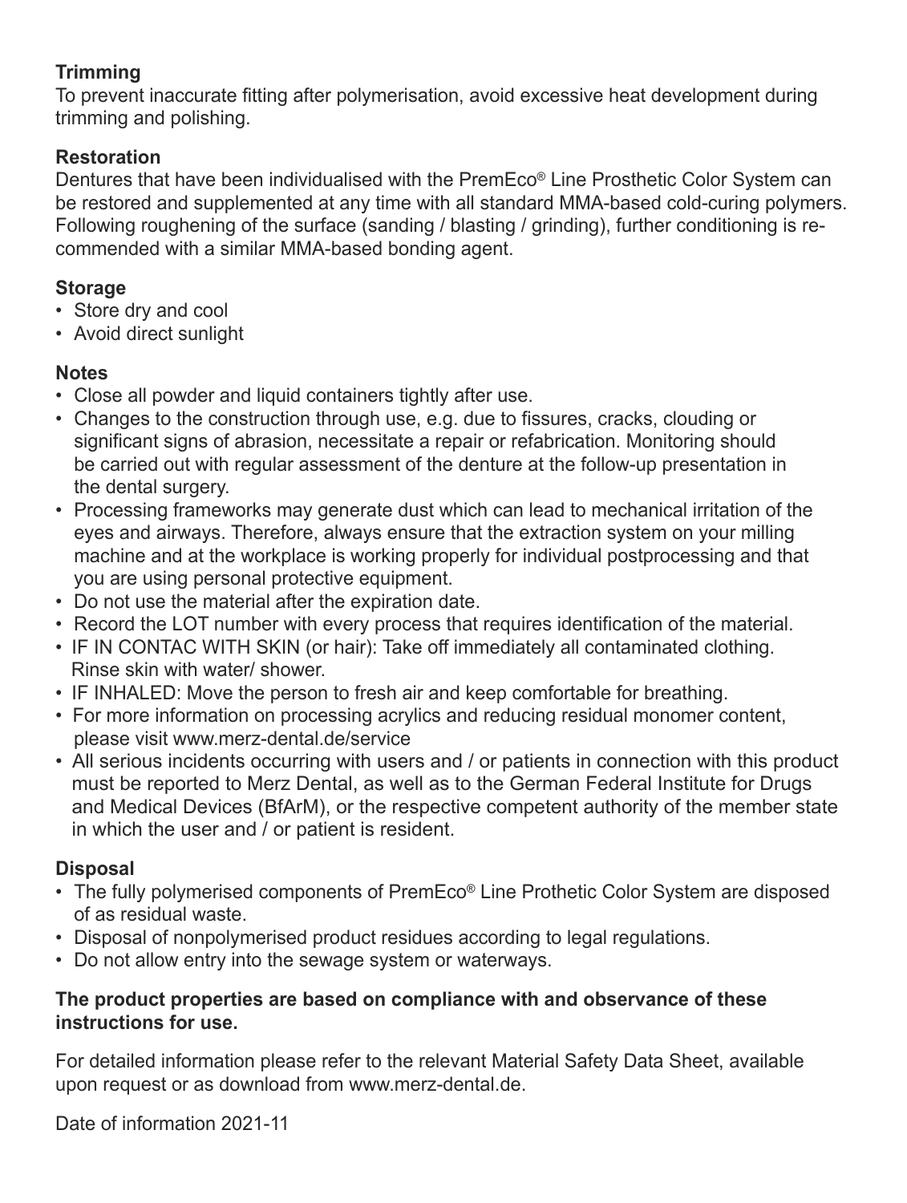**Trimming**

To prevent inaccurate fitting after polymerisation, avoid excessive heat development during trimming and polishing.

**Restoration**

Dentures that have been individualised with the PremEco® Line Prosthetic Color System can be restored and supplemented at any time with all standard MMA-based cold-curing polymers. Following roughening of the surface (sanding / blasting / grinding), further conditioning is recommended with a similar MMA-based bonding agent.

**Storage**

- Store dry and cool
- Avoid direct sunlight

**Notes**

- Close all powder and liquid containers tightly after use.
- Changes to the construction through use, e.g. due to fissures, cracks, clouding or significant signs of abrasion, necessitate a repair or refabrication. Monitoring should be carried out with regular assessment of the denture at the follow-up presentation in the dental surgery.
- Processing frameworks may generate dust which can lead to mechanical irritation of the eyes and airways. Therefore, always ensure that the extraction system on your milling machine and at the workplace is working properly for individual postprocessing and that you are using personal protective equipment.
- Do not use the material after the expiration date.
- Record the LOT number with every process that requires identification of the material.
- IF IN CONTAC WITH SKIN (or hair): Take off immediately all contaminated clothing. Rinse skin with water/ shower.
- IF INHALED: Move the person to fresh air and keep comfortable for breathing.
- For more information on processing acrylics and reducing residual monomer content, please visit www.merz-dental.de/service
- All serious incidents occurring with users and / or patients in connection with this product must be reported to Merz Dental, as well as to the German Federal Institute for Drugs and Medical Devices (BfArM), or the respective competent authority of the member state in which the user and / or patient is resident.

**Disposal**

- The fully polymerised components of PremEco® Line Prothetic Color System are disposed of as residual waste.
- Disposal of nonpolymerised product residues according to legal regulations.
- Do not allow entry into the sewage system or waterways.

**The product properties are based on compliance with and observance of these instructions for use.**

For detailed information please refer to the relevant Material Safety Data Sheet, available upon request or as download from www.merz-dental.de.

Date of information 2021-11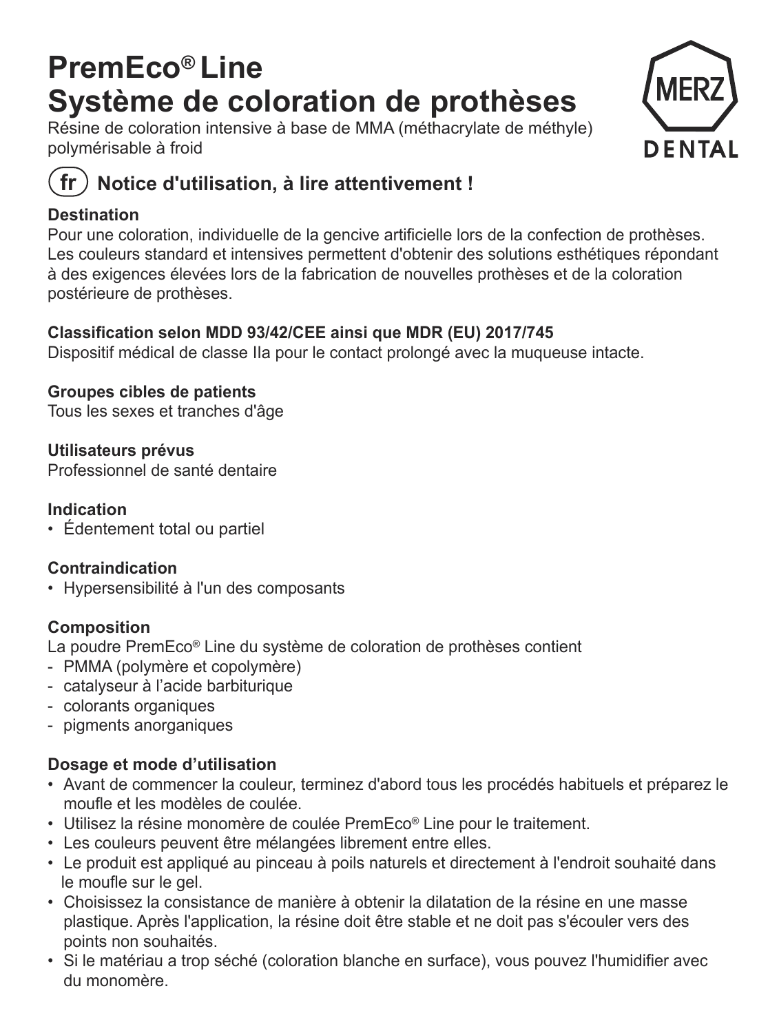# PremEco® Line
# Système de coloration de prothèses

Résine de coloration intensive à base de MMA (méthacrylate de méthyle) polymérisable à froid

## (fr) Notice d'utilisation, à lire attentivement !

**Destination**

Pour une coloration, individuelle de la gencive artificielle lors de la confection de prothèses. Les couleurs standard et intensives permettent d'obtenir des solutions esthétiques répondant à des exigences élevées lors de la fabrication de nouvelles prothèses et de la coloration postérieure de prothèses.

**Classification selon MDD 93/42/CEE ainsi que MDR (EU) 2017/745**

Dispositif médical de classe IIa pour le contact prolongé avec la muqueuse intacte.

**Groupes cibles de patients**

Tous les sexes et tranches d'âge

**Utilisateurs prévus**

Professionnel de santé dentaire

**Indication**

- Édentement total ou partiel

**Contraindication**

- Hypersensibilité à l'un des composants

**Composition**

La poudre PremEco® Line du système de coloration de prothèses contient

- PMMA (polymère et copolymère)
- catalyseur à l'acide barbiturique
- colorants organiques
- pigments anorganiques

**Dosage et mode d'utilisation**

- Avant de commencer la couleur, terminez d'abord tous les procédés habituels et préparez le moufle et les modèles de coulée.
- Utilisez la résine monomère de coulée PremEco® Line pour le traitement.
- Les couleurs peuvent être mélangées librement entre elles.
- Le produit est appliqué au pinceau à poils naturels et directement à l'endroit souhaité dans le moufle sur le gel.
- Choisissez la consistance de manière à obtenir la dilatation de la résine en une masse plastique. Après l'application, la résine doit être stable et ne doit pas s'écouler vers des points non souhaités.
- Si le matériau a trop séché (coloration blanche en surface), vous pouvez l'humidifier avec du monomère.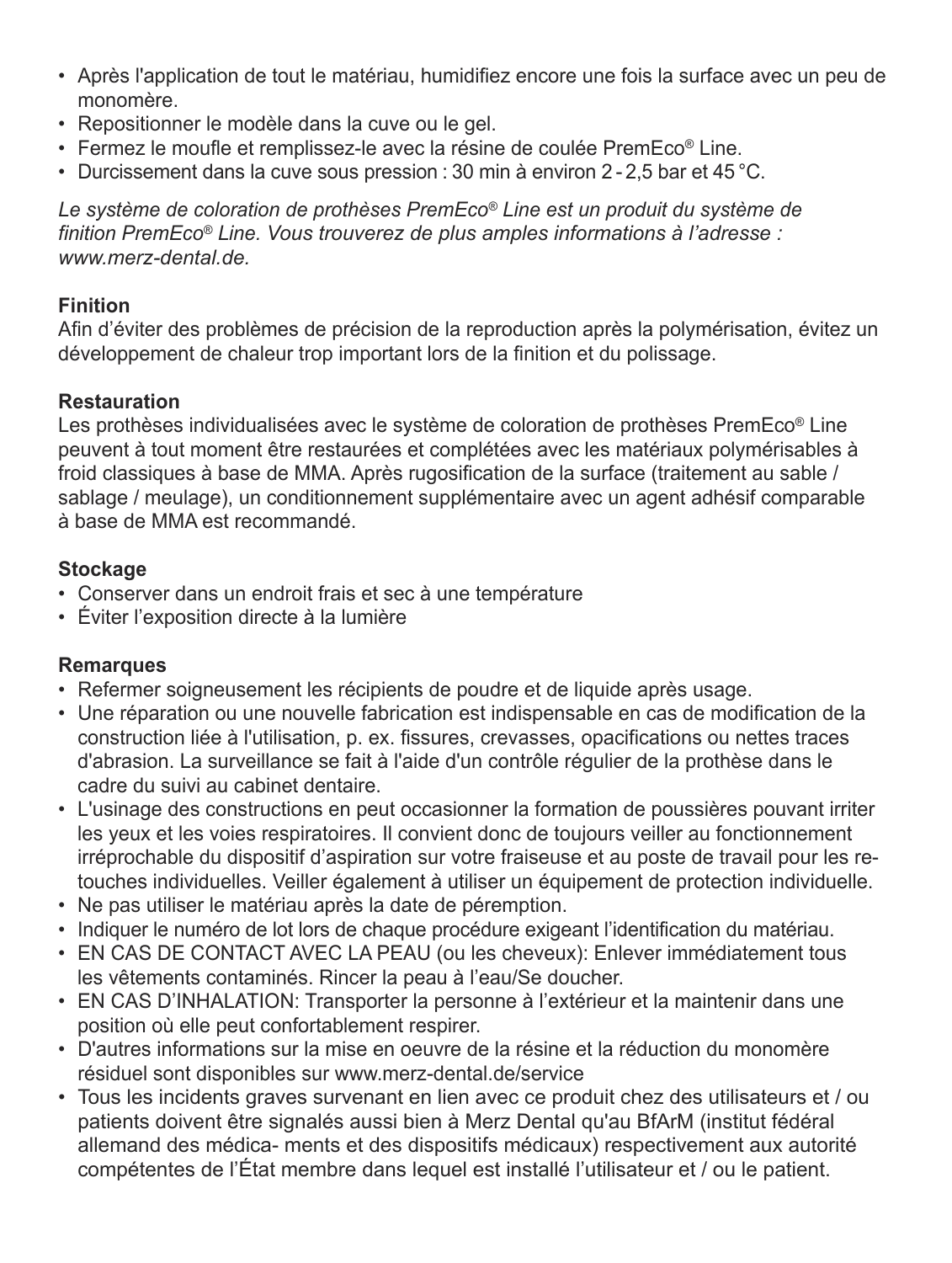- Après l'application de tout le matériau, humidifiez encore une fois la surface avec un peu de monomère.
- Repositionner le modèle dans la cuve ou le gel.
- Fermez le moufle et remplissez-le avec la résine de coulée PremEco® Line.
- Durcissement dans la cuve sous pression : 30 min à environ 2 - 2,5 bar et 45 °C.

*Le système de coloration de prothèses PremEco® Line est un produit du système de finition PremEco® Line. Vous trouverez de plus amples informations à l'adresse : www.merz-dental.de.*

**Finition**
Afin d'éviter des problèmes de précision de la reproduction après la polymérisation, évitez un développement de chaleur trop important lors de la finition et du polissage.

**Restauration**
Les prothèses individualisées avec le système de coloration de prothèses PremEco® Line peuvent à tout moment être restaurées et complétées avec les matériaux polymérisables à froid classiques à base de MMA. Après rugosification de la surface (traitement au sable / sablage / meulage), un conditionnement supplémentaire avec un agent adhésif comparable à base de MMA est recommandé.

**Stockage**
- Conserver dans un endroit frais et sec à une température
- Éviter l'exposition directe à la lumière

**Remarques**
- Refermer soigneusement les récipients de poudre et de liquide après usage.
- Une réparation ou une nouvelle fabrication est indispensable en cas de modification de la construction liée à l'utilisation, p. ex. fissures, crevasses, opacifications ou nettes traces d'abrasion. La surveillance se fait à l'aide d'un contrôle régulier de la prothèse dans le cadre du suivi au cabinet dentaire.
- L'usinage des constructions en peut occasionner la formation de poussières pouvant irriter les yeux et les voies respiratoires. Il convient donc de toujours veiller au fonctionnement irréprochable du dispositif d'aspiration sur votre fraiseuse et au poste de travail pour les retouches individuelles. Veiller également à utiliser un équipement de protection individuelle.
- Ne pas utiliser le matériau après la date de péremption.
- Indiquer le numéro de lot lors de chaque procédure exigeant l'identification du matériau.
- EN CAS DE CONTACT AVEC LA PEAU (ou les cheveux): Enlever immédiatement tous les vêtements contaminés. Rincer la peau à l'eau/Se doucher.
- EN CAS D'INHALATION: Transporter la personne à l'extérieur et la maintenir dans une position où elle peut confortablement respirer.
- D'autres informations sur la mise en oeuvre de la résine et la réduction du monomère résiduel sont disponibles sur www.merz-dental.de/service
- Tous les incidents graves survenant en lien avec ce produit chez des utilisateurs et / ou patients doivent être signalés aussi bien à Merz Dental qu'au BfArM (institut fédéral allemand des médica- ments et des dispositifs médicaux) respectivement aux autorité compétentes de l'État membre dans lequel est installé l'utilisateur et / ou le patient.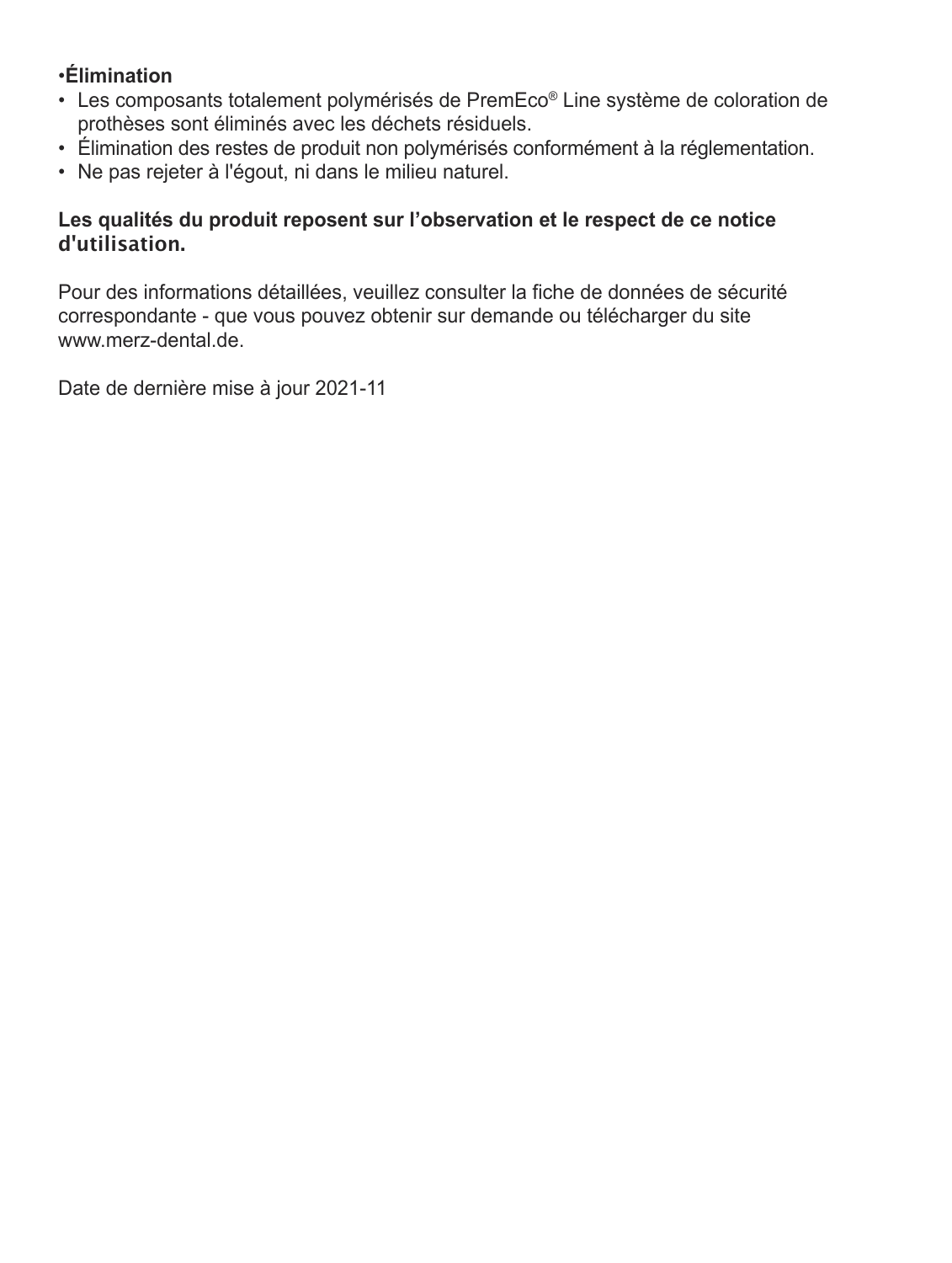**•Élimination**

- Les composants totalement polymérisés de PremEco® Line système de coloration de prothèses sont éliminés avec les déchets résiduels.
- Élimination des restes de produit non polymérisés conformément à la réglementation.
- Ne pas rejeter à l'égout, ni dans le milieu naturel.

**Les qualités du produit reposent sur l'observation et le respect de ce notice d'utilisation.**

Pour des informations détaillées, veuillez consulter la fiche de données de sécurité correspondante - que vous pouvez obtenir sur demande ou télécharger du site www.merz-dental.de.

Date de dernière mise à jour 2021-11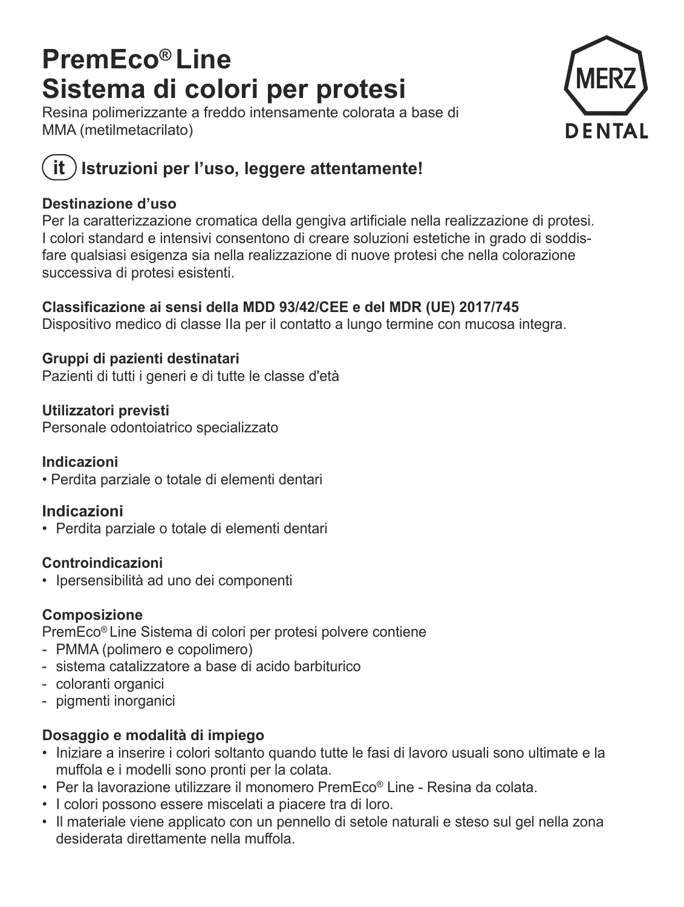# PremEco® Line
# Sistema di colori per protesi

Resina polimerizzante a freddo intensamente colorata a base di MMA (metilmetacrilato)

MERZ DENTAL

## (it) Istruzioni per l'uso, leggere attentamente!

**Destinazione d'uso**

Per la caratterizzazione cromatica della gengiva artificiale nella realizzazione di protesi. I colori standard e intensivi consentono di creare soluzioni estetiche in grado di soddisfare qualsiasi esigenza sia nella realizzazione di nuove protesi che nella colorazione successiva di protesi esistenti.

**Classificazione ai sensi della MDD 93/42/CEE e del MDR (UE) 2017/745**

Dispositivo medico di classe IIa per il contatto a lungo termine con mucosa integra.

**Gruppi di pazienti destinatari**

Pazienti di tutti i generi e di tutte le classe d'età

**Utilizzatori previsti**

Personale odontoiatrico specializzato

**Indicazioni**

- Perdita parziale o totale di elementi dentari

### Indicazioni

- Perdita parziale o totale di elementi dentari

**Controindicazioni**

- Ipersensibilità ad uno dei componenti

**Composizione**

PremEco® Line Sistema di colori per protesi polvere contiene

- PMMA (polimero e copolimero)
- sistema catalizzatore a base di acido barbiturico
- coloranti organici
- pigmenti inorganici

**Dosaggio e modalità di impiego**

- Iniziare a inserire i colori soltanto quando tutte le fasi di lavoro usuali sono ultimate e la muffola e i modelli sono pronti per la colata.
- Per la lavorazione utilizzare il monomero PremEco® Line - Resina da colata.
- I colori possono essere miscelati a piacere tra di loro.
- Il materiale viene applicato con un pennello di setole naturali e steso sul gel nella zona desiderata direttamente nella muffola.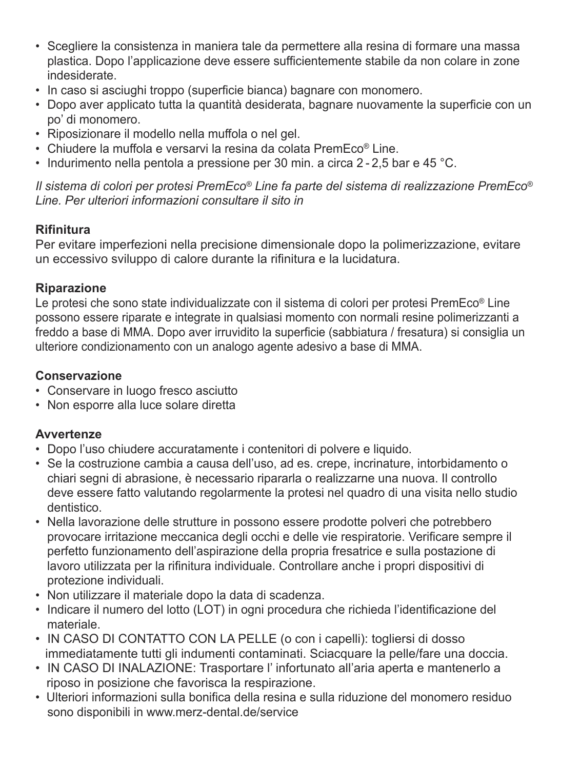- Scegliere la consistenza in maniera tale da permettere alla resina di formare una massa plastica. Dopo l'applicazione deve essere sufficientemente stabile da non colare in zone indesiderate.
- In caso si asciughi troppo (superficie bianca) bagnare con monomero.
- Dopo aver applicato tutta la quantità desiderata, bagnare nuovamente la superficie con un po' di monomero.
- Riposizionare il modello nella muffola o nel gel.
- Chiudere la muffola e versarvi la resina da colata PremEco® Line.
- Indurimento nella pentola a pressione per 30 min. a circa 2 - 2,5 bar e 45 °C.

*Il sistema di colori per protesi PremEco® Line fa parte del sistema di realizzazione PremEco® Line. Per ulteriori informazioni consultare il sito in*

**Rifinitura**
Per evitare imperfezioni nella precisione dimensionale dopo la polimerizzazione, evitare un eccessivo sviluppo di calore durante la rifinitura e la lucidatura.

**Riparazione**
Le protesi che sono state individualizzate con il sistema di colori per protesi PremEco® Line possono essere riparate e integrate in qualsiasi momento con normali resine polimerizzanti a freddo a base di MMA. Dopo aver irruvidito la superficie (sabbiatura / fresatura) si consiglia un ulteriore condizionamento con un analogo agente adesivo a base di MMA.

**Conservazione**
- Conservare in luogo fresco asciutto
- Non esporre alla luce solare diretta

**Avvertenze**
- Dopo l'uso chiudere accuratamente i contenitori di polvere e liquido.
- Se la costruzione cambia a causa dell'uso, ad es. crepe, incrinature, intorbidamento o chiari segni di abrasione, è necessario ripararla o realizzarne una nuova. Il controllo deve essere fatto valutando regolarmente la protesi nel quadro di una visita nello studio dentistico.
- Nella lavorazione delle strutture in possono essere prodotte polveri che potrebbero provocare irritazione meccanica degli occhi e delle vie respiratorie. Verificare sempre il perfetto funzionamento dell'aspirazione della propria fresatrice e sulla postazione di lavoro utilizzata per la rifinitura individuale. Controllare anche i propri dispositivi di protezione individuali.
- Non utilizzare il materiale dopo la data di scadenza.
- Indicare il numero del lotto (LOT) in ogni procedura che richieda l'identificazione del materiale.
- IN CASO DI CONTATTO CON LA PELLE (o con i capelli): togliersi di dosso immediatamente tutti gli indumenti contaminati. Sciacquare la pelle/fare una doccia.
- IN CASO DI INALAZIONE: Trasportare l' infortunato all'aria aperta e mantenerlo a riposo in posizione che favorisca la respirazione.
- Ulteriori informazioni sulla bonifica della resina e sulla riduzione del monomero residuo sono disponibili in www.merz-dental.de/service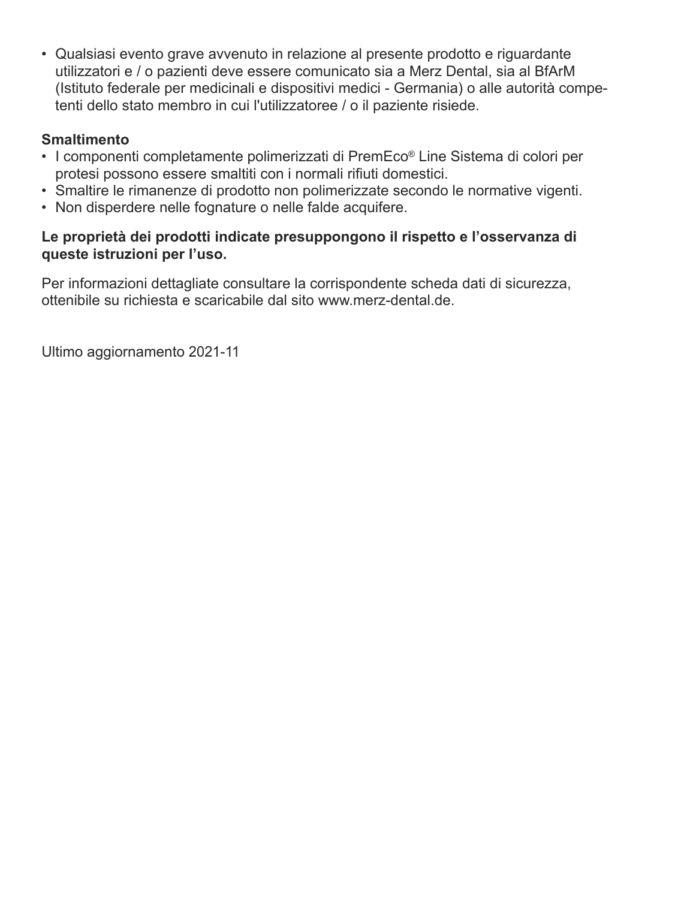- Qualsiasi evento grave avvenuto in relazione al presente prodotto e riguardante utilizzatori e / o pazienti deve essere comunicato sia a Merz Dental, sia al BfArM (Istituto federale per medicinali e dispositivi medici - Germania) o alle autorità competenti dello stato membro in cui l'utilizzatoree / o il paziente risiede.

**Smaltimento**

- I componenti completamente polimerizzati di PremEco® Line Sistema di colori per protesi possono essere smaltiti con i normali rifiuti domestici.
- Smaltire le rimanenze di prodotto non polimerizzate secondo le normative vigenti.
- Non disperdere nelle fognature o nelle falde acquifere.

**Le proprietà dei prodotti indicate presuppongono il rispetto e l'osservanza di queste istruzioni per l'uso.**

Per informazioni dettagliate consultare la corrispondente scheda dati di sicurezza, ottenibile su richiesta e scaricabile dal sito www.merz-dental.de.

Ultimo aggiornamento 2021-11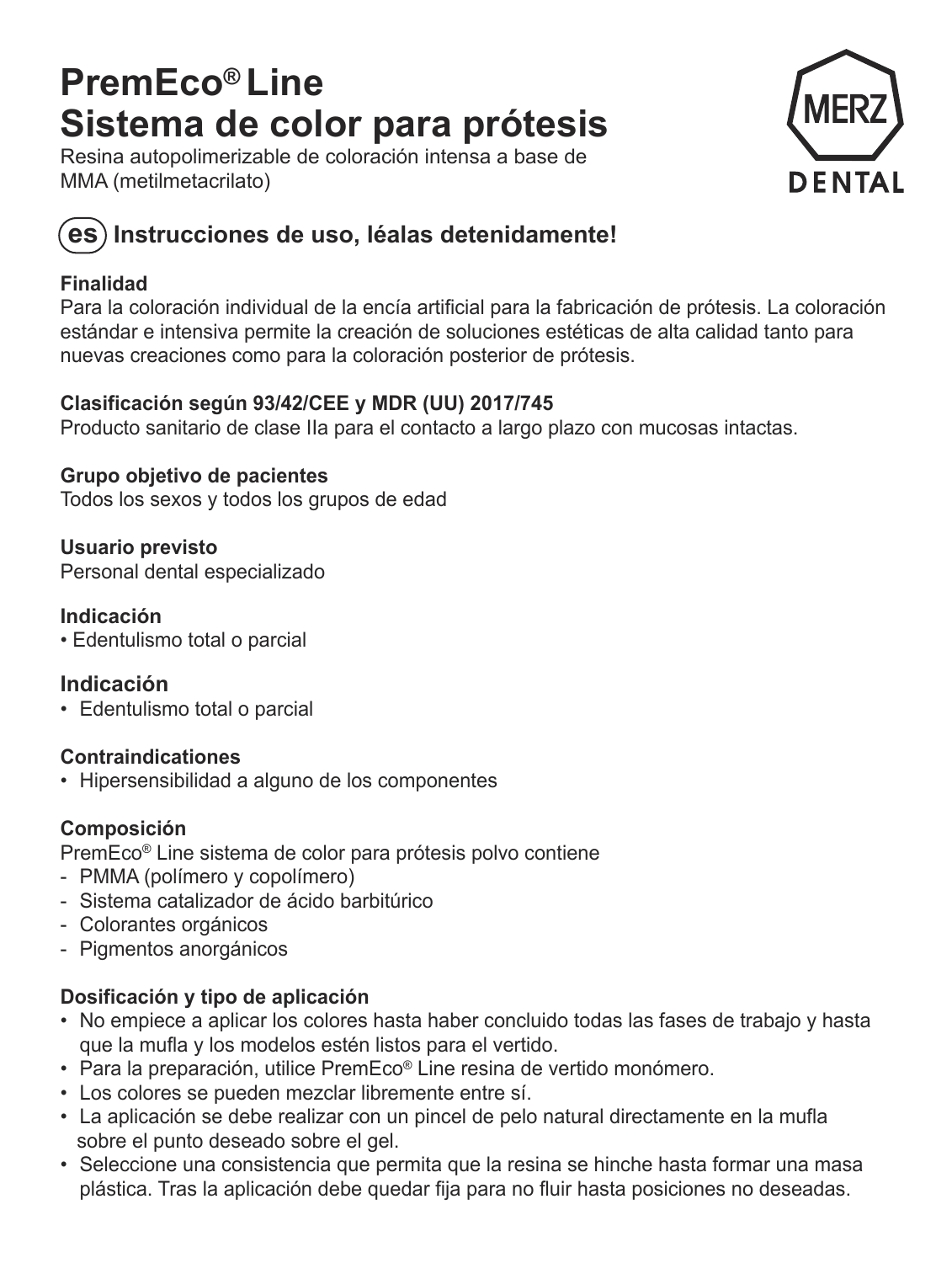# PremEco® Line Sistema de color para prótesis

Resina autopolimerizable de coloración intensa a base de MMA (metilmetacrilato)

MERZ DENTAL

## es Instrucciones de uso, léalas detenidamente!

**Finalidad**
Para la coloración individual de la encía artificial para la fabricación de prótesis. La coloración estándar e intensiva permite la creación de soluciones estéticas de alta calidad tanto para nuevas creaciones como para la coloración posterior de prótesis.

**Clasificación según 93/42/CEE y MDR (UU) 2017/745**
Producto sanitario de clase IIa para el contacto a largo plazo con mucosas intactas.

**Grupo objetivo de pacientes**
Todos los sexos y todos los grupos de edad

**Usuario previsto**
Personal dental especializado

**Indicación**
- Edentulismo total o parcial

### Indicación
- Edentulismo total o parcial

**Contraindicationes**
- Hipersensibilidad a alguno de los componentes

**Composición**
PremEco® Line sistema de color para prótesis polvo contiene
- PMMA (polímero y copolímero)
- Sistema catalizador de ácido barbitúrico
- Colorantes orgánicos
- Pigmentos anorgánicos

**Dosificación y tipo de aplicación**
- No empiece a aplicar los colores hasta haber concluido todas las fases de trabajo y hasta que la mufla y los modelos estén listos para el vertido.
- Para la preparación, utilice PremEco® Line resina de vertido monómero.
- Los colores se pueden mezclar libremente entre sí.
- La aplicación se debe realizar con un pincel de pelo natural directamente en la mufla sobre el punto deseado sobre el gel.
- Seleccione una consistencia que permita que la resina se hinche hasta formar una masa plástica. Tras la aplicación debe quedar fija para no fluir hasta posiciones no deseadas.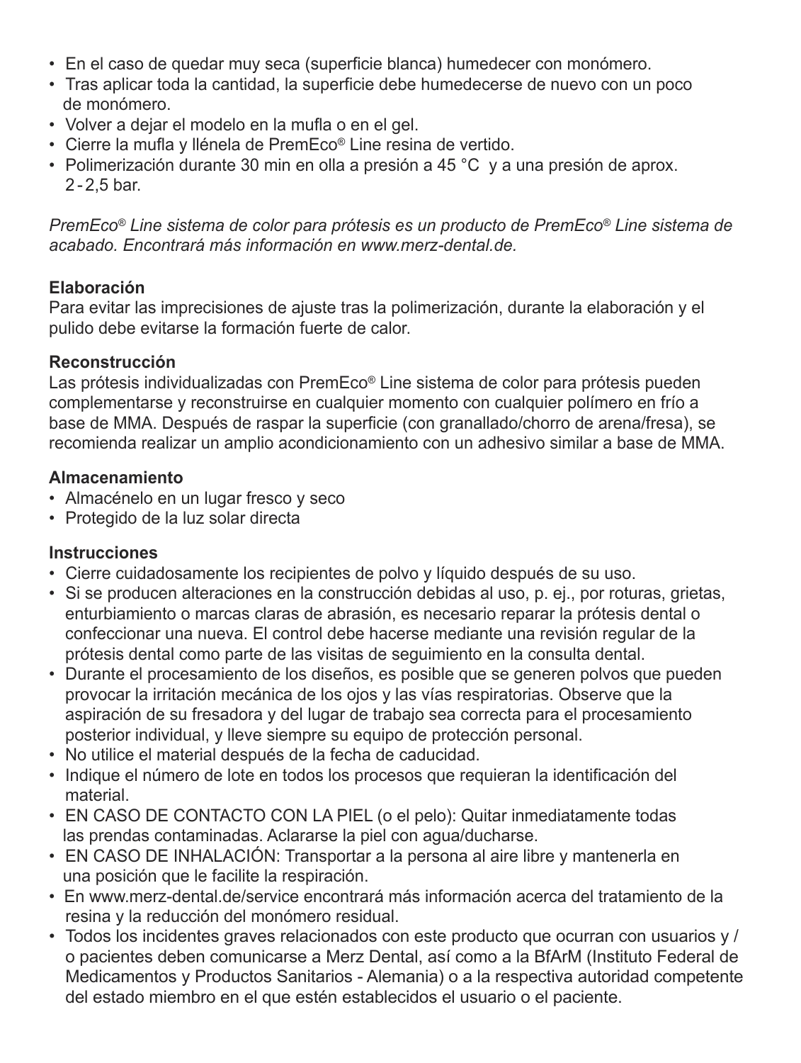- En el caso de quedar muy seca (superficie blanca) humedecer con monómero.
- Tras aplicar toda la cantidad, la superficie debe humedecerse de nuevo con un poco de monómero.
- Volver a dejar el modelo en la mufla o en el gel.
- Cierre la mufla y llénela de PremEco® Line resina de vertido.
- Polimerización durante 30 min en olla a presión a 45 °C y a una presión de aprox. 2 - 2,5 bar.

*PremEco® Line sistema de color para prótesis es un producto de PremEco® Line sistema de acabado. Encontrará más información en www.merz-dental.de.*

**Elaboración**

Para evitar las imprecisiones de ajuste tras la polimerización, durante la elaboración y el pulido debe evitarse la formación fuerte de calor.

**Reconstrucción**

Las prótesis individualizadas con PremEco® Line sistema de color para prótesis pueden complementarse y reconstruirse en cualquier momento con cualquier polímero en frío a base de MMA. Después de raspar la superficie (con granallado/chorro de arena/fresa), se recomienda realizar un amplio acondicionamiento con un adhesivo similar a base de MMA.

**Almacenamiento**

- Almacénelo en un lugar fresco y seco
- Protegido de la luz solar directa

**Instrucciones**

- Cierre cuidadosamente los recipientes de polvo y líquido después de su uso.
- Si se producen alteraciones en la construcción debidas al uso, p. ej., por roturas, grietas, enturbiamiento o marcas claras de abrasión, es necesario reparar la prótesis dental o confeccionar una nueva. El control debe hacerse mediante una revisión regular de la prótesis dental como parte de las visitas de seguimiento en la consulta dental.
- Durante el procesamiento de los diseños, es posible que se generen polvos que pueden provocar la irritación mecánica de los ojos y las vías respiratorias. Observe que la aspiración de su fresadora y del lugar de trabajo sea correcta para el procesamiento posterior individual, y lleve siempre su equipo de protección personal.
- No utilice el material después de la fecha de caducidad.
- Indique el número de lote en todos los procesos que requieran la identificación del material.
- EN CASO DE CONTACTO CON LA PIEL (o el pelo): Quitar inmediatamente todas las prendas contaminadas. Aclararse la piel con agua/ducharse.
- EN CASO DE INHALACIÓN: Transportar a la persona al aire libre y mantenerla en una posición que le facilite la respiración.
- En www.merz-dental.de/service encontrará más información acerca del tratamiento de la resina y la reducción del monómero residual.
- Todos los incidentes graves relacionados con este producto que ocurran con usuarios y / o pacientes deben comunicarse a Merz Dental, así como a la BfArM (Instituto Federal de Medicamentos y Productos Sanitarios - Alemania) o a la respectiva autoridad competente del estado miembro en el que estén establecidos el usuario o el paciente.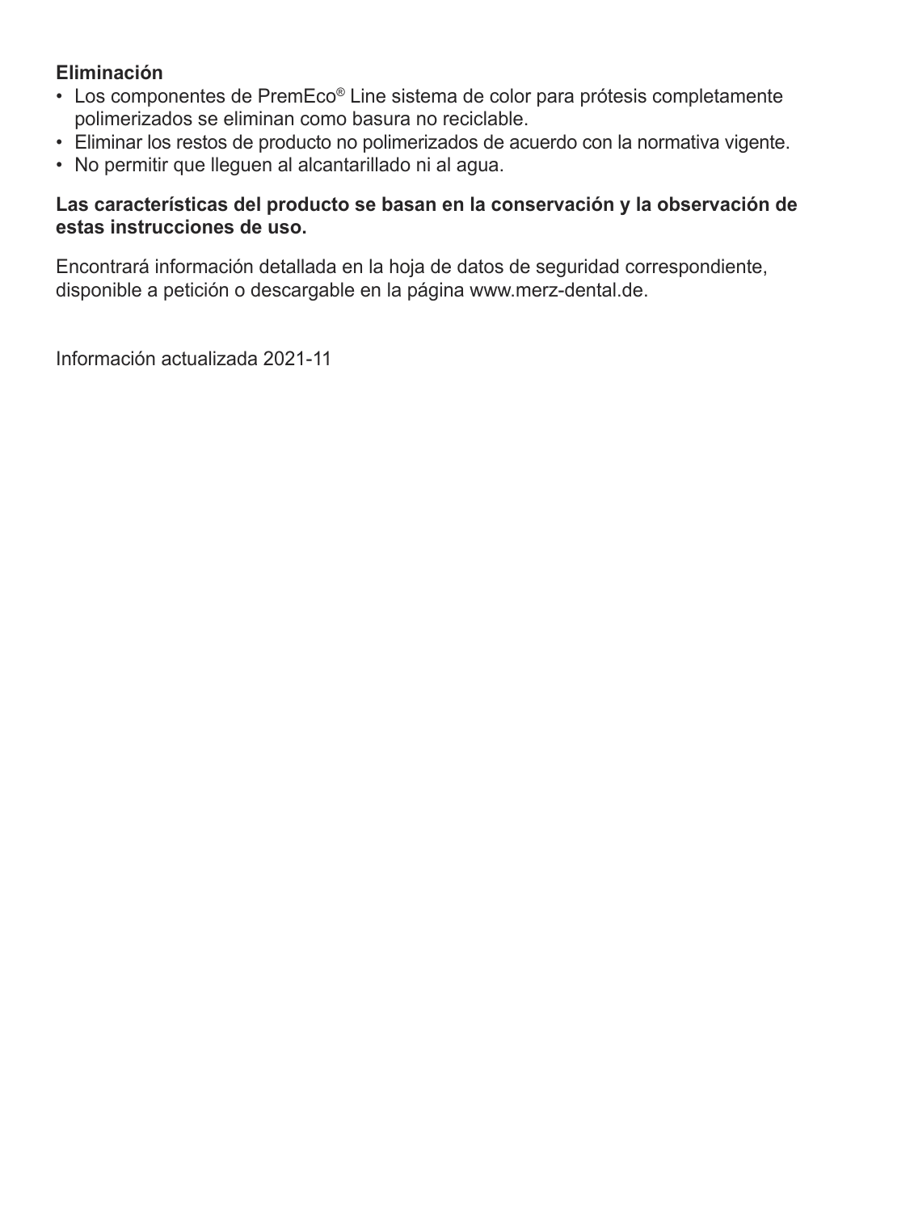**Eliminación**

- Los componentes de PremEco® Line sistema de color para prótesis completamente polimerizados se eliminan como basura no reciclable.
- Eliminar los restos de producto no polimerizados de acuerdo con la normativa vigente.
- No permitir que lleguen al alcantarillado ni al agua.

**Las características del producto se basan en la conservación y la observación de estas instrucciones de uso.**

Encontrará información detallada en la hoja de datos de seguridad correspondiente, disponible a petición o descargable en la página www.merz-dental.de.

Información actualizada 2021-11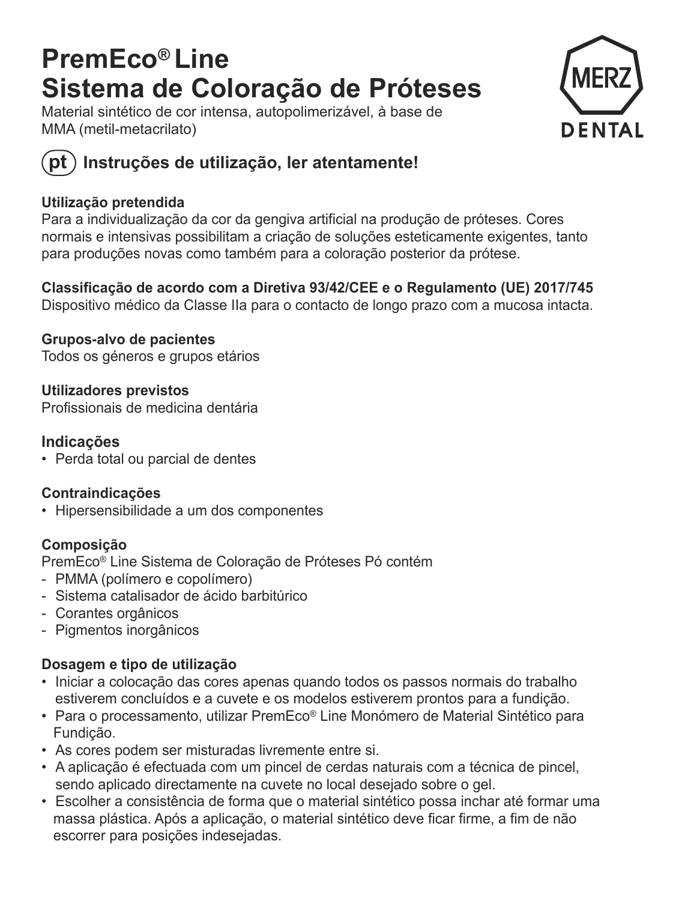# PremEco® Line Sistema de Coloração de Próteses

Material sintético de cor intensa, autopolimerizável, à base de MMA (metil-metacrilato)

MERZ DENTAL

## (pt) Instruções de utilização, ler atentamente!

**Utilização pretendida**
Para a individualização da cor da gengiva artificial na produção de próteses. Cores normais e intensivas possibilitam a criação de soluções esteticamente exigentes, tanto para produções novas como também para a coloração posterior da prótese.

**Classificação de acordo com a Diretiva 93/42/CEE e o Regulamento (UE) 2017/745**
Dispositivo médico da Classe IIa para o contacto de longo prazo com a mucosa intacta.

**Grupos-alvo de pacientes**
Todos os géneros e grupos etários

**Utilizadores previstos**
Profissionais de medicina dentária

### Indicações

- Perda total ou parcial de dentes

### Contraindicações

- Hipersensibilidade a um dos componentes

**Composição**
PremEco® Line Sistema de Coloração de Próteses Pó contém
- PMMA (polímero e copolímero)
- Sistema catalisador de ácido barbitúrico
- Corantes orgânicos
- Pigmentos inorgânicos

**Dosagem e tipo de utilização**
- Iniciar a colocação das cores apenas quando todos os passos normais do trabalho estiverem concluídos e a cuvete e os modelos estiverem prontos para a fundição.
- Para o processamento, utilizar PremEco® Line Monómero de Material Sintético para Fundição.
- As cores podem ser misturadas livremente entre si.
- A aplicação é efectuada com um pincel de cerdas naturais com a técnica de pincel, sendo aplicado directamente na cuvete no local desejado sobre o gel.
- Escolher a consistência de forma que o material sintético possa inchar até formar uma massa plástica. Após a aplicação, o material sintético deve ficar firme, a fim de não escorrer para posições indesejadas.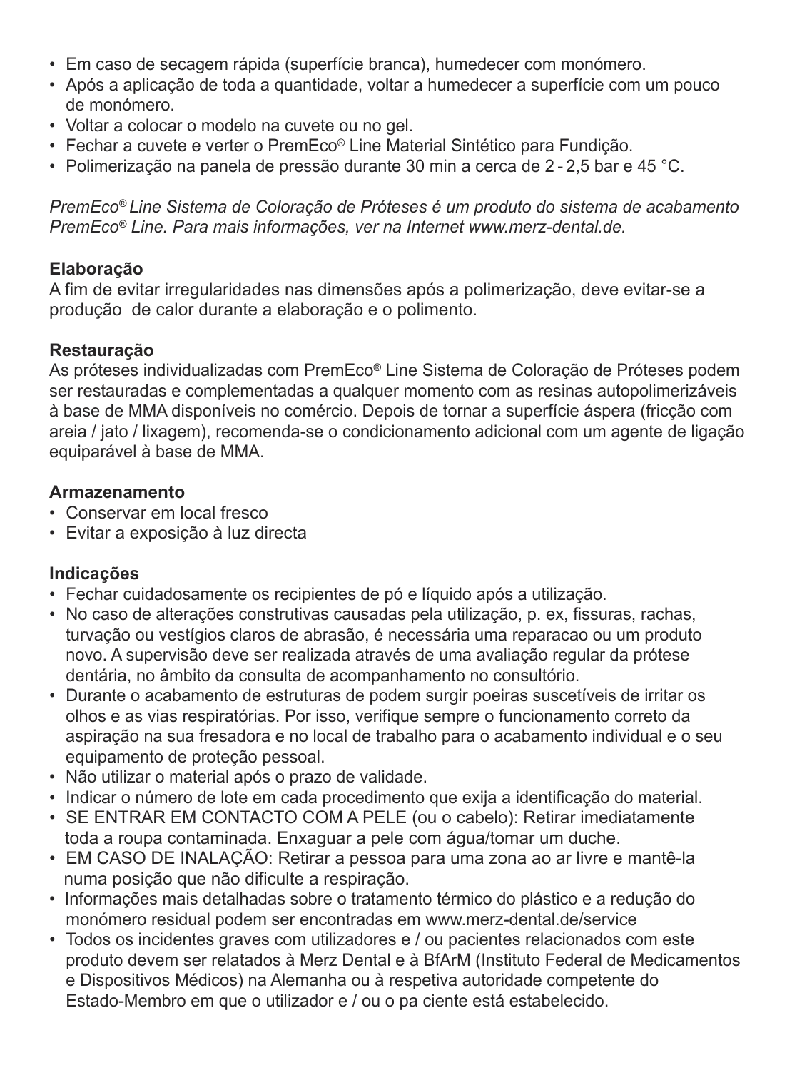- Em caso de secagem rápida (superfície branca), humedecer com monómero.
- Após a aplicação de toda a quantidade, voltar a humedecer a superfície com um pouco de monómero.
- Voltar a colocar o modelo na cuvete ou no gel.
- Fechar a cuvete e verter o PremEco® Line Material Sintético para Fundição.
- Polimerização na panela de pressão durante 30 min a cerca de 2 - 2,5 bar e 45 °C.

*PremEco® Line Sistema de Coloração de Próteses é um produto do sistema de acabamento PremEco® Line. Para mais informações, ver na Internet www.merz-dental.de.*

**Elaboração**

A fim de evitar irregularidades nas dimensões após a polimerização, deve evitar-se a produção  de calor durante a elaboração e o polimento.

**Restauração**

As próteses individualizadas com PremEco® Line Sistema de Coloração de Próteses podem ser restauradas e complementadas a qualquer momento com as resinas autopolimerizáveis à base de MMA disponíveis no comércio. Depois de tornar a superfície áspera (fricção com areia / jato / lixagem), recomenda-se o condicionamento adicional com um agente de ligação equiparável à base de MMA.

**Armazenamento**

- Conservar em local fresco
- Evitar a exposição à luz directa

**Indicações**

- Fechar cuidadosamente os recipientes de pó e líquido após a utilização.
- No caso de alterações construtivas causadas pela utilização, p. ex, fissuras, rachas, turvação ou vestígios claros de abrasão, é necessária uma reparacao ou um produto novo. A supervisão deve ser realizada através de uma avaliação regular da prótese dentária, no âmbito da consulta de acompanhamento no consultório.
- Durante o acabamento de estruturas de podem surgir poeiras suscetíveis de irritar os olhos e as vias respiratórias. Por isso, verifique sempre o funcionamento correto da aspiração na sua fresadora e no local de trabalho para o acabamento individual e o seu equipamento de proteção pessoal.
- Não utilizar o material após o prazo de validade.
- Indicar o número de lote em cada procedimento que exija a identificação do material.
- SE ENTRAR EM CONTACTO COM A PELE (ou o cabelo): Retirar imediatamente toda a roupa contaminada. Enxaguar a pele com água/tomar um duche.
- EM CASO DE INALAÇÃO: Retirar a pessoa para uma zona ao ar livre e mantê-la numa posição que não dificulte a respiração.
- Informações mais detalhadas sobre o tratamento térmico do plástico e a redução do monómero residual podem ser encontradas em www.merz-dental.de/service
- Todos os incidentes graves com utilizadores e / ou pacientes relacionados com este produto devem ser relatados à Merz Dental e à BfArM (Instituto Federal de Medicamentos e Dispositivos Médicos) na Alemanha ou à respetiva autoridade competente do Estado-Membro em que o utilizador e / ou o pa ciente está estabelecido.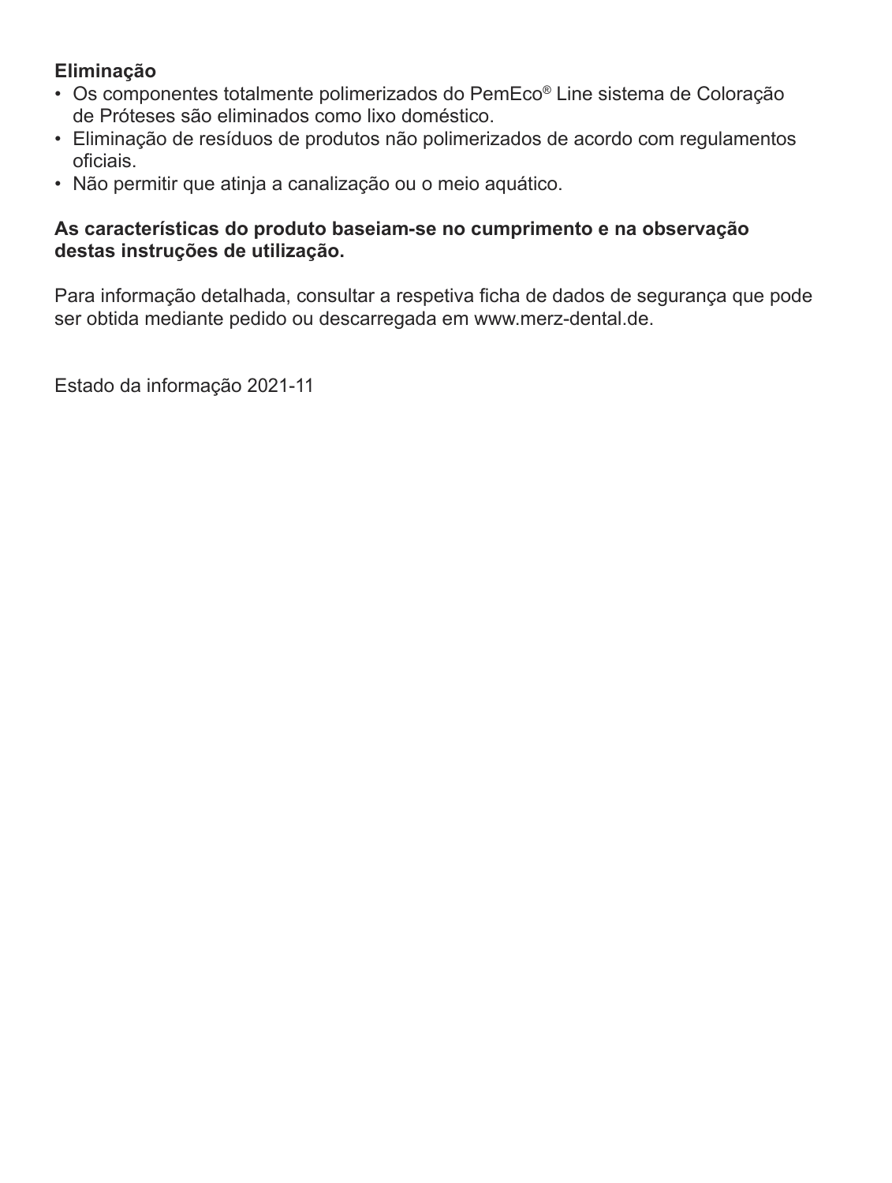**Eliminação**

- Os componentes totalmente polimerizados do PemEco® Line sistema de Coloração de Próteses são eliminados como lixo doméstico.
- Eliminação de resíduos de produtos não polimerizados de acordo com regulamentos oficiais.
- Não permitir que atinja a canalização ou o meio aquático.

**As características do produto baseiam-se no cumprimento e na observação destas instruções de utilização.**

Para informação detalhada, consultar a respetiva ficha de dados de segurança que pode ser obtida mediante pedido ou descarregada em www.merz-dental.de.

Estado da informação 2021-11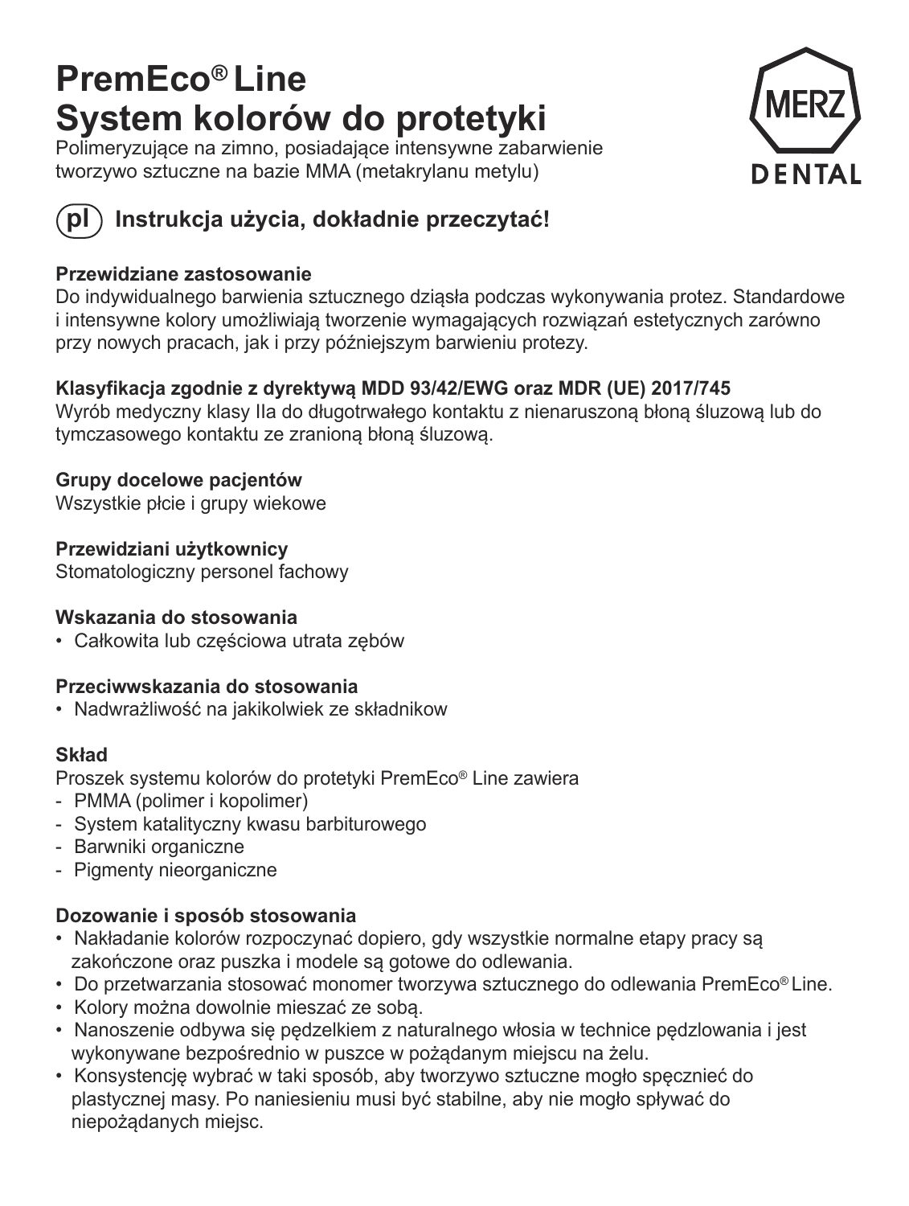# PremEco® Line
# System kolorów do protetyki

Polimeryzujące na zimno, posiadające intensywne zabarwienie tworzywo sztuczne na bazie MMA (metakrylanu metylu)

MERZ DENTAL

## pl Instrukcja użycia, dokładnie przeczytać!

**Przewidziane zastosowanie**

Do indywidualnego barwienia sztucznego dziąsła podczas wykonywania protez. Standardowe i intensywne kolory umożliwiają tworzenie wymagających rozwiązań estetycznych zarówno przy nowych pracach, jak i przy późniejszym barwieniu protezy.

**Klasyfikacja zgodnie z dyrektywą MDD 93/42/EWG oraz MDR (UE) 2017/745**

Wyrób medyczny klasy IIa do długotrwałego kontaktu z nienaruszoną błoną śluzową lub do tymczasowego kontaktu ze zranioną błoną śluzową.

**Grupy docelowe pacjentów**

Wszystkie płcie i grupy wiekowe

**Przewidziani użytkownicy**

Stomatologiczny personel fachowy

**Wskazania do stosowania**

- Całkowita lub częściowa utrata zębów

**Przeciwwskazania do stosowania**

- Nadwrażliwość na jakikolwiek ze składnikow

**Skład**

Proszek systemu kolorów do protetyki PremEco® Line zawiera

- PMMA (polimer i kopolimer)
- System katalityczny kwasu barbiturowego
- Barwniki organiczne
- Pigmenty nieorganiczne

**Dozowanie i sposób stosowania**

- Nakładanie kolorów rozpoczynać dopiero, gdy wszystkie normalne etapy pracy są zakończone oraz puszka i modele są gotowe do odlewania.
- Do przetwarzania stosować monomer tworzywa sztucznego do odlewania PremEco® Line.
- Kolory można dowolnie mieszać ze sobą.
- Nanoszenie odbywa się pędzelkiem z naturalnego włosia w technice pędzlowania i jest wykonywane bezpośrednio w puszce w pożądanym miejscu na żelu.
- Konsystencję wybrać w taki sposób, aby tworzywo sztuczne mogło spęcznieć do plastycznej masy. Po naniesieniu musi być stabilne, aby nie mogło spływać do niepożądanych miejsc.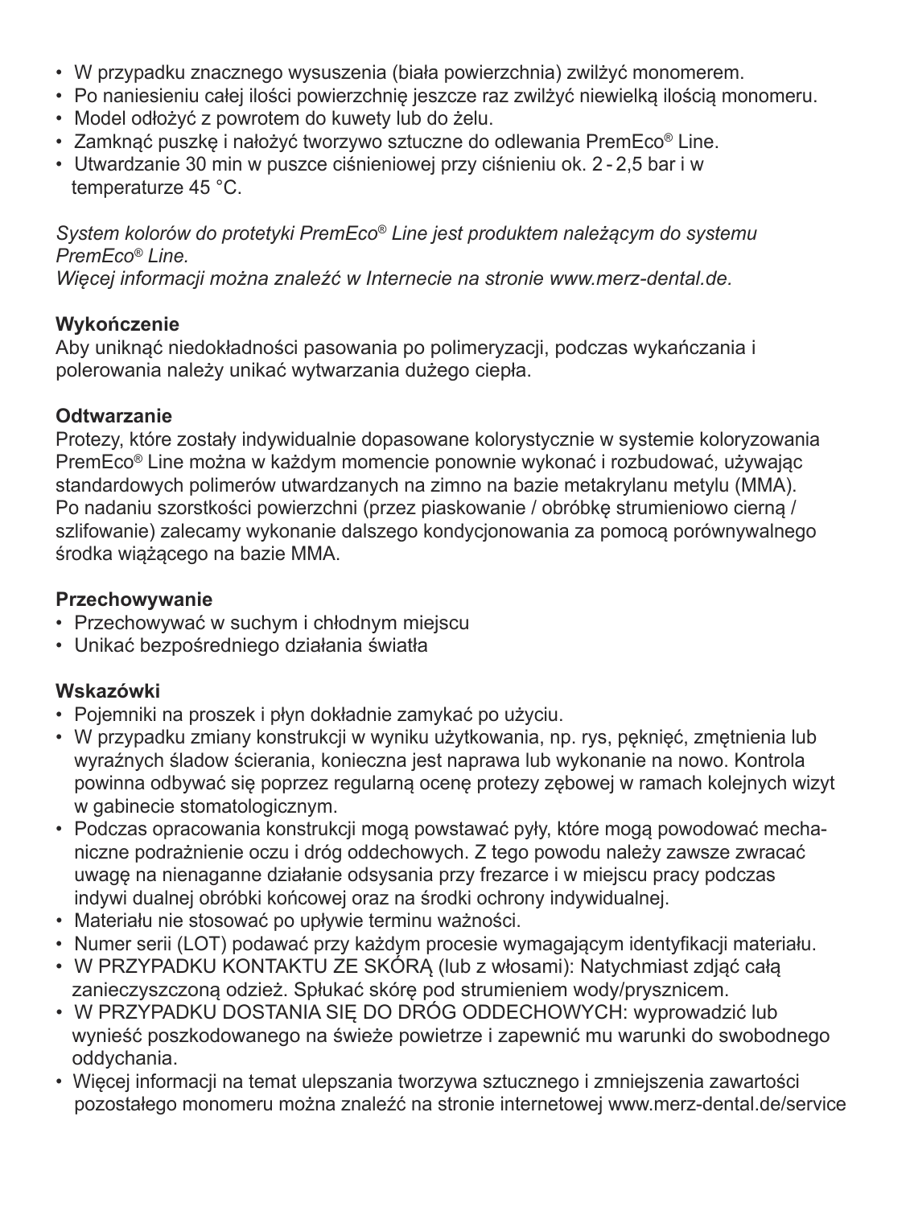- W przypadku znacznego wysuszenia (biała powierzchnia) zwilżyć monomerem.
- Po naniesieniu całej ilości powierzchnię jeszcze raz zwilżyć niewielką ilością monomeru.
- Model odłożyć z powrotem do kuwety lub do żelu.
- Zamknąć puszkę i nałożyć tworzywo sztuczne do odlewania PremEco® Line.
- Utwardzanie 30 min w puszce ciśnieniowej przy ciśnieniu ok. 2 - 2,5 bar i w temperaturze 45 °C.

*System kolorów do protetyki PremEco® Line jest produktem należącym do systemu PremEco® Line.*
*Więcej informacji można znaleźć w Internecie na stronie www.merz-dental.de.*

**Wykończenie**
Aby uniknąć niedokładności pasowania po polimeryzacji, podczas wykańczania i polerowania należy unikać wytwarzania dużego ciepła.

**Odtwarzanie**
Protezy, które zostały indywidualnie dopasowane kolorystycznie w systemie koloryzowania PremEco® Line można w każdym momencie ponownie wykonać i rozbudować, używając standardowych polimerów utwardzanych na zimno na bazie metakrylanu metylu (MMA). Po nadaniu szorstkości powierzchni (przez piaskowanie / obróbkę strumieniowo cierną / szlifowanie) zalecamy wykonanie dalszego kondycjonowania za pomocą porównywalnego środka wiążącego na bazie MMA.

**Przechowywanie**
- Przechowywać w suchym i chłodnym miejscu
- Unikać bezpośredniego działania światła

**Wskazówki**
- Pojemniki na proszek i płyn dokładnie zamykać po użyciu.
- W przypadku zmiany konstrukcji w wyniku użytkowania, np. rys, pęknięć, zmętnienia lub wyraźnych śladów ścierania, konieczna jest naprawa lub wykonanie na nowo. Kontrola powinna odbywać się poprzez regularną ocenę protezy zębowej w ramach kolejnych wizyt w gabinecie stomatologicznym.
- Podczas opracowania konstrukcji mogą powstawać pyły, które mogą powodować mechaniczne podrażnienie oczu i dróg oddechowych. Z tego powodu należy zawsze zwracać uwagę na nienaganne działanie odsysania przy frezarce i w miejscu pracy podczas indywi dualnej obróbki końcowej oraz na środki ochrony indywidualnej.
- Materiału nie stosować po upływie terminu ważności.
- Numer serii (LOT) podawać przy każdym procesie wymagającym identyfikacji materiału.
- W PRZYPADKU KONTAKTU ZE SKÓRĄ (lub z włosami): Natychmiast zdjąć całą zanieczyszczoną odzież. Spłukać skórę pod strumieniem wody/prysznicem.
- W PRZYPADKU DOSTANIA SIĘ DO DRÓG ODDECHOWYCH: wyprowadzić lub wynieść poszkodowanego na świeże powietrze i zapewnić mu warunki do swobodnego oddychania.
- Więcej informacji na temat ulepszania tworzywa sztucznego i zmniejszenia zawartości pozostałego monomeru można znaleźć na stronie internetowej www.merz-dental.de/service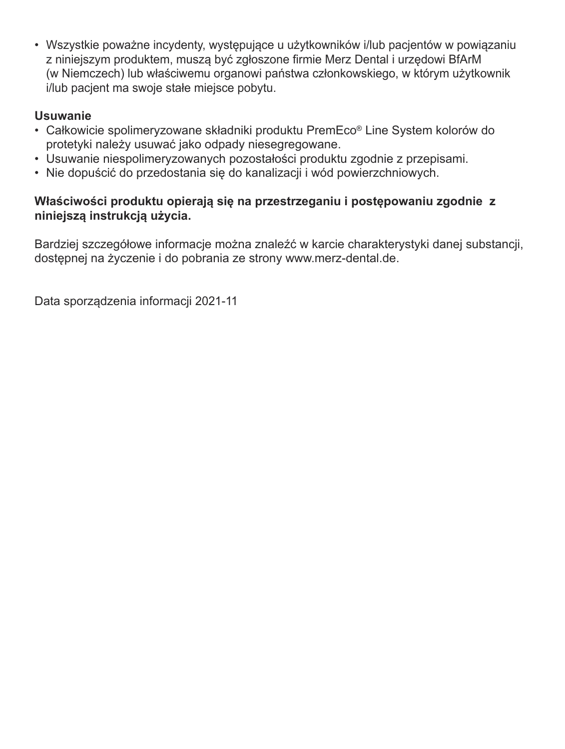- Wszystkie poważne incydenty, występujące u użytkowników i/lub pacjentów w powiązaniu z niniejszym produktem, muszą być zgłoszone firmie Merz Dental i urzędowi BfArM (w Niemczech) lub właściwemu organowi państwa członkowskiego, w którym użytkownik i/lub pacjent ma swoje stałe miejsce pobytu.

**Usuwanie**

- Całkowicie spolimeryzowane składniki produktu PremEco® Line System kolorów do protetyki należy usuwać jako odpady niesegregowane.
- Usuwanie niespolimeryzowanych pozostałości produktu zgodnie z przepisami.
- Nie dopuścić do przedostania się do kanalizacji i wód powierzchniowych.

**Właściwości produktu opierają się na przestrzeganiu i postępowaniu zgodnie z niniejszą instrukcją użycia.**

Bardziej szczegółowe informacje można znaleźć w karcie charakterystyki danej substancji, dostępnej na życzenie i do pobrania ze strony www.merz-dental.de.

Data sporządzenia informacji 2021-11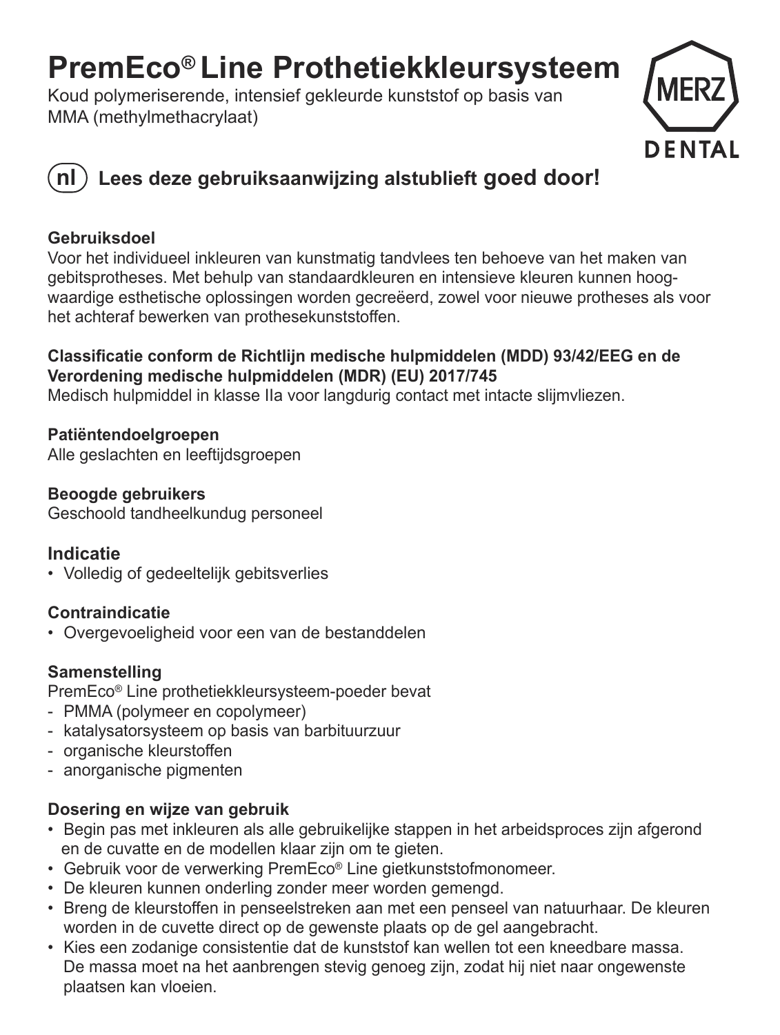# PremEco® Line Prothetiekkleursysteem

Koud polymeriserende, intensief gekleurde kunststof op basis van MMA (methylmethacrylaat)

MERZ DENTAL

**nl** **Lees deze gebruiksaanwijzing alstublieft goed door!**

**Gebruiksdoel**

Voor het individueel inkleuren van kunstmatig tandvlees ten behoeve van het maken van gebitsprotheses. Met behulp van standaardkleuren en intensieve kleuren kunnen hoogwaardige esthetische oplossingen worden gecreëerd, zowel voor nieuwe protheses als voor het achteraf bewerken van prothesekunststoffen.

**Classificatie conform de Richtlijn medische hulpmiddelen (MDD) 93/42/EEG en de Verordening medische hulpmiddelen (MDR) (EU) 2017/745**

Medisch hulpmiddel in klasse IIa voor langdurig contact met intacte slijmvliezen.

**Patiëntendoelgroepen**

Alle geslachten en leeftijdsgroepen

**Beoogde gebruikers**

Geschoold tandheelkundug personeel

**Indicatie**

- Volledig of gedeeltelijk gebitsverlies

**Contraindicatie**

- Overgevoeligheid voor een van de bestanddelen

**Samenstelling**

PremEco® Line prothetiekkleursysteem-poeder bevat

- PMMA (polymeer en copolymeer)
- katalysatorsysteem op basis van barbituurzuur
- organische kleurstoffen
- anorganische pigmenten

**Dosering en wijze van gebruik**

- Begin pas met inkleuren als alle gebruikelijke stappen in het arbeidsproces zijn afgerond en de cuvatte en de modellen klaar zijn om te gieten.
- Gebruik voor de verwerking PremEco® Line gietkunststofmonomeer.
- De kleuren kunnen onderling zonder meer worden gemengd.
- Breng de kleurstoffen in penseelstreken aan met een penseel van natuurhaar. De kleuren worden in de cuvette direct op de gewenste plaats op de gel aangebracht.
- Kies een zodanige consistentie dat de kunststof kan wellen tot een kneedbare massa. De massa moet na het aanbrengen stevig genoeg zijn, zodat hij niet naar ongewenste plaatsen kan vloeien.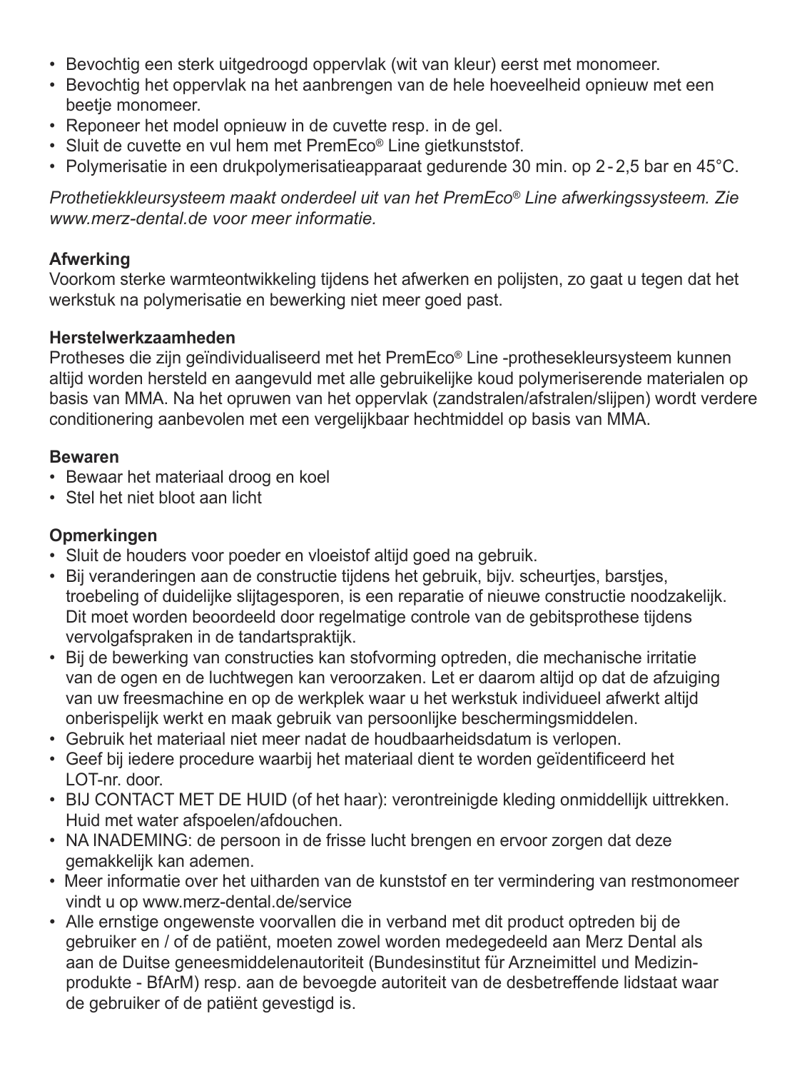- Bevochtig een sterk uitgedroogd oppervlak (wit van kleur) eerst met monomeer.
- Bevochtig het oppervlak na het aanbrengen van de hele hoeveelheid opnieuw met een beetje monomeer.
- Reponeer het model opnieuw in de cuvette resp. in de gel.
- Sluit de cuvette en vul hem met PremEco® Line gietkunststof.
- Polymerisatie in een drukpolymerisatieapparaat gedurende 30 min. op 2 - 2,5 bar en 45°C.

*Prothetiekkleursysteem maakt onderdeel uit van het PremEco® Line afwerkingssysteem. Zie www.merz-dental.de voor meer informatie.*

**Afwerking**

Voorkom sterke warmteontwikkeling tijdens het afwerken en polijsten, zo gaat u tegen dat het werkstuk na polymerisatie en bewerking niet meer goed past.

**Herstelwerkzaamheden**

Protheses die zijn geïndividualiseerd met het PremEco® Line -prothesekleursysteem kunnen altijd worden hersteld en aangevuld met alle gebruikelijke koud polymeriserende materialen op basis van MMA. Na het opruwen van het oppervlak (zandstralen/afstralen/slijpen) wordt verdere conditionering aanbevolen met een vergelijkbaar hechtmiddel op basis van MMA.

**Bewaren**

- Bewaar het materiaal droog en koel
- Stel het niet bloot aan licht

**Opmerkingen**

- Sluit de houders voor poeder en vloeistof altijd goed na gebruik.
- Bij veranderingen aan de constructie tijdens het gebruik, bijv. scheurtjes, barstjes, troebeling of duidelijke slijtagesporen, is een reparatie of nieuwe constructie noodzakelijk. Dit moet worden beoordeeld door regelmatige controle van de gebitsprothese tijdens vervolgafspraken in de tandartspraktijk.
- Bij de bewerking van constructies kan stofvorming optreden, die mechanische irritatie van de ogen en de luchtwegen kan veroorzaken. Let er daarom altijd op dat de afzuiging van uw freesmachine en op de werkplek waar u het werkstuk individueel afwerkt altijd onberispelijk werkt en maak gebruik van persoonlijke beschermingsmiddelen.
- Gebruik het materiaal niet meer nadat de houdbaarheidsdatum is verlopen.
- Geef bij iedere procedure waarbij het materiaal dient te worden geïdentificeerd het LOT-nr. door.
- BIJ CONTACT MET DE HUID (of het haar): verontreinigde kleding onmiddellijk uittrekken. Huid met water afspoelen/afdouchen.
- NA INADEMING: de persoon in de frisse lucht brengen en ervoor zorgen dat deze gemakkelijk kan ademen.
- Meer informatie over het uitharden van de kunststof en ter vermindering van restmonomeer vindt u op www.merz-dental.de/service
- Alle ernstige ongewenste voorvallen die in verband met dit product optreden bij de gebruiker en / of de patiënt, moeten zowel worden medegedeeld aan Merz Dental als aan de Duitse geneesmiddelenautoriteit (Bundesinstitut für Arzneimittel und Medizinprodukte - BfArM) resp. aan de bevoegde autoriteit van de desbetreffende lidstaat waar de gebruiker of de patiënt gevestigd is.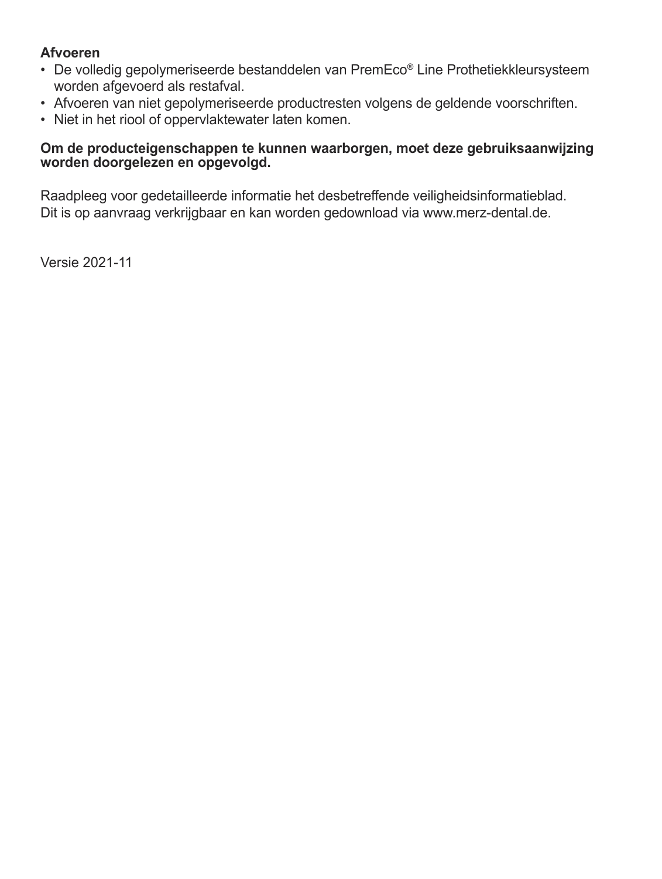**Afvoeren**

- De volledig gepolymeriseerde bestanddelen van PremEco® Line Prothetiekkleursysteem worden afgevoerd als restafval.
- Afvoeren van niet gepolymeriseerde productresten volgens de geldende voorschriften.
- Niet in het riool of oppervlaktewater laten komen.

**Om de producteigenschappen te kunnen waarborgen, moet deze gebruiksaanwijzing worden doorgelezen en opgevolgd.**

Raadpleeg voor gedetailleerde informatie het desbetreffende veiligheidsinformatieblad.
Dit is op aanvraag verkrijgbaar en kan worden gedownload via www.merz-dental.de.

Versie 2021-11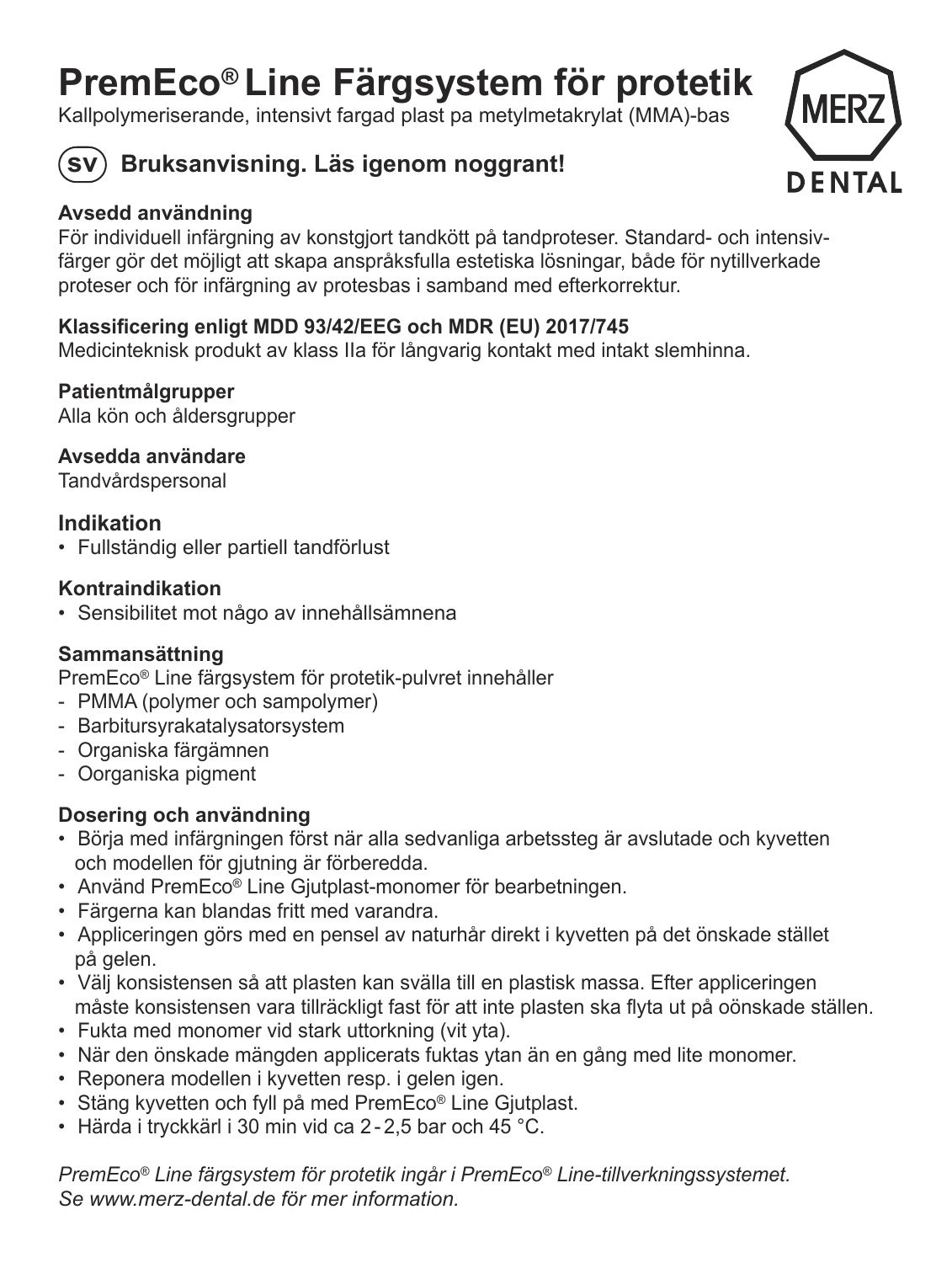# PremEco® Line Färgsystem för protetik

Kallpolymeriserande, intensivt fargad plast pa metylmetakrylat (MMA)-bas

## SV Bruksanvisning. Läs igenom noggrant!

**Avsedd användning**

För individuell infärgning av konstgjort tandkött på tandproteser. Standard- och intensivfärger gör det möjligt att skapa anspråksfulla estetiska lösningar, både för nytillverkade proteser och för infärgning av protesbas i samband med efterkorrektur.

**Klassificering enligt MDD 93/42/EEG och MDR (EU) 2017/745**

Medicinteknisk produkt av klass IIa för långvarig kontakt med intakt slemhinna.

**Patientmålgrupper**

Alla kön och åldersgrupper

**Avsedda användare**

Tandvårdspersonal

### Indikation

- Fullständig eller partiell tandförlust

### Kontraindikation

- Sensibilitet mot någo av innehållsämnena

### Sammansättning

PremEco® Line färgsystem för protetik-pulvret innehåller

- PMMA (polymer och sampolymer)
- Barbitursyrakatalysatorsystem
- Organiska färgämnen
- Oorganiska pigment

### Dosering och användning

- Börja med infärgningen först när alla sedvanliga arbetssteg är avslutade och kyvetten och modellen för gjutning är förberedda.
- Använd PremEco® Line Gjutplast-monomer för bearbetningen.
- Färgerna kan blandas fritt med varandra.
- Appliceringen görs med en pensel av naturhår direkt i kyvetten på det önskade stället på gelen.
- Välj konsistensen så att plasten kan svälla till en plastisk massa. Efter appliceringen måste konsistensen vara tillräckligt fast för att inte plasten ska flyta ut på oönskade ställen.
- Fukta med monomer vid stark uttorkning (vit yta).
- När den önskade mängden applicerats fuktas ytan än en gång med lite monomer.
- Reponera modellen i kyvetten resp. i gelen igen.
- Stäng kyvetten och fyll på med PremEco® Line Gjutplast.
- Härda i tryckkärl i 30 min vid ca 2 - 2,5 bar och 45 °C.

*PremEco® Line färgsystem för protetik ingår i PremEco® Line-tillverkningssystemet. Se www.merz-dental.de för mer information.*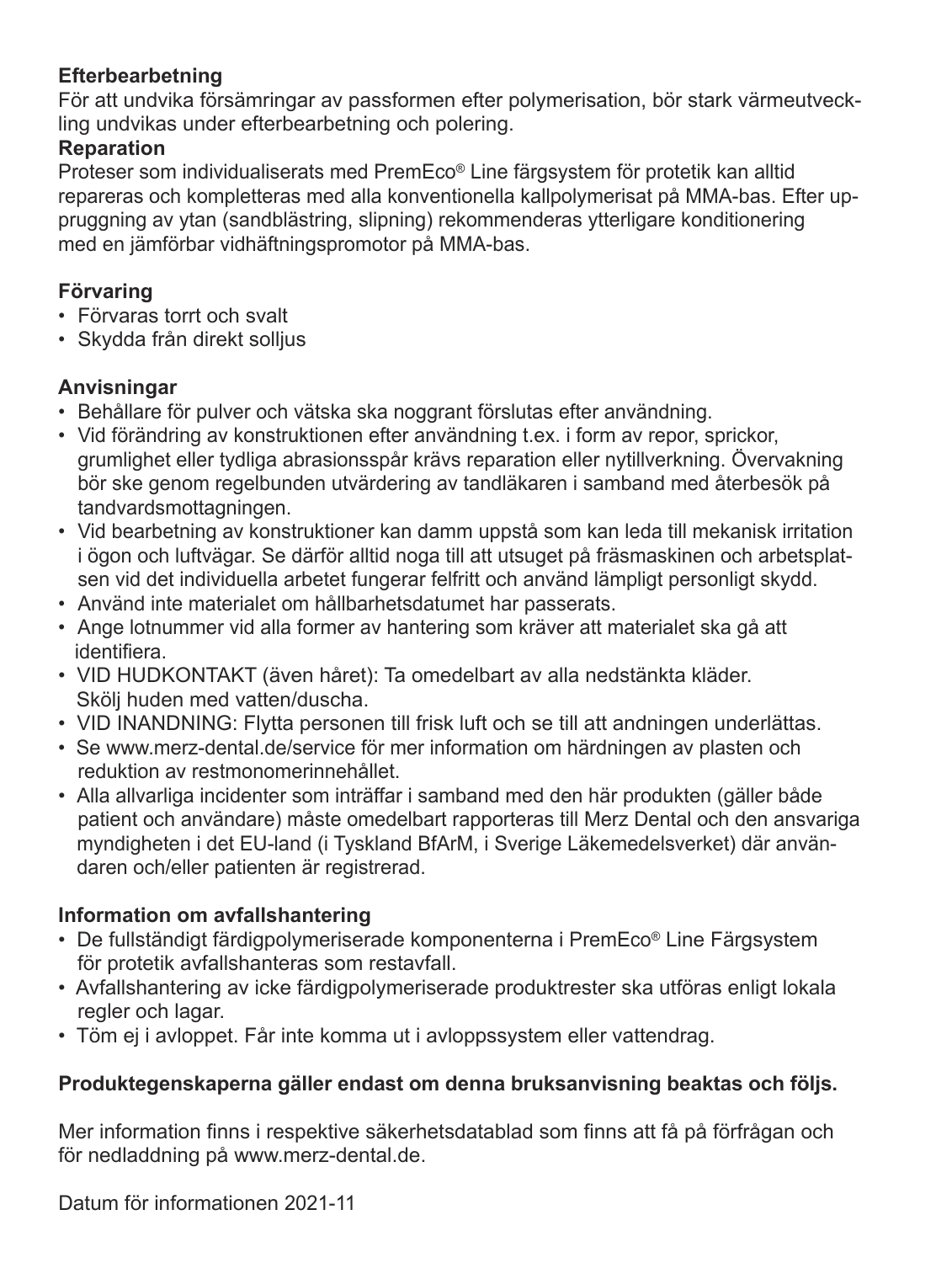**Efterbearbetning**

För att undvika försämringar av passformen efter polymerisation, bör stark värmeutveckling undvikas under efterbearbetning och polering.

**Reparation**

Proteser som individualiserats med PremEco® Line färgsystem för protetik kan alltid repareras och kompletteras med alla konventionella kallpolymerisat på MMA-bas. Efter uppruggning av ytan (sandblästring, slipning) rekommenderas ytterligare konditionering med en jämförbar vidhäftningspromotor på MMA-bas.

**Förvaring**

- Förvaras torrt och svalt
- Skydda från direkt solljus

**Anvisningar**

- Behållare för pulver och vätska ska noggrant förslutas efter användning.
- Vid förändring av konstruktionen efter användning t.ex. i form av repor, sprickor, grumlighet eller tydliga abrasionsspår krävs reparation eller nytillverkning. Övervakning bör ske genom regelbunden utvärdering av tandläkaren i samband med återbesök på tandvårdsmottagningen.
- Vid bearbetning av konstruktioner kan damm uppstå som kan leda till mekanisk irritation i ögon och luftvägar. Se därför alltid noga till att utsuget på fräsmaskinen och arbetsplatsen vid det individuella arbetet fungerar felfritt och använd lämpligt personligt skydd.
- Använd inte materialet om hållbarhetsdatumet har passerats.
- Ange lotnummer vid alla former av hantering som kräver att materialet ska gå att identifiera.
- VID HUDKONTAKT (även håret): Ta omedelbart av alla nedstänkta kläder. Skölj huden med vatten/duscha.
- VID INANDNING: Flytta personen till frisk luft och se till att andningen underlättas.
- Se www.merz-dental.de/service för mer information om härdningen av plasten och reduktion av restmonomerinnehållet.
- Alla allvarliga incidenter som inträffar i samband med den här produkten (gäller både patient och användare) måste omedelbart rapporteras till Merz Dental och den ansvariga myndigheten i det EU-land (i Tyskland BfArM, i Sverige Läkemedelsverket) där användaren och/eller patienten är registrerad.

**Information om avfallshantering**

- De fullständigt färdigpolymeriserade komponenterna i PremEco® Line Färgsystem för protetik avfallshanteras som restavfall.
- Avfallshantering av icke färdigpolymeriserade produktrester ska utföras enligt lokala regler och lagar.
- Töm ej i avloppet. Får inte komma ut i avloppssystem eller vattendrag.

**Produktegenskaperna gäller endast om denna bruksanvisning beaktas och följs.**

Mer information finns i respektive säkerhetsdatablad som finns att få på förfrågan och för nedladdning på www.merz-dental.de.

Datum för informationen 2021-11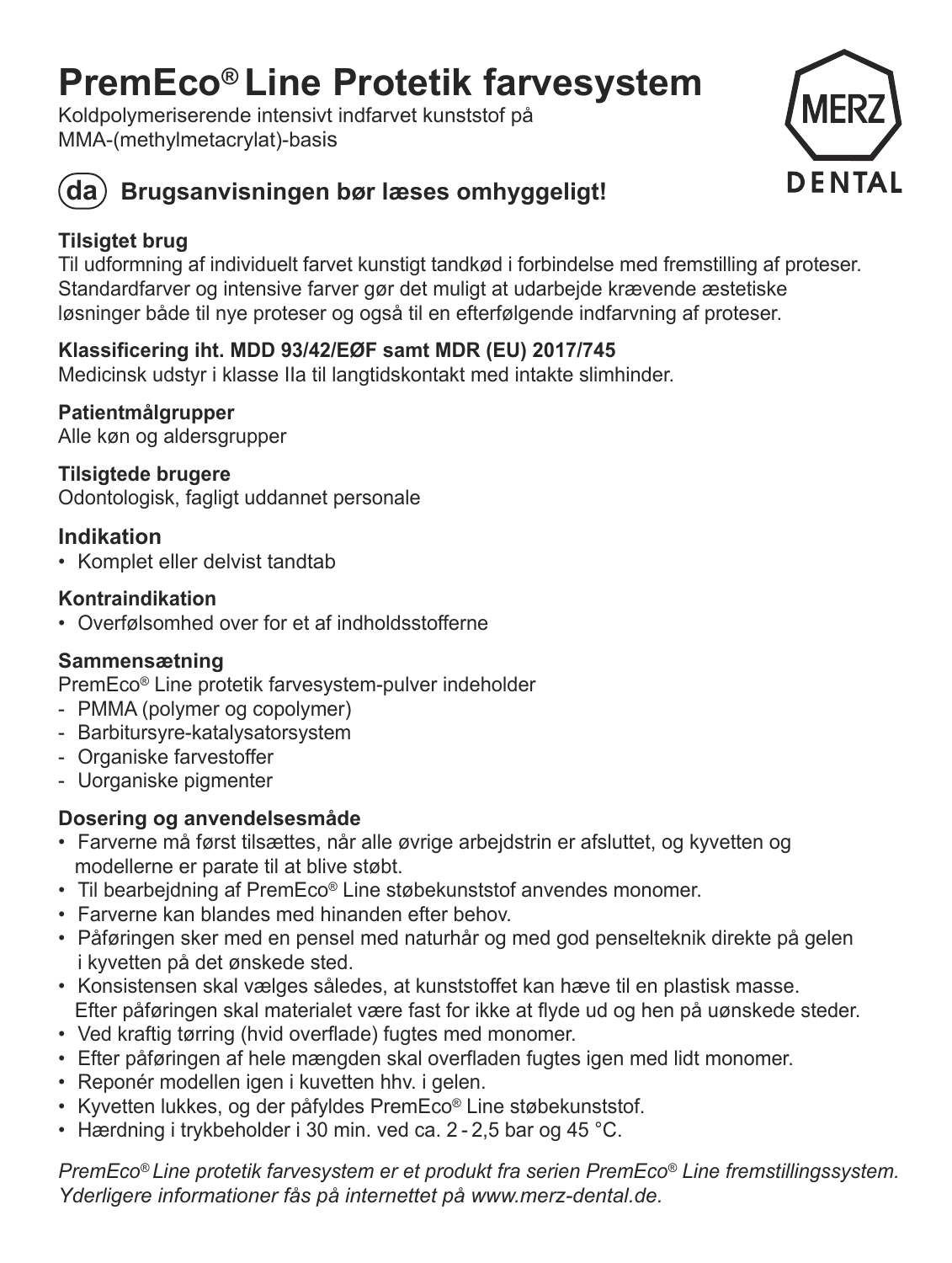# PremEco® Line Protetik farvesystem

Koldpolymeriserende intensivt indfarvet kunststof på MMA-(methylmetacrylat)-basis

## (da) Brugsanvisningen bør læses omhyggeligt!

**Tilsigtet brug**

Til udformning af individuelt farvet kunstigt tandkød i forbindelse med fremstilling af proteser. Standardfarver og intensive farver gør det muligt at udarbejde krævende æstetiske løsninger både til nye proteser og også til en efterfølgende indfarvning af proteser.

**Klassificering iht. MDD 93/42/EØF samt MDR (EU) 2017/745**

Medicinsk udstyr i klasse IIa til langtidskontakt med intakte slimhinder.

**Patientmålgrupper**

Alle køn og aldersgrupper

**Tilsigtede brugere**

Odontologisk, fagligt uddannet personale

### Indikation

- Komplet eller delvist tandtab

**Kontraindikation**

- Overfølsomhed over for et af indholdsstofferne

**Sammensætning**

PremEco® Line protetik farvesystem-pulver indeholder

- PMMA (polymer og copolymer)
- Barbitursyre-katalysatorsystem
- Organiske farvestoffer
- Uorganiske pigmenter

**Dosering og anvendelsesmåde**

- Farverne må først tilsættes, når alle øvrige arbejdstrin er afsluttet, og kyvetten og modellerne er parate til at blive støbt.
- Til bearbejdning af PremEco® Line støbekunststof anvendes monomer.
- Farverne kan blandes med hinanden efter behov.
- Påføringen sker med en pensel med naturhår og med god penselteknik direkte på gelen i kyvetten på det ønskede sted.
- Konsistensen skal vælges således, at kunststoffet kan hæve til en plastisk masse. Efter påføringen skal materialet være fast for ikke at flyde ud og hen på uønskede steder.
- Ved kraftig tørring (hvid overflade) fugtes med monomer.
- Efter påføringen af hele mængden skal overfladen fugtes igen med lidt monomer.
- Reponér modellen igen i kuvetten hhv. i gelen.
- Kyvetten lukkes, og der påfyldes PremEco® Line støbekunststof.
- Hærdning i trykbeholder i 30 min. ved ca. 2 - 2,5 bar og 45 °C.

*PremEco® Line protetik farvesystem er et produkt fra serien PremEco® Line fremstillingssystem. Yderligere informationer fås på internettet på www.merz-dental.de.*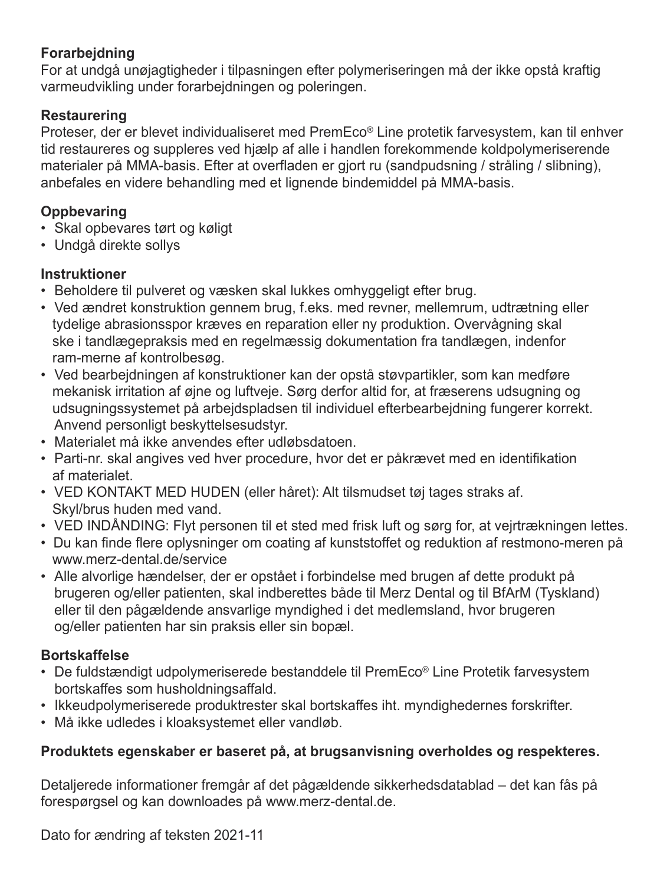**Forarbejdning**
For at undgå unøjagtigheder i tilpasningen efter polymeriseringen må der ikke opstå kraftig varmeudvikling under forarbejdningen og poleringen.

**Restaurering**
Proteser, der er blevet individualiseret med PremEco® Line protetik farvesystem, kan til enhver tid restaureres og suppleres ved hjælp af alle i handlen forekommende koldpolymeriserende materialer på MMA-basis. Efter at overfladen er gjort ru (sandpudsning / stråling / slibning), anbefales en videre behandling med et lignende bindemiddel på MMA-basis.

**Oppbevaring**
- Skal opbevares tørt og køligt
- Undgå direkte sollys

**Instruktioner**
- Beholdere til pulveret og væsken skal lukkes omhyggeligt efter brug.
- Ved ændret konstruktion gennem brug, f.eks. med revner, mellemrum, udtrætning eller tydelige abrasionsspor kræves en reparation eller ny produktion. Overvågning skal ske i tandlægepraksis med en regelmæssig dokumentation fra tandlægen, indenfor ram-merne af kontrolbesøg.
- Ved bearbejdningen af konstruktioner kan der opstå støvpartikler, som kan medføre mekanisk irritation af øjne og luftveje. Sørg derfor altid for, at fræserens udsugning og udsugningssystemet på arbejdspladsen til individuel efterbearbejdning fungerer korrekt. Anvend personligt beskyttelsesudstyr.
- Materialet må ikke anvendes efter udløbsdatoen.
- Parti-nr. skal angives ved hver procedure, hvor det er påkrævet med en identifikation af materialet.
- VED KONTAKT MED HUDEN (eller håret): Alt tilsmudset tøj tages straks af. Skyl/brus huden med vand.
- VED INDÅNDING: Flyt personen til et sted med frisk luft og sørg for, at vejrtrækningen lettes.
- Du kan finde flere oplysninger om coating af kunststoffet og reduktion af restmono-meren på www.merz-dental.de/service
- Alle alvorlige hændelser, der er opstået i forbindelse med brugen af dette produkt på brugeren og/eller patienten, skal indberettes både til Merz Dental og til BfArM (Tyskland) eller til den pågældende ansvarlige myndighed i det medlemsland, hvor brugeren og/eller patienten har sin praksis eller sin bopæl.

**Bortskaffelse**
- De fuldstændigt udpolymeriserede bestanddele til PremEco® Line Protetik farvesystem bortskaffes som husholdningsaffald.
- Ikkeudpolymeriserede produktrester skal bortskaffes iht. myndighedernes forskrifter.
- Må ikke udledes i kloaksystemet eller vandløb.

**Produktets egenskaber er baseret på, at brugsanvisning overholdes og respekteres.**

Detaljerede informationer fremgår af det pågældende sikkerhedsdatablad – det kan fås på forespørgsel og kan downloades på www.merz-dental.de.

Dato for ændring af teksten 2021-11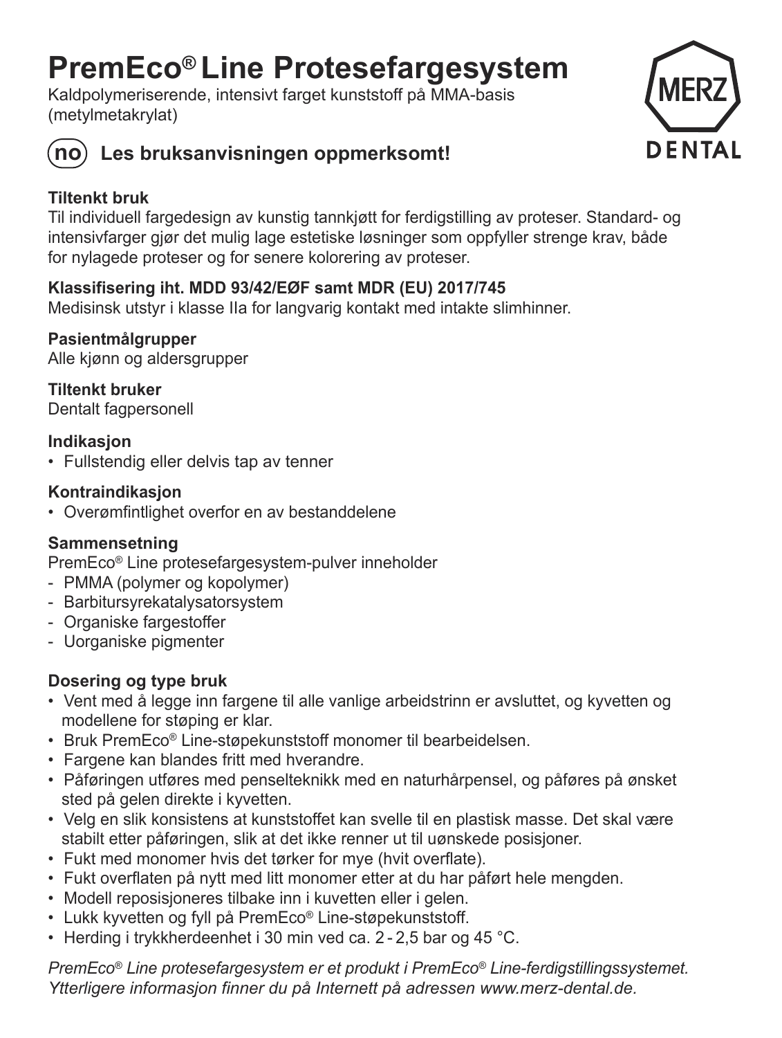# PremEco® Line Protesefargesystem

Kaldpolymeriserende, intensivt farget kunststoff på MMA-basis (metylmetakrylat)

MERZ DENTAL

## (no) Les bruksanvisningen oppmerksomt!

### Tiltenkt bruk

Til individuell fargedesign av kunstig tannkjøtt for ferdigstilling av proteser. Standard- og intensivfarger gjør det mulig lage estetiske løsninger som oppfyller strenge krav, både for nylagede proteser og for senere kolorering av proteser.

### Klassifisering iht. MDD 93/42/EØF samt MDR (EU) 2017/745

Medisinsk utstyr i klasse IIa for langvarig kontakt med intakte slimhinner.

### Pasientmålgrupper

Alle kjønn og aldersgrupper

### Tiltenkt bruker

Dentalt fagpersonell

### Indikasjon

- Fullstendig eller delvis tap av tenner

### Kontraindikasjon

- Overømfintlighet overfor en av bestanddelene

### Sammensetning

PremEco® Line protesefargesystem-pulver inneholder

- PMMA (polymer og kopolymer)
- Barbitursyrekatalysatorsystem
- Organiske fargestoffer
- Uorganiske pigmenter

### Dosering og type bruk

- Vent med å legge inn fargene til alle vanlige arbeidstrinn er avsluttet, og kyvetten og modellene for støping er klar.
- Bruk PremEco® Line-støpekunststoff monomer til bearbeidelsen.
- Fargene kan blandes fritt med hverandre.
- Påføringen utføres med penselteknikk med en naturhårpensel, og påføres på ønsket sted på gelen direkte i kyvetten.
- Velg en slik konsistens at kunststoffet kan svelle til en plastisk masse. Det skal være stabilt etter påføringen, slik at det ikke renner ut til uønskede posisjoner.
- Fukt med monomer hvis det tørker for mye (hvit overflate).
- Fukt overflaten på nytt med litt monomer etter at du har påført hele mengden.
- Modell reposisjoneres tilbake inn i kuvetten eller i gelen.
- Lukk kyvetten og fyll på PremEco® Line-støpekunststoff.
- Herding i trykkherdeenhet i 30 min ved ca. 2 - 2,5 bar og 45 °C.

*PremEco® Line protesefargesystem er et produkt i PremEco® Line-ferdigstillingssystemet. Ytterligere informasjon finner du på Internett på adressen www.merz-dental.de.*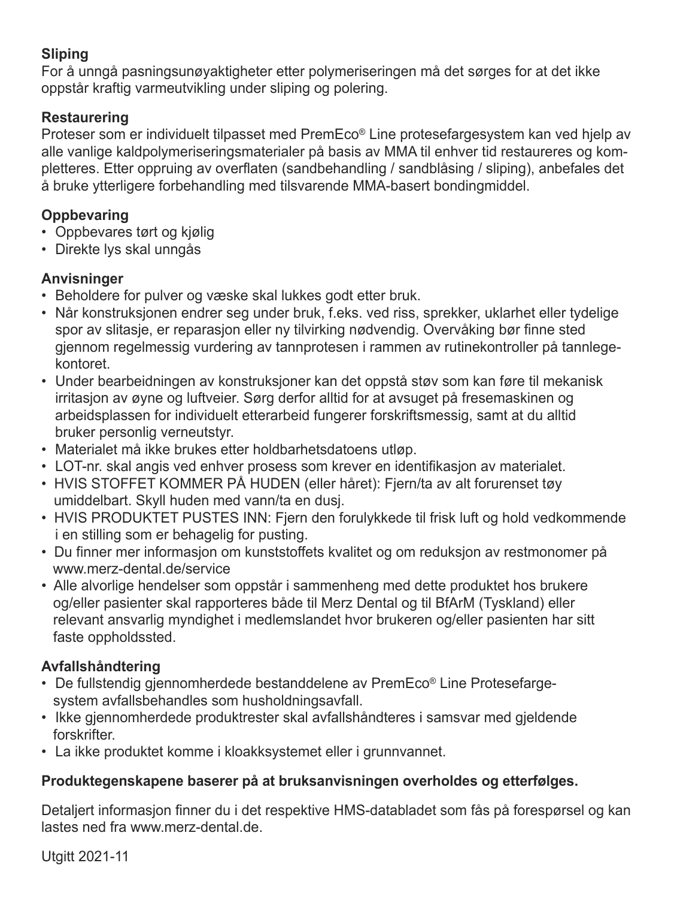**Sliping**

For å unngå pasningsunøyaktigheter etter polymeriseringen må det sørges for at det ikke oppstår kraftig varmeutvikling under sliping og polering.

**Restaurering**

Proteser som er individuelt tilpasset med PremEco® Line protesefargesystem kan ved hjelp av alle vanlige kaldpolymeriseringsmaterialer på basis av MMA til enhver tid restaureres og kompletteres. Etter oppruing av overflaten (sandbehandling / sandblåsing / sliping), anbefales det å bruke ytterligere forbehandling med tilsvarende MMA-basert bondingmiddel.

**Oppbevaring**

- Oppbevares tørt og kjølig
- Direkte lys skal unngås

**Anvisninger**

- Beholdere for pulver og væske skal lukkes godt etter bruk.
- Når konstruksjonen endrer seg under bruk, f.eks. ved riss, sprekker, uklarhet eller tydelige spor av slitasje, er reparasjon eller ny tilvirking nødvendig. Overvåking bør finne sted gjennom regelmessig vurdering av tannprotesen i rammen av rutinekontroller på tannlegekontoret.
- Under bearbeidningen av konstruksjoner kan det oppstå støv som kan føre til mekanisk irritasjon av øyne og luftveier. Sørg derfor alltid for at avsuget på fresemaskinen og arbeidsplassen for individuelt etterarbeid fungerer forskriftsmessig, samt at du alltid bruker personlig verneutstyr.
- Materialet må ikke brukes etter holdbarhetsdatoens utløp.
- LOT-nr. skal angis ved enhver prosess som krever en identifikasjon av materialet.
- HVIS STOFFET KOMMER PÅ HUDEN (eller håret): Fjern/ta av alt forurenset tøy umiddelbart. Skyll huden med vann/ta en dusj.
- HVIS PRODUKTET PUSTES INN: Fjern den forulykkede til frisk luft og hold vedkommende i en stilling som er behagelig for pusting.
- Du finner mer informasjon om kunststoffets kvalitet og om reduksjon av restmonomer på www.merz-dental.de/service
- Alle alvorlige hendelser som oppstår i sammenheng med dette produktet hos brukere og/eller pasienter skal rapporteres både til Merz Dental og til BfArM (Tyskland) eller relevant ansvarlig myndighet i medlemslandet hvor brukeren og/eller pasienten har sitt faste oppholdssted.

**Avfallshåndtering**

- De fullstendig gjennomherdede bestanddelene av PremEco® Line Protesefargesystem avfallsbehandles som husholdningsavfall.
- Ikke gjennomherdede produktrester skal avfallshåndteres i samsvar med gjeldende forskrifter.
- La ikke produktet komme i kloakksystemet eller i grunnvannet.

**Produktegenskapene baserer på at bruksanvisningen overholdes og etterfølges.**

Detaljert informasjon finner du i det respektive HMS-databladet som fås på forespørsel og kan lastes ned fra www.merz-dental.de.

Utgitt 2021-11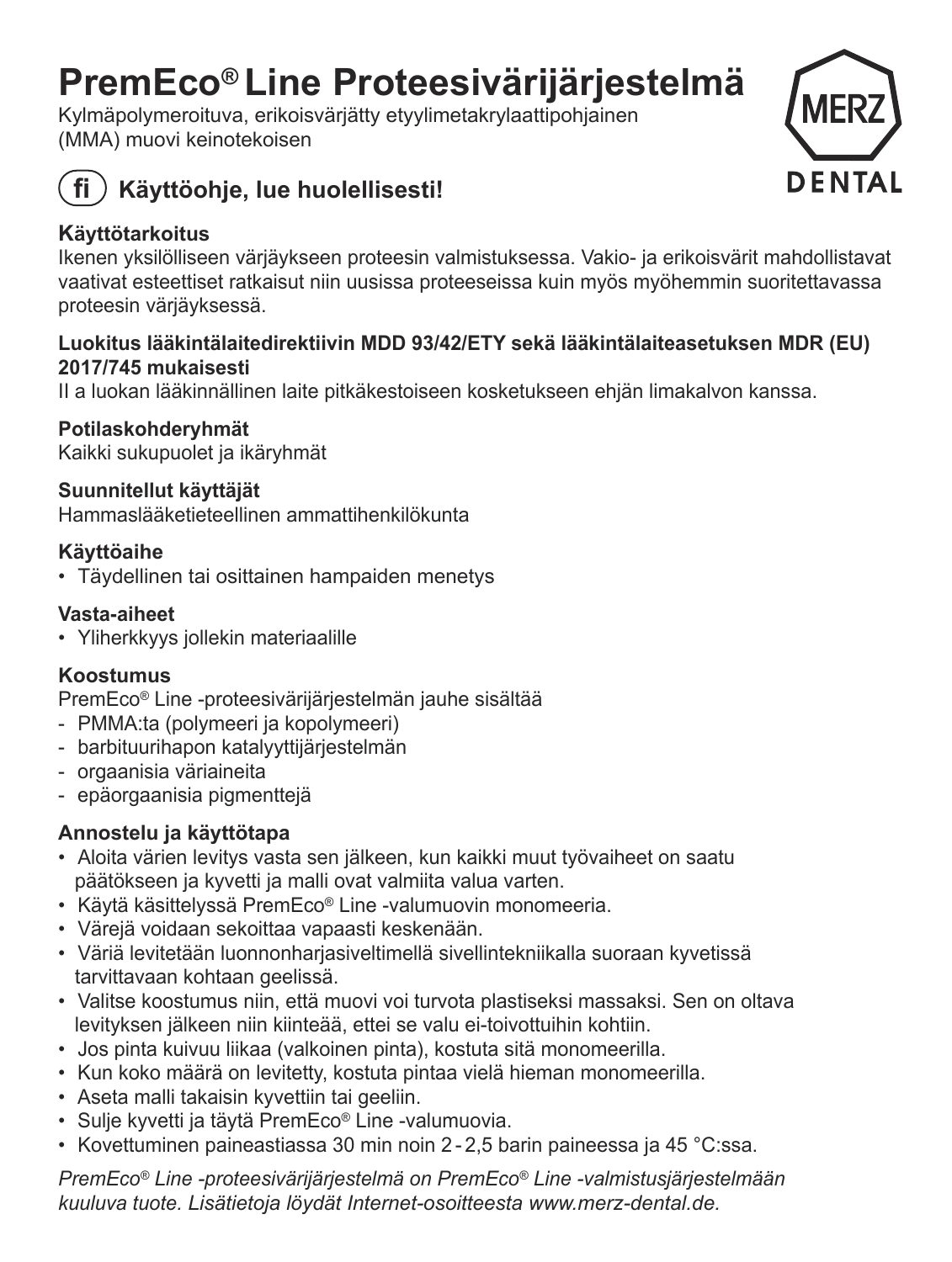# PremEco® Line Proteesivärijärjestelmä

Kylmäpolymeroituva, erikoisvärjätty etyylimetakrylaattipohjainen (MMA) muovi keinotekoisen

MERZ DENTAL

## fi Käyttöohje, lue huolellisesti!

**Käyttötarkoitus**
Ikenen yksilölliseen värjäykseen proteesin valmistuksessa. Vakio- ja erikoisvärit mahdollistavat vaativat esteettiset ratkaisut niin uusissa proteeseissa kuin myös myöhemmin suoritettavassa proteesin värjäyksessä.

**Luokitus lääkintälaitedirektiivin MDD 93/42/ETY sekä lääkintälaiteasetuksen MDR (EU) 2017/745 mukaisesti**
II a luokan lääkinnällinen laite pitkäkestoiseen kosketukseen ehjän limakalvon kanssa.

**Potilaskohderyhmät**
Kaikki sukupuolet ja ikäryhmät

**Suunnitellut käyttäjät**
Hammaslääketieteellinen ammattihenkilökunta

**Käyttöaihe**
- Täydellinen tai osittainen hampaiden menetys

**Vasta-aiheet**
- Yliherkkyys jollekin materiaalille

**Koostumus**
PremEco® Line -proteesivärijärjestelmän jauhe sisältää
- PMMA:ta (polymeeri ja kopolymeeri)
- barbituurihapon katalyyttijärjestelmän
- orgaanisia väriaineita
- epäorgaanisia pigmenttejä

**Annostelu ja käyttötapa**
- Aloita värien levitys vasta sen jälkeen, kun kaikki muut työvaiheet on saatu päätökseen ja kyvetti ja malli ovat valmiita valua varten.
- Käytä käsittelyssä PremEco® Line -valumuovin monomeeria.
- Värejä voidaan sekoittaa vapaasti keskenään.
- Väriä levitetään luonnonharjasiveltimellä sivellintekniikalla suoraan kyvetissä tarvittavaan kohtaan geelissä.
- Valitse koostumus niin, että muovi voi turvota plastiseksi massaksi. Sen on oltava levityksen jälkeen niin kiinteää, ettei se valu ei-toivottuihin kohtiin.
- Jos pinta kuivuu liikaa (valkoinen pinta), kostuta sitä monomeerilla.
- Kun koko määrä on levitetty, kostuta pintaa vielä hieman monomeerilla.
- Aseta malli takaisin kyvettiin tai geeliin.
- Sulje kyvetti ja täytä PremEco® Line -valumuovia.
- Kovettuminen paineastiassa 30 min noin 2 - 2,5 barin paineessa ja 45 °C:ssa.

*PremEco® Line -proteesivärijärjestelmä on PremEco® Line -valmistusjärjestelmään kuuluva tuote. Lisätietoja löydät Internet-osoitteesta www.merz-dental.de.*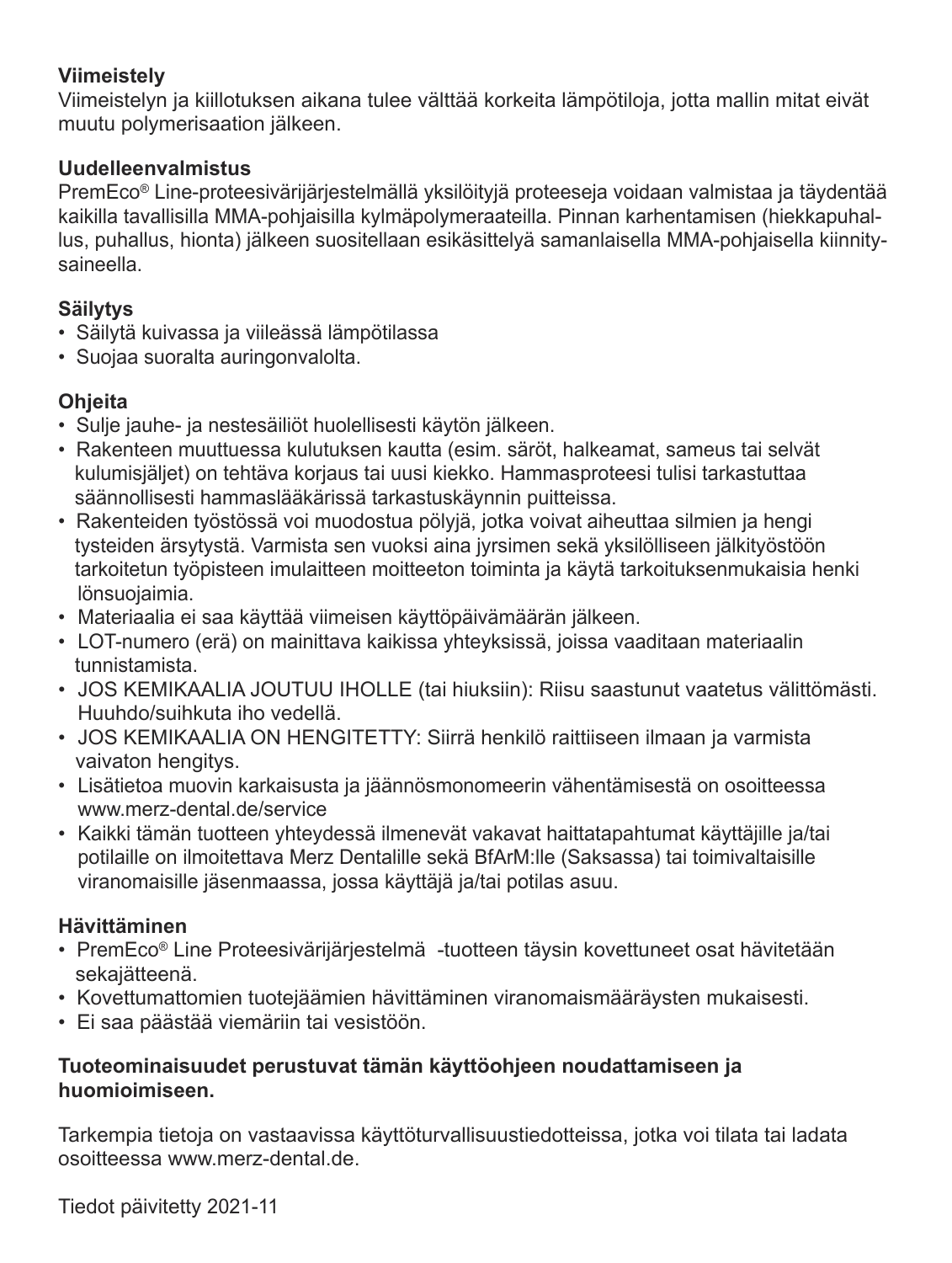**Viimeistely**
Viimeistelyn ja kiillotuksen aikana tulee välttää korkeita lämpötiloja, jotta mallin mitat eivät muutu polymerisaation jälkeen.

**Uudelleenvalmistus**
PremEco® Line-proteesivärijärjestelmällä yksilöityjä proteeseja voidaan valmistaa ja täydentää kaikilla tavallisilla MMA-pohjaisilla kylmäpolymeraateilla. Pinnan karhentamisen (hiekkapuhallus, puhallus, hionta) jälkeen suositellaan esikäsittelyä samanlaisella MMA-pohjaisella kiinnitysaineella.

**Säilytys**
- Säilytä kuivassa ja viileässä lämpötilassa
- Suojaa suoralta auringonvalolta.

**Ohjeita**
- Sulje jauhe- ja nestesäiliöt huolellisesti käytön jälkeen.
- Rakenteen muuttuessa kulutuksen kautta (esim. säröt, halkeamat, sameus tai selvät kulumisjäljet) on tehtävä korjaus tai uusi kiekko. Hammasproteesi tulisi tarkastuttaa säännollisesti hammaslääkärissä tarkastuskäynnin puitteissa.
- Rakenteiden työstössä voi muodostua pölyjä, jotka voivat aiheuttaa silmien ja hengitysteiden ärsytystä. Varmista sen vuoksi aina jyrsimen sekä yksilölliseen jälkityöstöön tarkoitetun työpisteen imulaitteen moitteeton toiminta ja käytä tarkoituksenmukaisia henkilönsuojaimia.
- Materiaalia ei saa käyttää viimeisen käyttöpäivämäärän jälkeen.
- LOT-numero (erä) on mainittava kaikissa yhteyksissä, joissa vaaditaan materiaalin tunnistamista.
- JOS KEMIKAALIA JOUTUU IHOLLE (tai hiuksiin): Riisu saastunut vaatetus välittömästi. Huuhdo/suihkuta iho vedellä.
- JOS KEMIKAALIA ON HENGITETTY: Siirrä henkilö raittiiseen ilmaan ja varmista vaivaton hengitys.
- Lisätietoa muovin karkaisusta ja jäännösmonomeerin vähentämisestä on osoitteessa www.merz-dental.de/service
- Kaikki tämän tuotteen yhteydessä ilmenevät vakavat haittatapahtumat käyttäjille ja/tai potilaille on ilmoitettava Merz Dentalille sekä BfArM:lle (Saksassa) tai toimivaltaisille viranomaisille jäsenmaassa, jossa käyttäjä ja/tai potilas asuu.

**Hävittäminen**
- PremEco® Line Proteesivärijärjestelmä -tuotteen täysin kovettuneet osat hävitetään sekajätteenä.
- Kovettumattomien tuotejäämien hävittäminen viranomaismääräysten mukaisesti.
- Ei saa päästää viemäriin tai vesistöön.

**Tuoteominaisuudet perustuvat tämän käyttöohjeen noudattamiseen ja huomioimiseen.**

Tarkempia tietoja on vastaavissa käyttöturvallisuustiedotteissa, jotka voi tilata tai ladata osoitteessa www.merz-dental.de.

Tiedot päivitetty 2021-11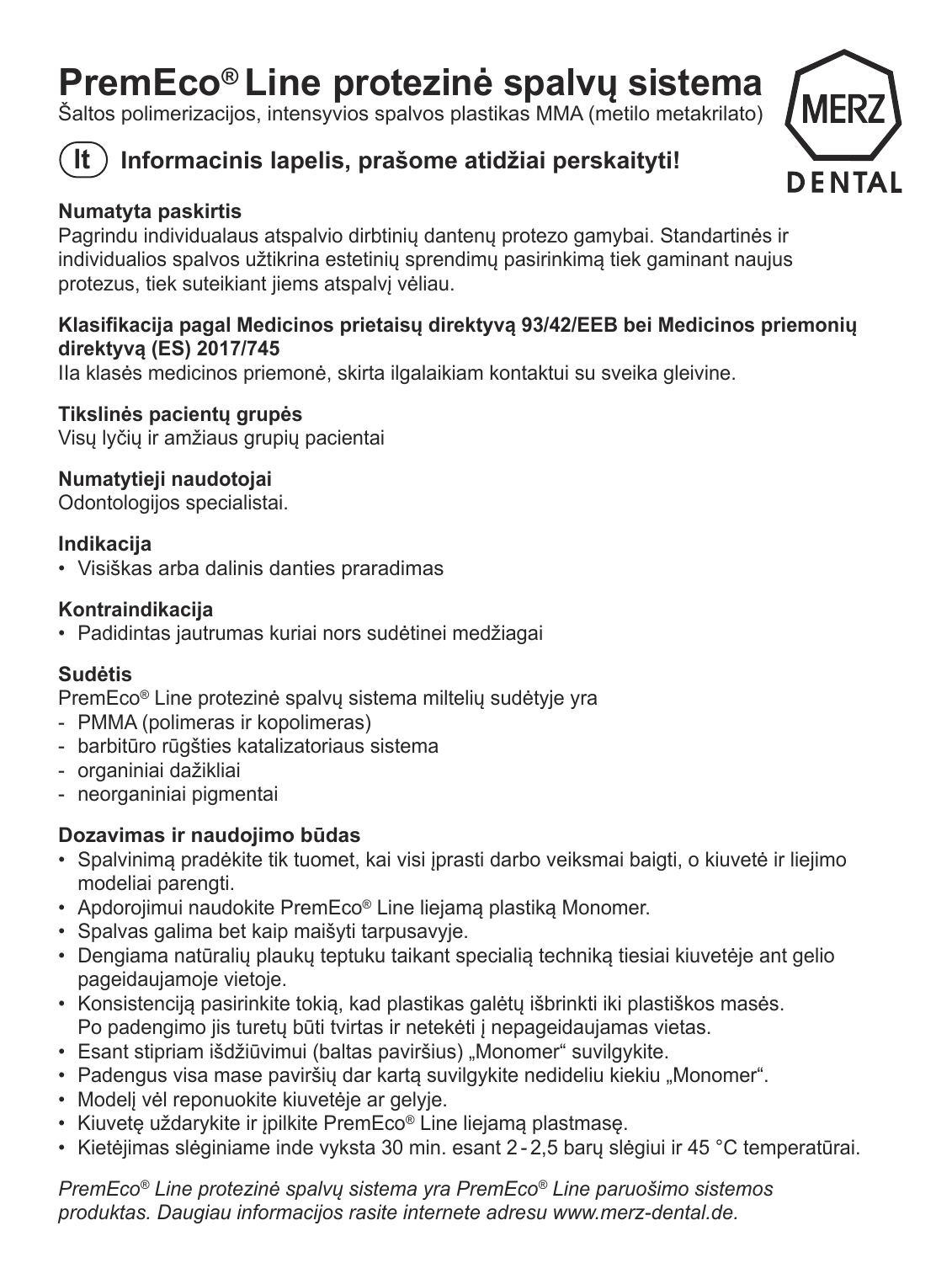# PremEco® Line protezinė spalvų sistema

Šaltos polimerizacijos, intensyvios spalvos plastikas MMA (metilo metakrilato)

MERZ DENTAL

## (lt) Informacinis lapelis, prašome atidžiai perskaityti!

**Numatyta paskirtis**

Pagrindu individualaus atspalvio dirbtinių dantenų protezo gamybai. Standartinės ir individualios spalvos užtikrina estetinių sprendimų pasirinkimą tiek gaminant naujus protezus, tiek suteikiant jiems atspalvį vėliau.

**Klasifikacija pagal Medicinos prietaisų direktyvą 93/42/EEB bei Medicinos priemonių direktyvą (ES) 2017/745**

IIa klasės medicinos priemonė, skirta ilgalaikiam kontaktui su sveika gleivine.

**Tikslinės pacientų grupės**

Visų lyčių ir amžiaus grupių pacientai

**Numatytieji naudotojai**

Odontologijos specialistai.

**Indikacija**

- Visiškas arba dalinis danties praradimas

**Kontraindikacija**

- Padidintas jautrumas kuriai nors sudėtinei medžiagai

**Sudėtis**

PremEco® Line protezinė spalvų sistema miltelių sudėtyje yra

- PMMA (polimeras ir kopolimeras)
- barbitūro rūgšties katalizatoriaus sistema
- organiniai dažikliai
- neorganiniai pigmentai

**Dozavimas ir naudojimo būdas**

- Spalvinimą pradėkite tik tuomet, kai visi įprasti darbo veiksmai baigti, o kiuvetė ir liejimo modeliai parengti.
- Apdorojimui naudokite PremEco® Line liejamą plastiką Monomer.
- Spalvas galima bet kaip maišyti tarpusavyje.
- Dengiama natūralių plaukų teptuku taikant specialią techniką tiesiai kiuvetėje ant gelio pageidaujamoje vietoje.
- Konsistenciją pasirinkite tokią, kad plastikas galėtų išbrinkti iki plastiškos masės. Po padengimo jis turetų būti tvirtas ir netekėti į nepageidaujamas vietas.
- Esant stipriam išdžiūvimui (baltas paviršius) „Monomer“ suvilgykite.
- Padengus visa mase paviršių dar kartą suvilgykite nedideliu kiekiu „Monomer“.
- Modelį vėl reponuokite kiuvetėje ar gelyje.
- Kiuvetę uždarykite ir įpilkite PremEco® Line liejamą plastmasę.
- Kietėjimas slėginiame inde vyksta 30 min. esant 2 - 2,5 barų slėgiui ir 45 °C temperatūrai.

*PremEco® Line protezinė spalvų sistema yra PremEco® Line paruošimo sistemos produktas. Daugiau informacijos rasite internete adresu www.merz-dental.de.*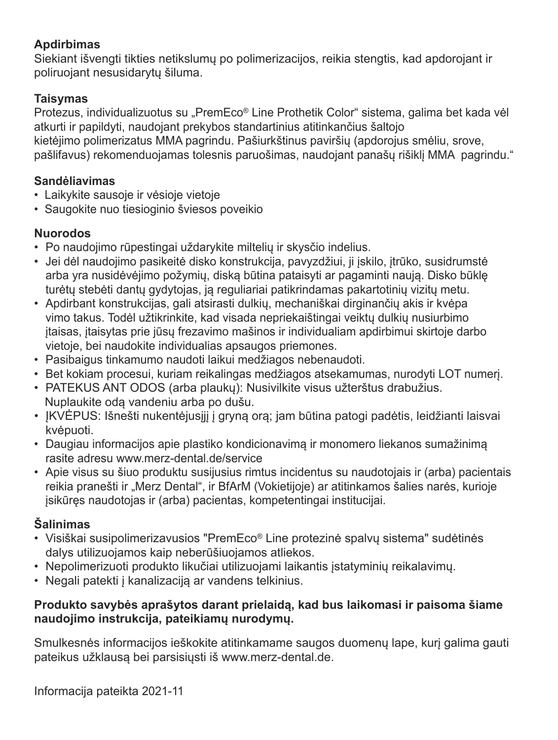**Apdirbimas**

Siekiant išvengti tikties netikslumų po polimerizacijos, reikia stengtis, kad apdorojant ir poliruojant nesusidarytų šiluma.

**Taisymas**

Protezus, individualizuotus su „PremEco® Line Prothetik Color“ sistema, galima bet kada vėl atkurti ir papildyti, naudojant prekybos standartinius atitinkančius šaltojo kietėjimo polimerizatus MMA pagrindu. Pašiurkštinus paviršių (apdorojus smėliu, srove, pašlifavus) rekomenduojamas tolesnis paruošimas, naudojant panašų rišiklį MMA pagrindu.“

**Sandėliavimas**

- Laikykite sausoje ir vėsioje vietoje
- Saugokite nuo tiesioginio šviesos poveikio

**Nuorodos**

- Po naudojimo rūpestingai uždarykite miltelių ir skysčio indelius.
- Jei dėl naudojimo pasikeitė disko konstrukcija, pavyzdžiui, ji įskilo, įtrūko, susidrumstė arba yra nusidėvėjimo požymių, diską būtina pataisyti ar pagaminti naują. Disko būklę turėtų stebėti dantų gydytojas, ją reguliariai patikrindamas pakartotinių vizitų metu.
- Apdirbant konstrukcijas, gali atsirasti dulkių, mechaniškai dirginančių akis ir kvėpa vimo takus. Todėl užtikrinkite, kad visada nepriekaištingai veiktų dulkių nusiurbimo įtaisas, įtaisytas prie jūsų frezavimo mašinos ir individualiam apdirbimui skirtoje darbo vietoje, bei naudokite individualias apsaugos priemones.
- Pasibaigus tinkamumo naudoti laikui medžiagos nebenaudoti.
- Bet kokiam procesui, kuriam reikalingas medžiagos atsekamumas, nurodyti LOT numerį.
- PATEKUS ANT ODOS (arba plaukų): Nusivilkite visus užterštus drabužius. Nuplaukite odą vandeniu arba po dušu.
- ĮKVĖPUS: Išnešti nukentėjusįjį į gryną orą; jam būtina patogi padėtis, leidžianti laisvai kvėpuoti.
- Daugiau informacijos apie plastiko kondicionavimą ir monomero liekanos sumažinimą rasite adresu www.merz-dental.de/service
- Apie visus su šiuo produktu susijusius rimtus incidentus su naudotojais ir (arba) pacientais reikia pranešti ir „Merz Dental“, ir BfArM (Vokietijoje) ar atitinkamos šalies narės, kurioje įsikūręs naudotojas ir (arba) pacientas, kompetentingai institucijai.

**Šalinimas**

- Visiškai susipolimerizavusios "PremEco® Line protezinė spalvų sistema" sudėtinės dalys utilizuojamos kaip neberūšiuojamos atliekos.
- Nepolimerizuoti produkto likučiai utilizuojami laikantis įstatyminių reikalavimų.
- Negali patekti į kanalizaciją ar vandens telkinius.

**Produkto savybės aprašytos darant prielaidą, kad bus laikomasi ir paisoma šiame naudojimo instrukcija, pateikiamų nurodymų.**

Smulkesnės informacijos ieškokite atitinkamame saugos duomenų lape, kurį galima gauti pateikus užklausą bei parsisiųsti iš www.merz-dental.de.

Informacija pateikta 2021-11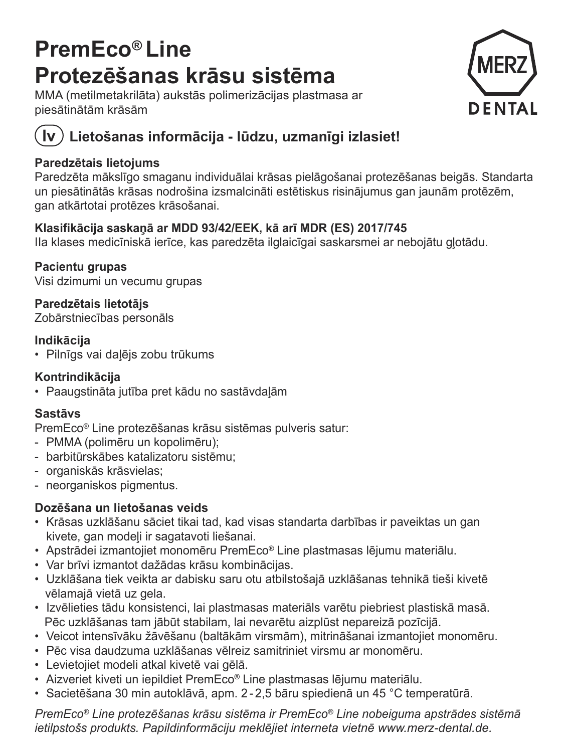# PremEco® Line Protezēšanas krāsu sistēma

MMA (metilmetakrilāta) aukstās polimerizācijas plastmasa ar piesātinātām krāsām

MERZ DENTAL

## (lv) Lietošanas informācija - lūdzu, uzmanīgi izlasiet!

**Paredzētais lietojums**
Paredzēta mākslīgo smaganu individuālai krāsas pielāgošanai protezēšanas beigās. Standarta un piesātinātās krāsas nodrošina izsmalcināti estētiskus risinājumus gan jaunām protēzēm, gan atkārtotai protēzes krāsošanai.

**Klasifikācija saskaņā ar MDD 93/42/EEK, kā arī MDR (ES) 2017/745**
IIa klases medicīniskā ierīce, kas paredzēta ilglaicīgai saskarsmei ar nebojātu gļotādu.

**Pacientu grupas**
Visi dzimumi un vecumu grupas

**Paredzētais lietotājs**
Zobārstniecības personāls

**Indikācija**
- Pilnīgs vai daļējs zobu trūkums

**Kontrindikācija**
- Paaugstināta jutība pret kādu no sastāvdaļām

**Sastāvs**
PremEco® Line protezēšanas krāsu sistēmas pulveris satur:
- PMMA (polimēru un kopolimēru);
- barbitūrskābes katalizatoru sistēmu;
- organiskās krāsvielas;
- neorganiskos pigmentus.

**Dozēšana un lietošanas veids**
- Krāsas uzklāšanu sāciet tikai tad, kad visas standarta darbības ir paveiktas un gan kivete, gan modeļi ir sagatavoti liešanai.
- Apstrādei izmantojiet monomēru PremEco® Line plastmasas lējumu materiālu.
- Var brīvi izmantot dažādas krāsu kombinācijas.
- Uzklāšana tiek veikta ar dabisku saru otu atbilstošajā uzklāšanas tehnikā tieši kivetē vēlamajā vietā uz gela.
- Izvēlieties tādu konsistenci, lai plastmasas materiāls varētu piebriest plastiskā masā. Pēc uzklāšanas tam jābūt stabilam, lai nevarētu aizplūst nepareizā pozīcijā.
- Veicot intensīvāku žāvēšanu (baltākām virsmām), mitrināšanai izmantojiet monomēru.
- Pēc visa daudzuma uzklāšanas vēlreiz samitriniet virsmu ar monomēru.
- Ievietojiet modeli atkal kivetē vai gēlā.
- Aizveriet kiveti un iepildiet PremEco® Line plastmasas lējumu materiālu.
- Sacietēšana 30 min autoklāvā, apm. 2 - 2,5 bāru spiedienā un 45 °C temperatūrā.

*PremEco® Line protezēšanas krāsu sistēma ir PremEco® Line nobeiguma apstrādes sistēmā ietilpstošs produkts. Papildinformāciju meklējiet interneta vietnē www.merz-dental.de.*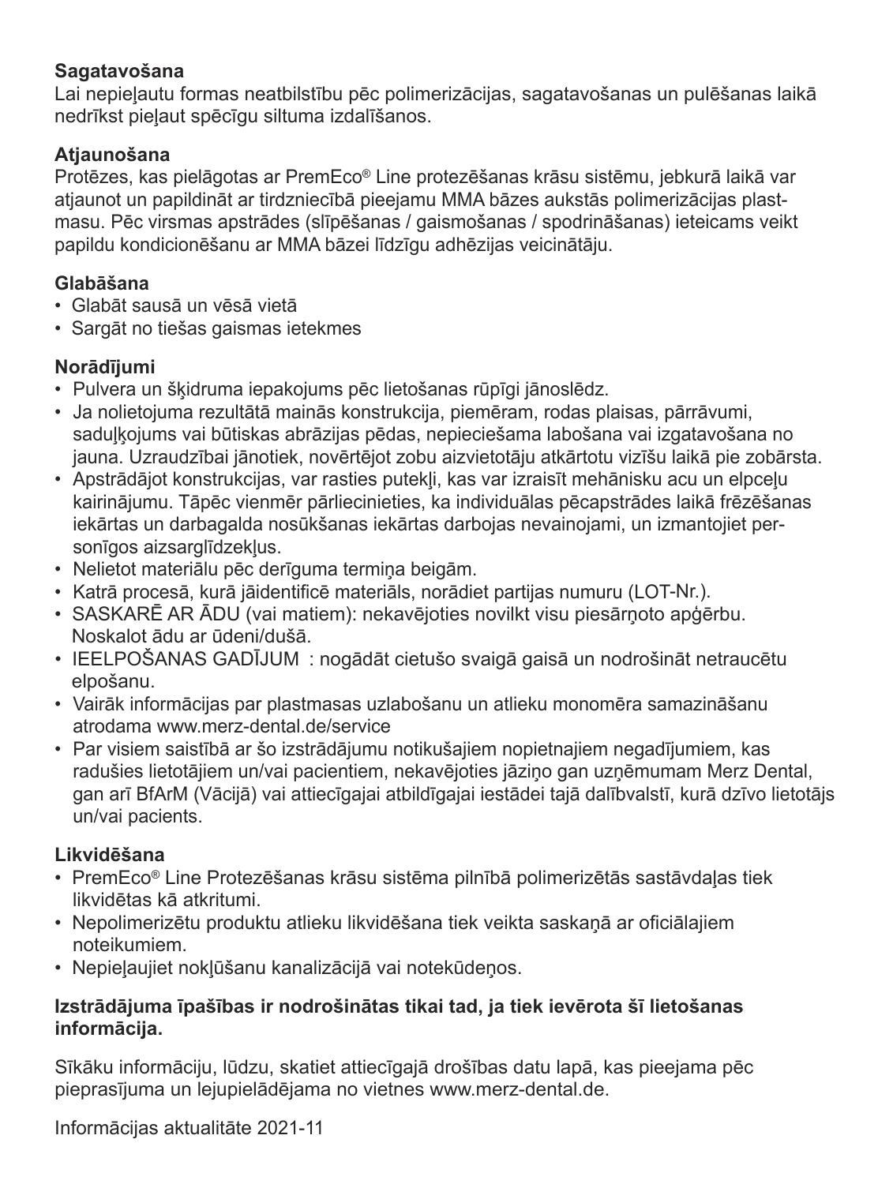**Sagatavošana**
Lai nepieļautu formas neatbilstību pēc polimerizācijas, sagatavošanas un pulēšanas laikā nedrīkst pieļaut spēcīgu siltuma izdalīšanos.

**Atjaunošana**
Protēzes, kas pielāgotas ar PremEco® Line protezēšanas krāsu sistēmu, jebkurā laikā var atjaunot un papildināt ar tirdzniecībā pieejamu MMA bāzes aukstās polimerizācijas plastmasu. Pēc virsmas apstrādes (slīpēšanas / gaismošanas / spodrināšanas) ieteicams veikt papildu kondicionēšanu ar MMA bāzei līdzīgu adhēzijas veicinātāju.

**Glabāšana**
- Glabāt sausā un vēsā vietā
- Sargāt no tiešas gaismas ietekmes

**Norādījumi**
- Pulvera un šķidruma iepakojums pēc lietošanas rūpīgi jānoslēdz.
- Ja nolietojuma rezultātā mainās konstrukcija, piemēram, rodas plaisas, pārrāvumi, saduļķojums vai būtiskas abrāzijas pēdas, nepieciešama labošana vai izgatavošana no jauna. Uzraudzībai jānotiek, novērtējot zobu aizvietotāju atkārtotu vizīšu laikā pie zobārsta.
- Apstrādājot konstrukcijas, var rasties putekļi, kas var izraisīt mehānisku acu un elpceļu kairinājumu. Tāpēc vienmēr pārliecinieties, ka individuālas pēcapstrādes laikā frēzēšanas iekārtas un darbagalda nosūkšanas iekārtas darbojas nevainojami, un izmantojiet personīgos aizsarglīdzekļus.
- Nelietot materiālu pēc derīguma termiņa beigām.
- Katrā procesā, kurā jāidentificē materiāls, norādiet partijas numuru (LOT-Nr.).
- SASKARĒ AR ĀDU (vai matiem): nekavējoties novilkt visu piesārņoto apģērbu. Noskalot ādu ar ūdeni/dušā.
- IEELPOŠANAS GADĪJUM : nogādāt cietušo svaigā gaisā un nodrošināt netraucētu elpošanu.
- Vairāk informācijas par plastmasas uzlabošanu un atlieku monomēra samazināšanu atrodama www.merz-dental.de/service
- Par visiem saistībā ar šo izstrādājumu notikušajiem nopietnajiem negadījumiem, kas radušies lietotājiem un/vai pacientiem, nekavējoties jāziņo gan uzņēmumam Merz Dental, gan arī BfArM (Vācijā) vai attiecīgajai atbildīgajai iestādei tajā dalībvalstī, kurā dzīvo lietotājs un/vai pacients.

**Likvidēšana**
- PremEco® Line Protezēšanas krāsu sistēma pilnībā polimerizētās sastāvdaļas tiek likvidētas kā atkritumi.
- Nepolimerizētu produktu atlieku likvidēšana tiek veikta saskaņā ar oficiālajiem noteikumiem.
- Nepieļaujiet nokļūšanu kanalizācijā vai notekūdeņos.

**Izstrādājuma īpašības ir nodrošinātas tikai tad, ja tiek ievērota šī lietošanas informācija.**

Sīkāku informāciju, lūdzu, skatiet attiecīgajā drošības datu lapā, kas pieejama pēc pieprasījuma un lejupielādējama no vietnes www.merz-dental.de.

Informācijas aktualitāte 2021-11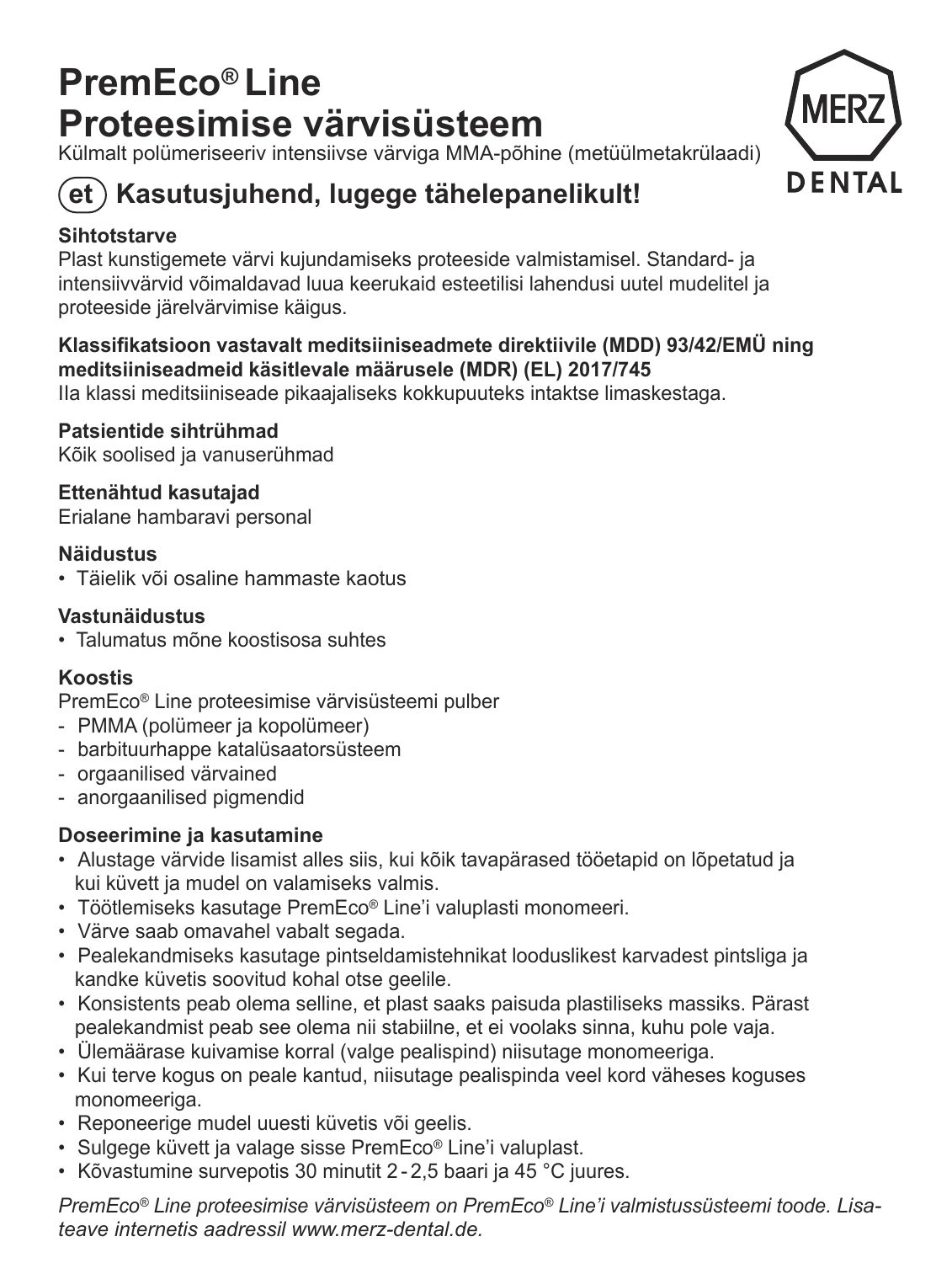# PremEco® Line
# Proteesimise värvisüsteem

Külmalt polümeriseeriv intensiivse värviga MMA-põhine (metüülmetakrülaadi)

MERZ DENTAL

## (et) Kasutusjuhend, lugege tähelepanelikult!

**Sihtotstarve**

Plast kunstigemete värvi kujundamiseks proteeside valmistamisel. Standard- ja intensiivvärvid võimaldavad luua keerukaid esteetilisi lahendusi uutel mudelitel ja proteeside järelvärvimise käigus.

**Klassifikatsioon vastavalt meditsiiniseadmete direktiivile (MDD) 93/42/EMÜ ning meditsiiniseadmeid käsitlevale määrusele (MDR) (EL) 2017/745**

IIa klassi meditsiiniseade pikaajaliseks kokkupuuteks intaktse limaskestaga.

**Patsientide sihtrühmad**

Kõik soolised ja vanuserühmad

**Ettenähtud kasutajad**

Erialane hambaravi personal

**Näidustus**

- Täielik või osaline hammaste kaotus

**Vastunäidustus**

- Talumatus mõne koostisosa suhtes

**Koostis**

PremEco® Line proteesimise värvisüsteemi pulber
- PMMA (polümeer ja kopolümeer)
- barbituurhappe katalüsaatorsüsteem
- orgaanilised värvained
- anorgaanilised pigmendid

**Doseerimine ja kasutamine**

- Alustage värvide lisamist alles siis, kui kõik tavapärased tööetapid on lõpetatud ja kui küvett ja mudel on valamiseks valmis.
- Töötlemiseks kasutage PremEco® Line'i valuplasti monomeeri.
- Värve saab omavahel vabalt segada.
- Pealekandmiseks kasutage pintseldamistehnikat looduslikest karvadest pintsliga ja kandke küvetis soovitud kohal otse geelile.
- Konsistents peab olema selline, et plast saaks paisuda plastiliseks massiks. Pärast pealekandmist peab see olema nii stabiilne, et ei voolaks sinna, kuhu pole vaja.
- Ülemäärase kuivamise korral (valge pealispind) niisutage monomeeriga.
- Kui terve kogus on peale kantud, niisutage pealispinda veel kord väheses koguses monomeeriga.
- Reponeerige mudel uuesti küvetis või geelis.
- Sulgege küvett ja valage sisse PremEco® Line'i valuplast.
- Kõvastumine survepotis 30 minutit 2 - 2,5 baari ja 45 °C juures.

*PremEco® Line proteesimise värvisüsteem on PremEco® Line'i valmistussüsteemi toode. Lisateave internetis aadressil www.merz-dental.de.*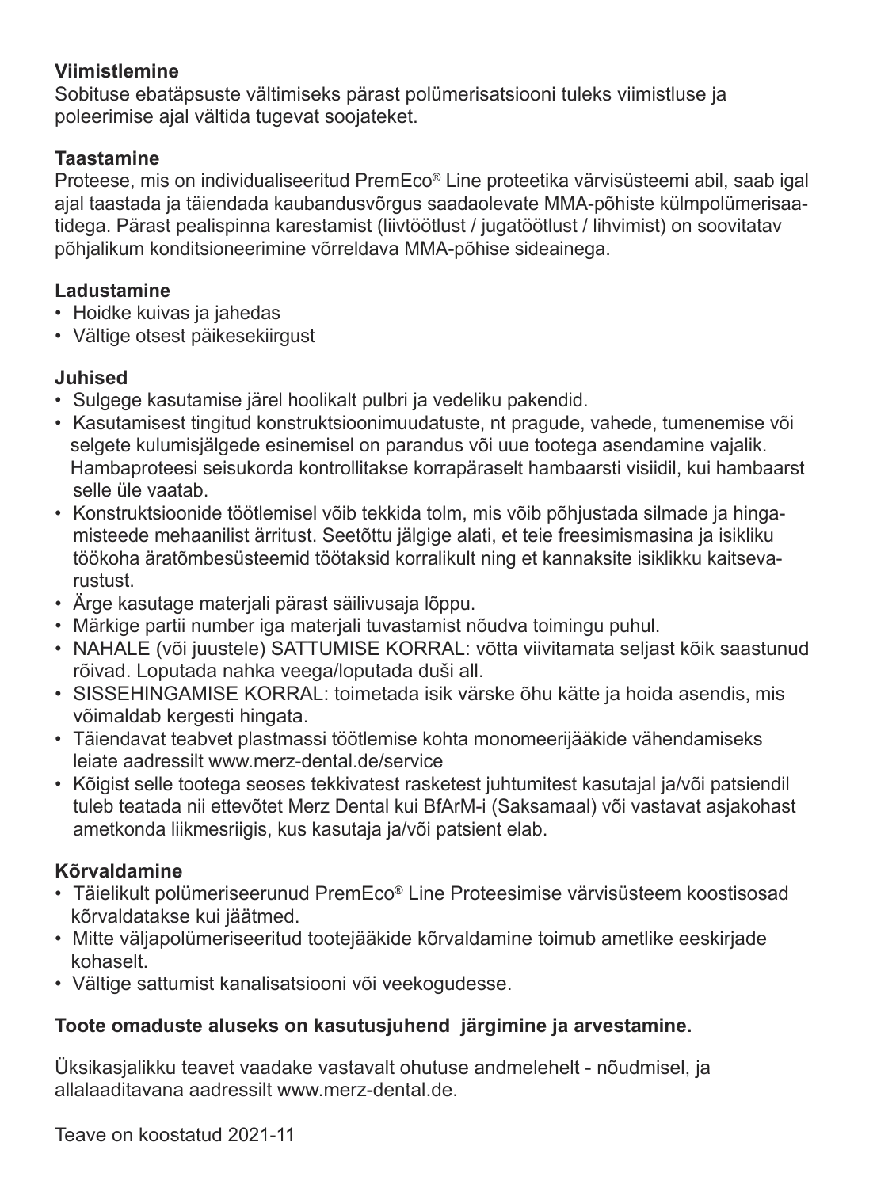**Viimistlemine**
Sobituse ebatäpsuste vältimiseks pärast polümerisatsiooni tuleks viimistluse ja poleerimise ajal vältida tugevat soojateket.

**Taastamine**
Proteese, mis on individualiseeritud PremEco® Line proteetika värvisüsteemi abil, saab igal ajal taastada ja täiendada kaubandusvõrgus saadaolevate MMA-põhiste külmpolümerisaatidega. Pärast pealispinna karestamist (liivtöötlust / jugatöötlust / lihvimist) on soovitatav põhjalikum konditsioneerimine võrreldava MMA-põhise sideainega.

**Ladustamine**
- Hoidke kuivas ja jahedas
- Vältige otsest päikesekiirgust

**Juhised**
- Sulgege kasutamise järel hoolikalt pulbri ja vedeliku pakendid.
- Kasutamisest tingitud konstruktsioonimuudatuste, nt pragude, vahede, tumenemise või selgete kulumisjälgede esinemisel on parandus või uue tootega asendamine vajalik. Hambaproteesi seisukorda kontrollitakse korrapäraselt hambaarsti visiidil, kui hambaarst selle üle vaatab.
- Konstruktsioonide töötlemisel võib tekkida tolm, mis võib põhjustada silmade ja hingamisteede mehaanilist ärritust. Seetõttu jälgige alati, et teie freesimismasina ja isikliku töökoha äratõmbesüsteemid töötaksid korralikult ning et kannaksite isiklikku kaitsevarustust.
- Ärge kasutage materjali pärast säilivusaja lõppu.
- Märkige partii number iga materjali tuvastamist nõudva toimingu puhul.
- NAHALE (või juustele) SATTUMISE KORRAL: võtta viivitamata seljast kõik saastunud rõivad. Loputada nahka veega/loputada duši all.
- SISSEHINGAMISE KORRAL: toimetada isik värske õhu kätte ja hoida asendis, mis võimaldab kergesti hingata.
- Täiendavat teabvet plastmassi töötlemise kohta monomeerijääkide vähendamiseks leiate aadressilt www.merz-dental.de/service
- Kõigist selle tootega seoses tekkivatest rasketest juhtumitest kasutajal ja/või patsiendil tuleb teatada nii ettevõtet Merz Dental kui BfArM-i (Saksamaal) või vastavat asjakohast ametkonda liikmesriigis, kus kasutaja ja/või patsient elab.

**Kõrvaldamine**
- Täielikult polümeriseerunud PremEco® Line Proteesimise värvisüsteem koostisosad kõrvaldatakse kui jäätmed.
- Mitte väljapolümeriseeritud tootejääkide kõrvaldamine toimub ametlike eeskirjade kohaselt.
- Vältige sattumist kanalisatsiooni või veekogudesse.

**Toote omaduste aluseks on kasutusjuhend järgimine ja arvestamine.**

Üksikasjalikku teavet vaadake vastavalt ohutuse andmelehelt - nõudmisel, ja allalaaditavana aadressilt www.merz-dental.de.

Teave on koostatud 2021-11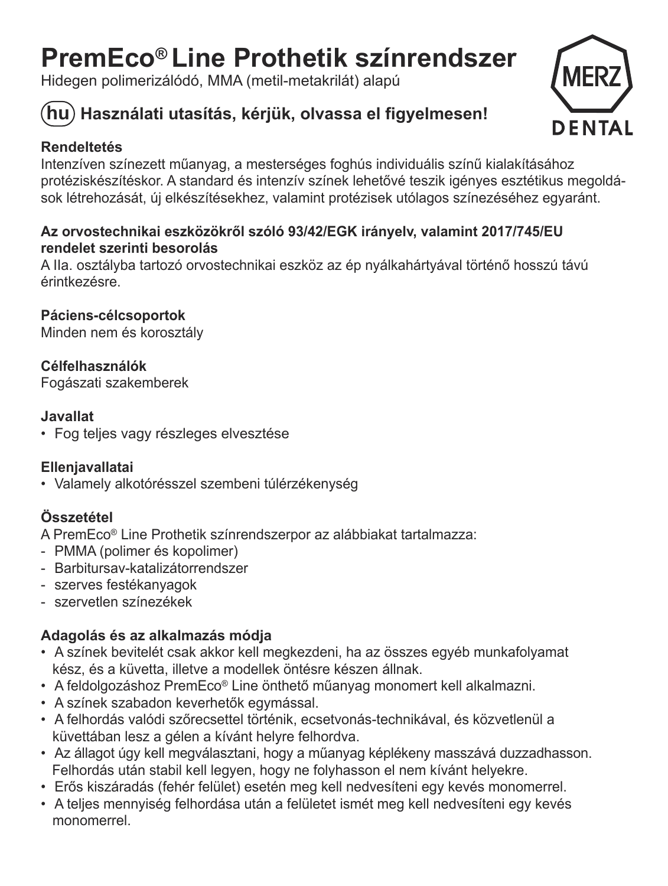# PremEco® Line Prothetik színrendszer

Hidegen polimerizálódó, MMA (metil-metakrilát) alapú

MERZ DENTAL

## (hu) Használati utasítás, kérjük, olvassa el figyelmesen!

**Rendeltetés**

Intenzíven színezett műanyag, a mesterséges foghús individuális színű kialakításához protéziskészítéskor. A standard és intenzív színek lehetővé teszik igényes esztétikus megoldások létrehozását, új elkészítésekhez, valamint protézisek utólagos színezéséhez egyaránt.

**Az orvostechnikai eszközökről szóló 93/42/EGK irányelv, valamint 2017/745/EU rendelet szerinti besorolás**

A IIa. osztályba tartozó orvostechnikai eszköz az ép nyálkahártyával történő hosszú távú érintkezésre.

**Páciens-célcsoportok**

Minden nem és korosztály

**Célfelhasználók**

Fogászati szakemberek

**Javallat**

- Fog teljes vagy részleges elvesztése

**Ellenjavallatai**

- Valamely alkotórésszel szembeni túlérzékenység

**Összetétel**

A PremEco® Line Prothetik színrendszerpor az alábbiakat tartalmazza:

- PMMA (polimer és kopolimer)
- Barbitursav-katalizátorrendszer
- szerves festékanyagok
- szervetlen színezékek

**Adagolás és az alkalmazás módja**

- A színek bevitelét csak akkor kell megkezdeni, ha az összes egyéb munkafolyamat kész, és a küvetta, illetve a modellek öntésre készen állnak.
- A feldolgozáshoz PremEco® Line önthető műanyag monomert kell alkalmazni.
- A színek szabadon keverhetők egymással.
- A felhordás valódi szőrecsettel történik, ecsetvonás-technikával, és közvetlenül a küvettában lesz a gélen a kívánt helyre felhordva.
- Az állagot úgy kell megválasztani, hogy a műanyag képlékeny masszává duzzadhasson. Felhordás után stabil kell legyen, hogy ne folyhasson el nem kívánt helyekre.
- Erős kiszáradás (fehér felület) esetén meg kell nedvesíteni egy kevés monomerrel.
- A teljes mennyiség felhordása után a felületet ismét meg kell nedvesíteni egy kevés monomerrel.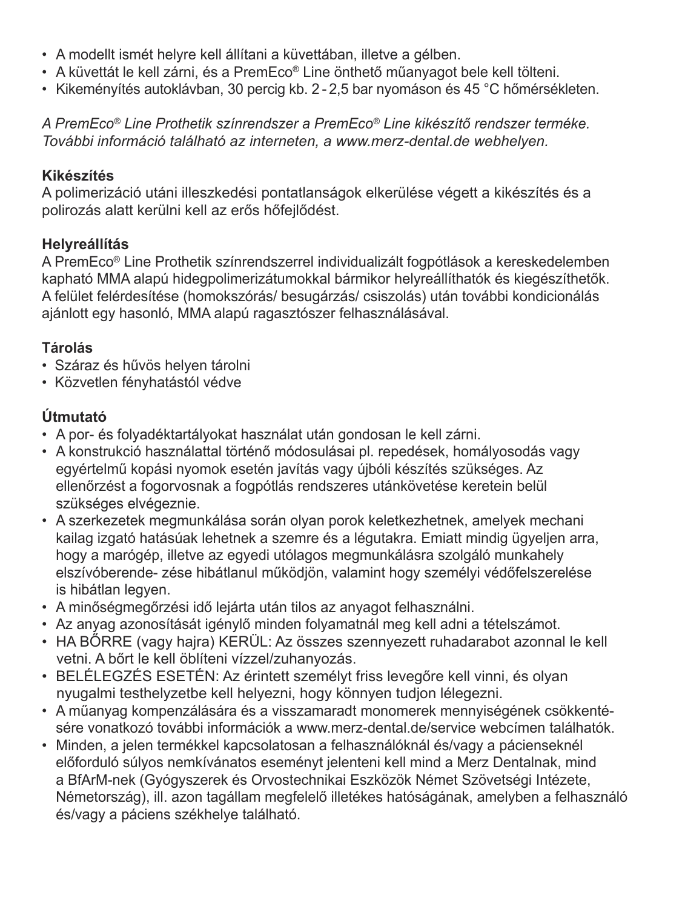- A modellt ismét helyre kell állítani a küvettában, illetve a gélben.
- A küvettát le kell zárni, és a PremEco® Line önthető műanyagot bele kell tölteni.
- Kikeményítés autoklávban, 30 percig kb. 2 - 2,5 bar nyomáson és 45 °C hőmérsékleten.

*A PremEco® Line Prothetik színrendszer a PremEco® Line kikészítő rendszer terméke. További információ található az interneten, a www.merz-dental.de webhelyen.*

**Kikészítés**
A polimerizáció utáni illeszkedési pontatlanságok elkerülése végett a kikészítés és a polirozás alatt kerülni kell az erős hőfejlődést.

**Helyreállítás**
A PremEco® Line Prothetik színrendszerrel individualizált fogpótlások a kereskedelemben kapható MMA alapú hidegpolimerizátumokkal bármikor helyreállíthatók és kiegészíthetők. A felület felérdesítése (homokszórás/ besugárzás/ csiszolás) után további kondicionálás ajánlott egy hasonló, MMA alapú ragasztószer felhasználásával.

**Tárolás**
- Száraz és hűvös helyen tárolni
- Közvetlen fényhatástól védve

**Útmutató**
- A por- és folyadéktartályokat használat után gondosan le kell zárni.
- A konstrukció használattal történő módosulásai pl. repedések, homályosodás vagy egyértelmű kopási nyomok esetén javítás vagy újbóli készítés szükséges. Az ellenőrzést a fogorvosnak a fogpótlás rendszeres utánkövetése keretein belül szükséges elvégeznie.
- A szerkezetek megmunkálása során olyan porok keletkezhetnek, amelyek mechani kailag izgató hatásúak lehetnek a szemre és a légutakra. Emiatt mindig ügyeljen arra, hogy a marógép, illetve az egyedi utólagos megmunkálásra szolgáló munkahely elszívóberende- zése hibátlanul működjön, valamint hogy személyi védőfelszerelése is hibátlan legyen.
- A minőségmegőrzési idő lejárta után tilos az anyagot felhasználni.
- Az anyag azonosítását igénylő minden folyamatnál meg kell adni a tételszámot.
- HA BŐRRE (vagy hajra) KERÜL: Az összes szennyezett ruhadarabot azonnal le kell vetni. A bőrt le kell öblíteni vízzel/zuhanyozás.
- BELÉLEGZÉS ESETÉN: Az érintett személyt friss levegőre kell vinni, és olyan nyugalmi testhelyzetbe kell helyezni, hogy könnyen tudjon lélegezni.
- A műanyag kompenzálására és a visszamaradt monomerek mennyiségének csökkentésére vonatkozó további információk a www.merz-dental.de/service webcímen találhatók.
- Minden, a jelen termékkel kapcsolatosan a felhasználóknál és/vagy a pácienseknél előforduló súlyos nemkívánatos eseményt jelenteni kell mind a Merz Dentalnak, mind a BfArM-nek (Gyógyszerek és Orvostechnikai Eszközök Német Szövetségi Intézete, Németország), ill. azon tagállam megfelelő illetékes hatóságának, amelyben a felhasználó és/vagy a páciens székhelye található.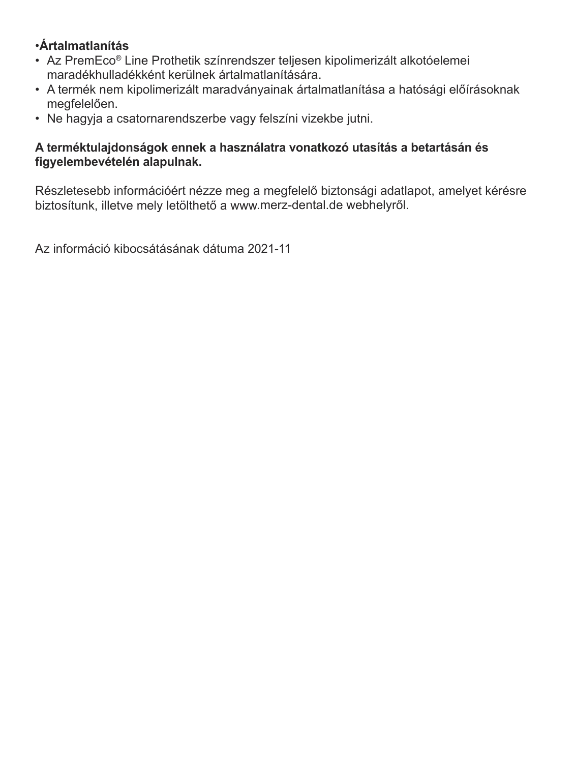•**Ártalmatlanítás**

- Az PremEco® Line Prothetik színrendszer teljesen kipolimerizált alkotóelemei maradékhulladékként kerülnek ártalmatlanítására.
- A termék nem kipolimerizált maradványainak ártalmatlanítása a hatósági előírásoknak megfelelően.
- Ne hagyja a csatornarendszerbe vagy felszíni vizekbe jutni.

**A terméktulajdonságok ennek a használatra vonatkozó utasítás a betartásán és figyelembevételén alapulnak.**

Részletesebb információért nézze meg a megfelelő biztonsági adatlapot, amelyet kérésre biztosítunk, illetve mely letölthető a www.merz-dental.de webhelyről.

Az információ kibocsátásának dátuma 2021-11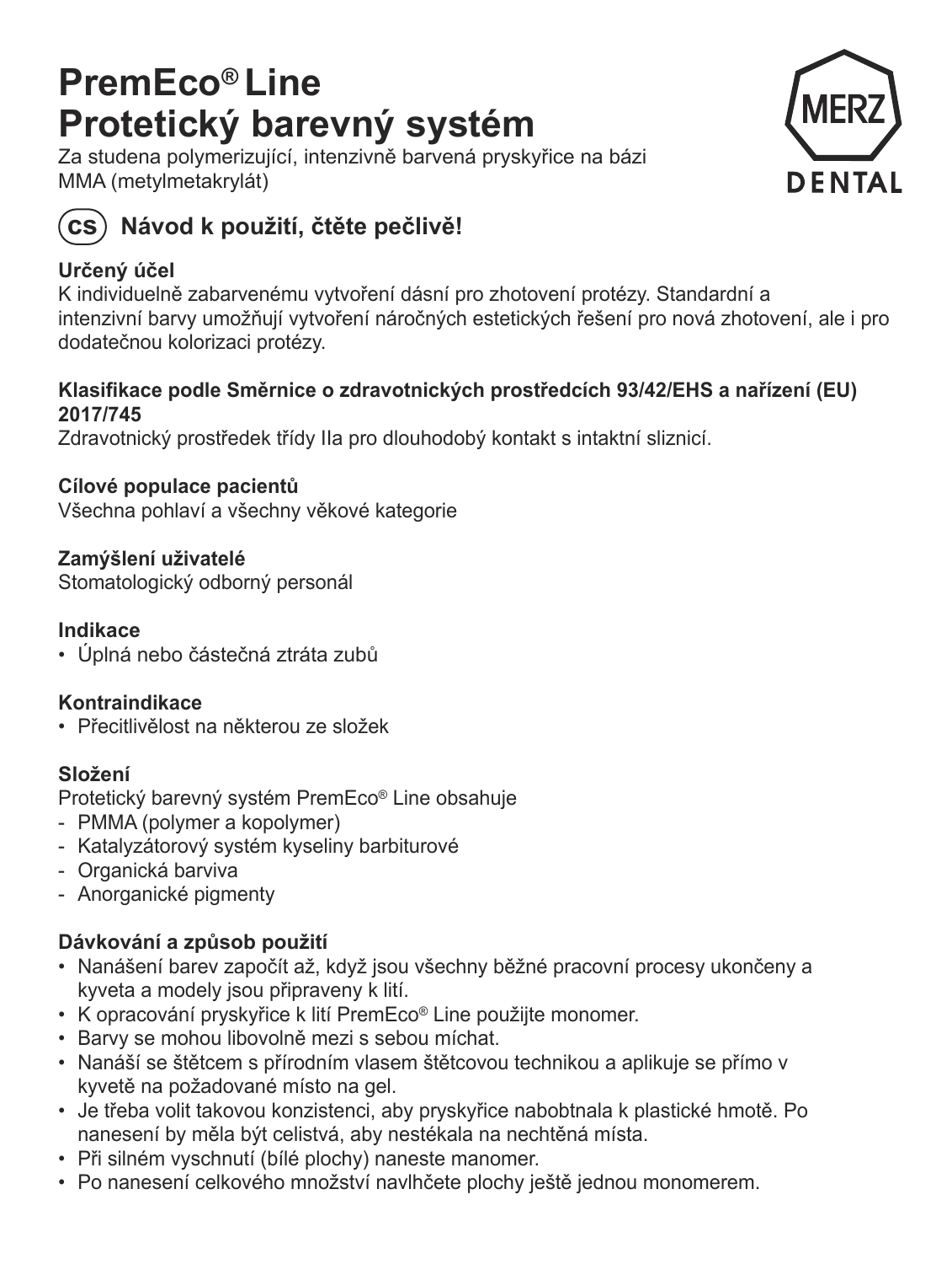# PremEco® Line
# Protetický barevný systém

Za studena polymerizující, intenzivně barvená pryskyřice na bázi MMA (metylmetakrylát)

MERZ DENTAL

## (CS) Návod k použití, čtěte pečlivě!

**Určený účel**

K individuelně zabarvenému vytvoření dásní pro zhotovení protézy. Standardní a intenzivní barvy umožňují vytvoření náročných estetických řešení pro nová zhotovení, ale i pro dodatečnou kolorizaci protézy.

**Klasifikace podle Směrnice o zdravotnických prostředcích 93/42/EHS a nařízení (EU) 2017/745**

Zdravotnický prostředek třídy IIa pro dlouhodobý kontakt s intaktní sliznicí.

**Cílové populace pacientů**

Všechna pohlaví a všechny věkové kategorie

**Zamýšlení uživatelé**

Stomatologický odborný personál

**Indikace**

- Úplná nebo částečná ztráta zubů

**Kontraindikace**

- Přecitlivělost na některou ze složek

**Složení**

Protetický barevný systém PremEco® Line obsahuje
- PMMA (polymer a kopolymer)
- Katalyzátorový systém kyseliny barbiturové
- Organická barviva
- Anorganické pigmenty

**Dávkování a způsob použití**

- Nanášení barev započít až, když jsou všechny běžné pracovní procesy ukončeny a kyveta a modely jsou připraveny k lití.
- K opracování pryskyřice k lití PremEco® Line použijte monomer.
- Barvy se mohou libovolně mezi s sebou míchat.
- Nanáší se štětcem s přírodním vlasem štětcovou technikou a aplikuje se přímo v kyvetě na požadované místo na gel.
- Je třeba volit takovou konzistenci, aby pryskyřice nabobtnala k plastické hmotě. Po nanesení by měla být celistvá, aby nestékala na nechtěná místa.
- Při silném vyschnutí (bílé plochy) naneste manomer.
- Po nanesení celkového množství navlhčete plochy ještě jednou monomerem.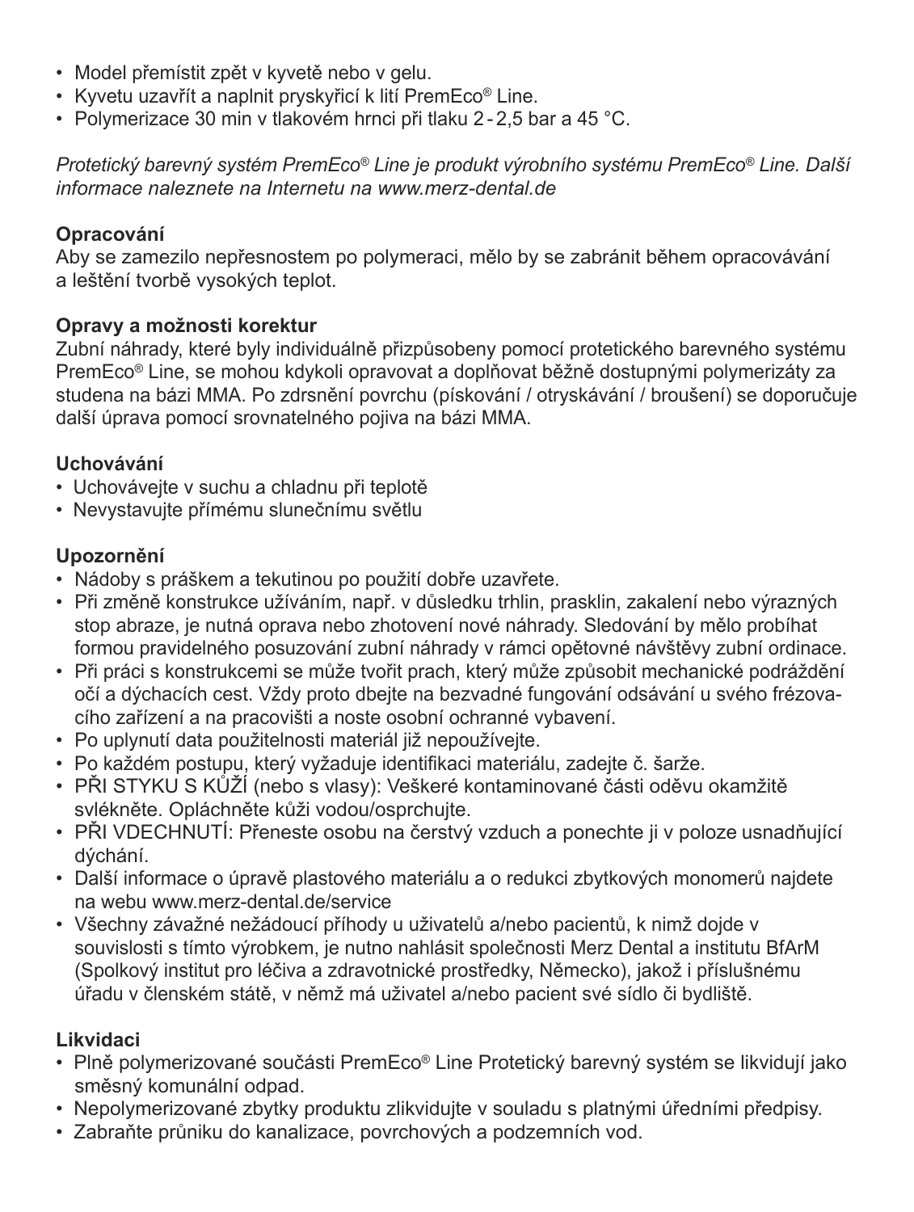- Model přemístit zpět v kyvetě nebo v gelu.
- Kyvetu uzavřít a naplnit pryskyřicí k lití PremEco® Line.
- Polymerizace 30 min v tlakovém hrnci při tlaku 2 - 2,5 bar a 45 °C.

*Protetický barevný systém PremEco® Line je produkt výrobního systému PremEco® Line. Další informace naleznete na Internetu na www.merz-dental.de*

**Opracování**

Aby se zamezilo nepřesnostem po polymeraci, mělo by se zabránit během opracovávání a leštění tvorbě vysokých teplot.

**Opravy a možnosti korektur**

Zubní náhrady, které byly individuálně přizpůsobeny pomocí protetického barevného systému PremEco® Line, se mohou kdykoli opravovat a doplňovat běžně dostupnými polymerizáty za studena na bázi MMA. Po zdrsnění povrchu (pískování / otryskávání / broušení) se doporučuje další úprava pomocí srovnatelného pojiva na bázi MMA.

**Uchovávání**

- Uchovávejte v suchu a chladnu při teplotě
- Nevystavujte přímému slunečnímu světlu

**Upozornění**

- Nádoby s práškem a tekutinou po použití dobře uzavřete.
- Při změně konstrukce užíváním, např. v důsledku trhlin, prasklin, zakalení nebo výrazných stop abraze, je nutná oprava nebo zhotovení nové náhrady. Sledování by mělo probíhat formou pravidelného posuzování zubní náhrady v rámci opětovné návštěvy zubní ordinace.
- Při práci s konstrukcemi se může tvořit prach, který může způsobit mechanické podráždění očí a dýchacích cest. Vždy proto dbejte na bezvadné fungování odsávání u svého frézovacího zařízení a na pracovišti a noste osobní ochranné vybavení.
- Po uplynutí data použitelnosti materiál již nepoužívejte.
- Po každém postupu, který vyžaduje identifikaci materiálu, zadejte č. šarže.
- PŘI STYKU S KŮŽÍ (nebo s vlasy): Veškeré kontaminované části oděvu okamžitě svlékněte. Opláchněte kůži vodou/osprchujte.
- PŘI VDECHNUTÍ: Přeneste osobu na čerstvý vzduch a ponechte ji v poloze usnadňující dýchání.
- Další informace o úpravě plastového materiálu a o redukci zbytkových monomerů najdete na webu www.merz-dental.de/service
- Všechny závažné nežádoucí příhody u uživatelů a/nebo pacientů, k nimž dojde v souvislosti s tímto výrobkem, je nutno nahlásit společnosti Merz Dental a institutu BfArM (Spolkový institut pro léčiva a zdravotnické prostředky, Německo), jakož i příslušnému úřadu v členském státě, v němž má uživatel a/nebo pacient své sídlo či bydliště.

**Likvidaci**

- Plně polymerizované součásti PremEco® Line Protetický barevný systém se likvidují jako směsný komunální odpad.
- Nepolymerizované zbytky produktu zlikvidujte v souladu s platnými úředními předpisy.
- Zabraňte průniku do kanalizace, povrchových a podzemních vod.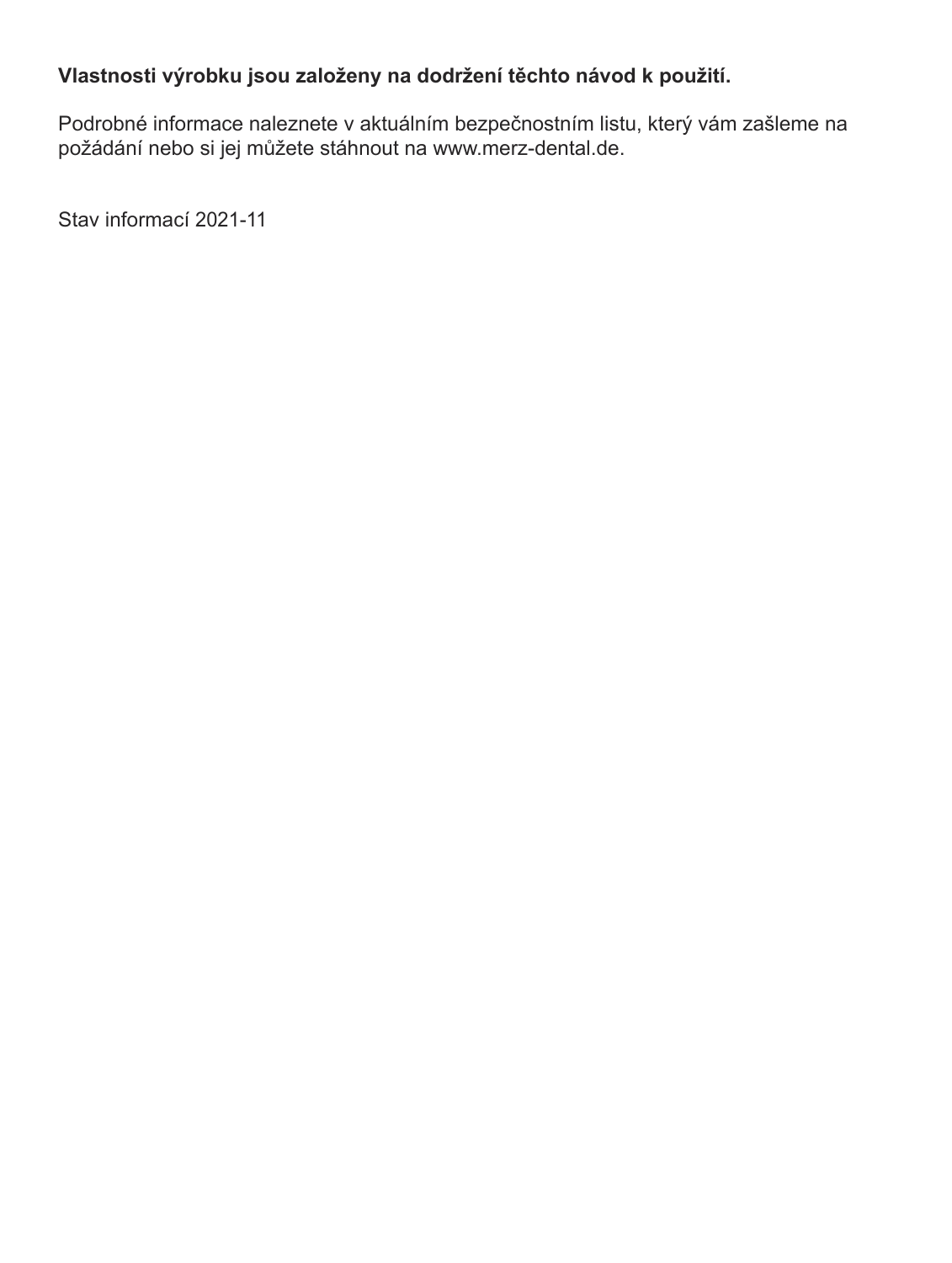**Vlastnosti výrobku jsou založeny na dodržení těchto návod k použití.**

Podrobné informace naleznete v aktuálním bezpečnostním listu, který vám zašleme na požádání nebo si jej můžete stáhnout na www.merz-dental.de.

Stav informací 2021-11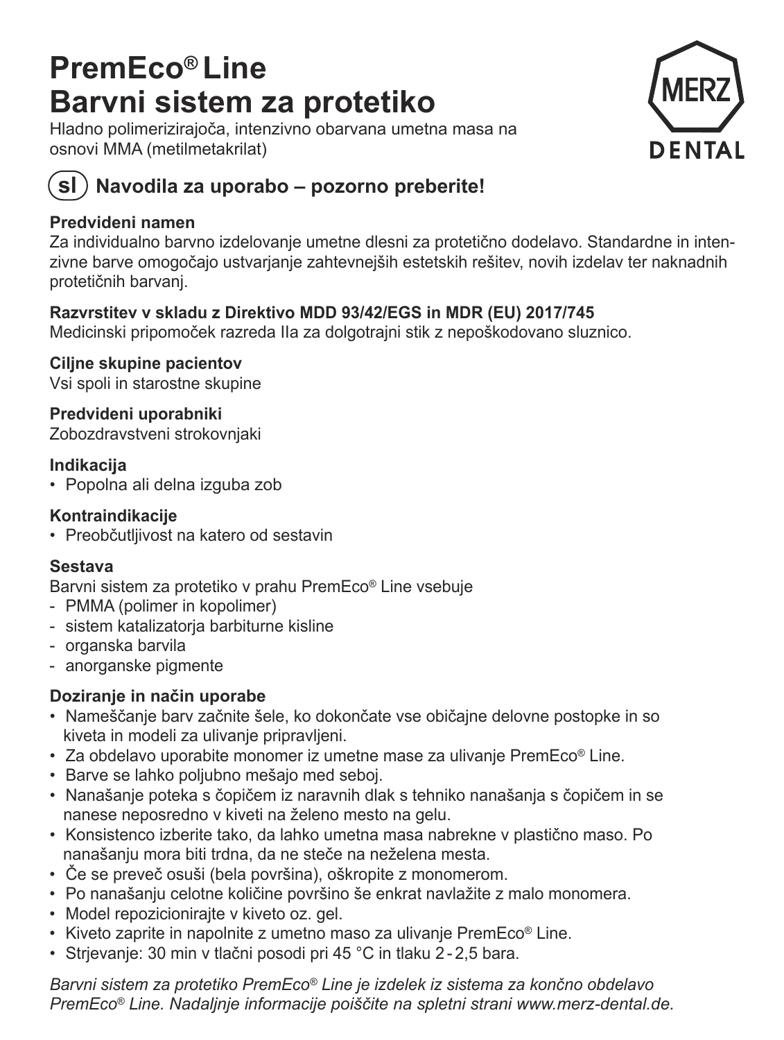# PremEco® Line
# Barvni sistem za protetiko

Hladno polimerizirajoča, intenzivno obarvana umetna masa na osnovi MMA (metilmetakrilat)

## (sl) Navodila za uporabo – pozorno preberite!

**Predvideni namen**

Za individualno barvno izdelovanje umetne dlesni za protetično dodelavo. Standardne in intenzivne barve omogočajo ustvarjanje zahtevnejših estetskih rešitev, novih izdelav ter naknadnih protetičnih barvanj.

**Razvrstitev v skladu z Direktivo MDD 93/42/EGS in MDR (EU) 2017/745**

Medicinski pripomoček razreda IIa za dolgotrajni stik z nepoškodovano sluznico.

**Ciljne skupine pacientov**

Vsi spoli in starostne skupine

**Predvideni uporabniki**

Zobozdravstveni strokovnjaki

**Indikacija**

- Popolna ali delna izguba zob

**Kontraindikacije**

- Preobčutljivost na katero od sestavin

**Sestava**

Barvni sistem za protetiko v prahu PremEco® Line vsebuje

- PMMA (polimer in kopolimer)
- sistem katalizatorja barbiturne kisline
- organska barvila
- anorganske pigmente

**Doziranje in način uporabe**

- Nameščanje barv začnite šele, ko dokončate vse običajne delovne postopke in so kiveta in modeli za ulivanje pripravljeni.
- Za obdelavo uporabite monomer iz umetne mase za ulivanje PremEco® Line.
- Barve se lahko poljubno mešajo med seboj.
- Nanašanje poteka s čopičem iz naravnih dlak s tehniko nanašanja s čopičem in se nanese neposredno v kiveti na želeno mesto na gelu.
- Konsistenco izberite tako, da lahko umetna masa nabrekne v plastično maso. Po nanašanju mora biti trdna, da ne steče na neželena mesta.
- Če se preveč osuši (bela površina), oškropite z monomerom.
- Po nanašanju celotne količine površino še enkrat navlažite z malo monomera.
- Model repozicionirajte v kiveto oz. gel.
- Kiveto zaprite in napolnite z umetno maso za ulivanje PremEco® Line.
- Strjevanje: 30 min v tlačni posodi pri 45 °C in tlaku 2 - 2,5 bara.

*Barvni sistem za protetiko PremEco® Line je izdelek iz sistema za končno obdelavo PremEco® Line. Nadaljnje informacije poiščite na spletni strani www.merz-dental.de.*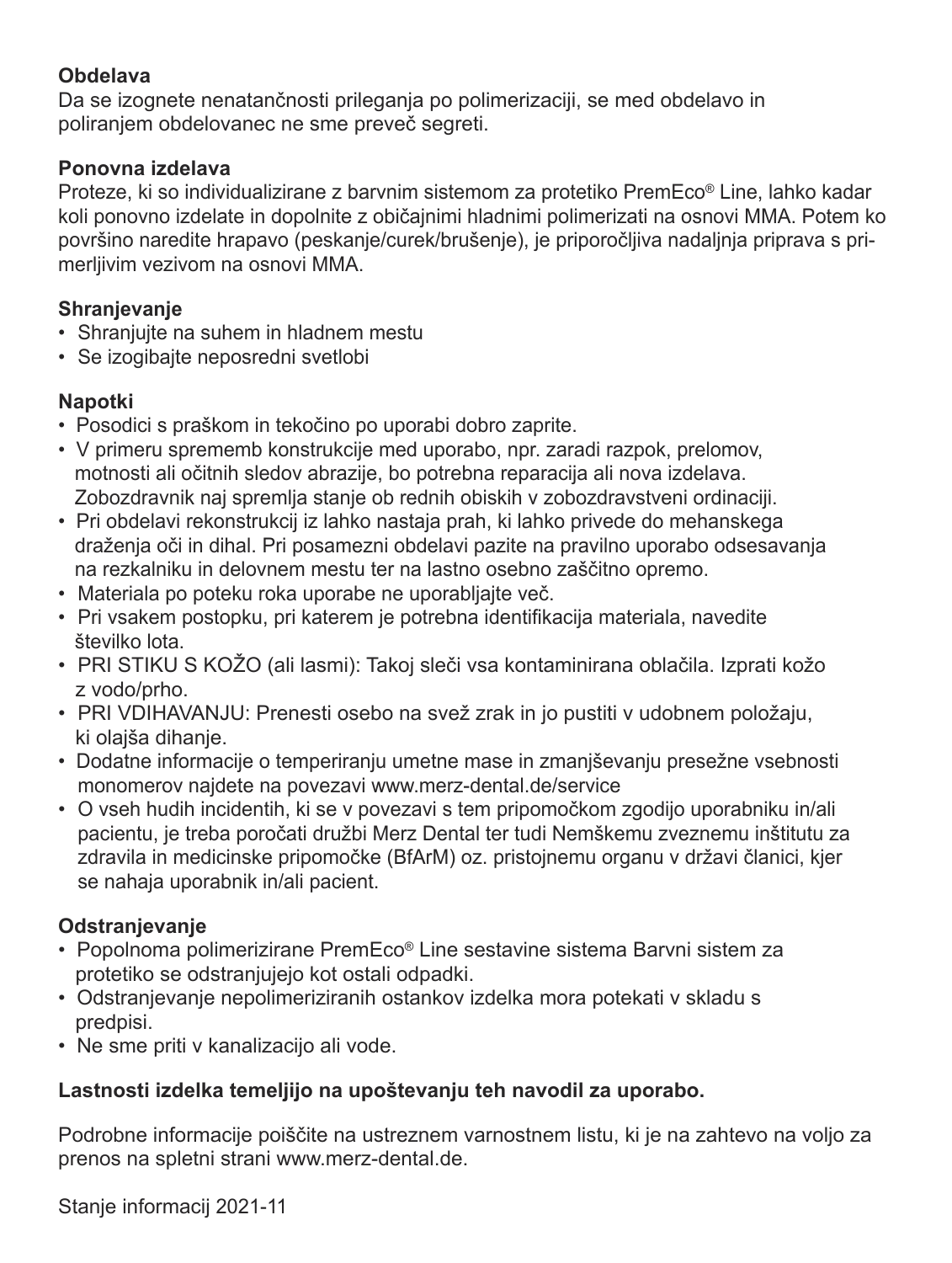**Obdelava**

Da se izognete nenatančnosti prileganja po polimerizaciji, se med obdelavo in poliranjem obdelovanec ne sme preveč segreti.

**Ponovna izdelava**

Proteze, ki so individualizirane z barvnim sistemom za protetiko PremEco® Line, lahko kadar koli ponovno izdelate in dopolnite z običajnimi hladnimi polimerizati na osnovi MMA. Potem ko površino naredite hrapavo (peskanje/curek/brušenje), je priporočljiva nadaljnja priprava s primerljivim vezivom na osnovi MMA.

**Shranjevanje**

- Shranjujte na suhem in hladnem mestu
- Se izogibajte neposredni svetlobi

**Napotki**

- Posodici s praškom in tekočino po uporabi dobro zaprite.
- V primeru sprememb konstrukcije med uporabo, npr. zaradi razpok, prelomov, motnosti ali očitnih sledov abrazije, bo potrebna reparacija ali nova izdelava. Zobozdravnik naj spremlja stanje ob rednih obiskih v zobozdravstveni ordinaciji.
- Pri obdelavi rekonstrukcij iz lahko nastaja prah, ki lahko privede do mehanskega draženja oči in dihal. Pri posamezni obdelavi pazite na pravilno uporabo odsesavanja na rezkalniku in delovnem mestu ter na lastno osebno zaščitno opremo.
- Materiala po poteku roka uporabe ne uporabljajte več.
- Pri vsakem postopku, pri katerem je potrebna identifikacija materiala, navedite številko lota.
- PRI STIKU S KOŽO (ali lasmi): Takoj sleči vsa kontaminirana oblačila. Izprati kožo z vodo/prho.
- PRI VDIHAVANJU: Prenesti osebo na svež zrak in jo pustiti v udobnem položaju, ki olajša dihanje.
- Dodatne informacije o temperiranju umetne mase in zmanjševanju presežne vsebnosti monomerov najdete na povezavi www.merz-dental.de/service
- O vseh hudih incidentih, ki se v povezavi s tem pripomočkom zgodijo uporabniku in/ali pacientu, je treba poročati družbi Merz Dental ter tudi Nemškemu zveznemu inštitutu za zdravila in medicinske pripomočke (BfArM) oz. pristojnemu organu v državi članici, kjer se nahaja uporabnik in/ali pacient.

**Odstranjevanje**

- Popolnoma polimerizirane PremEco® Line sestavine sistema Barvni sistem za protetiko se odstranjujejo kot ostali odpadki.
- Odstranjevanje nepolimeriziranih ostankov izdelka mora potekati v skladu s predpisi.
- Ne sme priti v kanalizacijo ali vode.

**Lastnosti izdelka temeljijo na upoštevanju teh navodil za uporabo.**

Podrobne informacije poiščite na ustreznem varnostnem listu, ki je na zahtevo na voljo za prenos na spletni strani www.merz-dental.de.

Stanje informacij 2021-11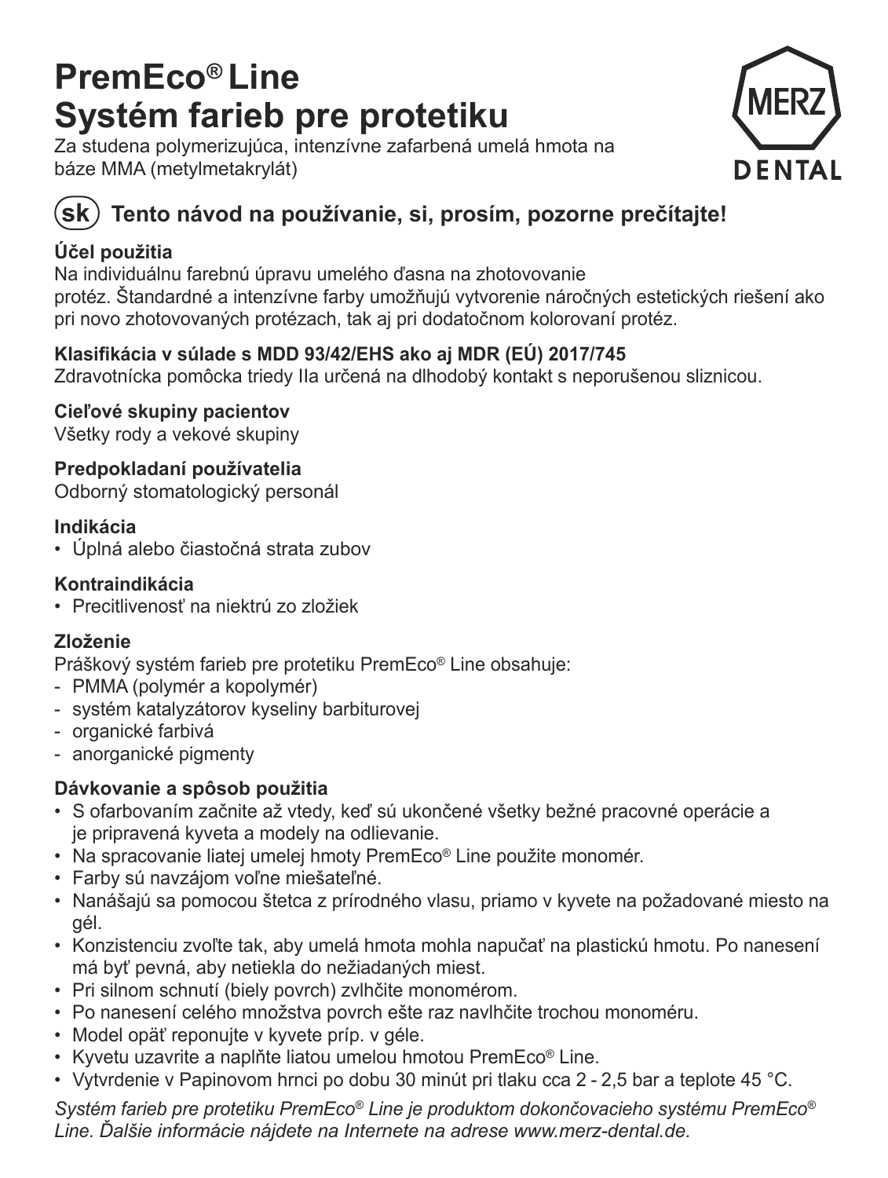# PremEco® Line
# Systém farieb pre protetiku

Za studena polymerizujúca, intenzívne zafarbená umelá hmota na báze MMA (metylmetakrylát)

MERZ DENTAL

## sk Tento návod na používanie, si, prosím, pozorne prečítajte!

**Účel použitia**

Na individuálnu farebnú úpravu umelého ďasna na zhotovovanie protéz. Štandardné a intenzívne farby umožňujú vytvorenie náročných estetických riešení ako pri novo zhotovovaných protézach, tak aj pri dodatočnom kolorovaní protéz.

**Klasifikácia v súlade s MDD 93/42/EHS ako aj MDR (EÚ) 2017/745**

Zdravotnícka pomôcka triedy IIa určená na dlhodobý kontakt s neporušenou sliznicou.

**Cieľové skupiny pacientov**

Všetky rody a vekové skupiny

**Predpokladaní používatelia**

Odborný stomatologický personál

**Indikácia**

- Úplná alebo čiastočná strata zubov

**Kontraindikácia**

- Precitlivenosť na niektrú zo zložiek

**Zloženie**

Práškový systém farieb pre protetiku PremEco® Line obsahuje:

- PMMA (polymér a kopolymér)
- systém katalyzátorov kyseliny barbiturovej
- organické farbivá
- anorganické pigmenty

**Dávkovanie a spôsob použitia**

- S ofarbovaním začnite až vtedy, keď sú ukončené všetky bežné pracovné operácie a je pripravená kyveta a modely na odlievanie.
- Na spracovanie liatej umelej hmoty PremEco® Line použite monomér.
- Farby sú navzájom voľne miešateľné.
- Nanášajú sa pomocou štetca z prírodného vlasu, priamo v kyvete na požadované miesto na gél.
- Konzistenciu zvoľte tak, aby umelá hmota mohla napučať na plastickú hmotu. Po nanesení má byť pevná, aby netiekla do nežiadaných miest.
- Pri silnom schnutí (biely povrch) zvlhčite monomérom.
- Po nanesení celého množstva povrch ešte raz navlhčite trochou monoméru.
- Model opäť reponujte v kyvete príp. v géle.
- Kyvetu uzavrite a naplňte liatou umelou hmotou PremEco® Line.
- Vytvrdenie v Papinovom hrnci po dobu 30 minút pri tlaku cca 2 - 2,5 bar a teplote 45 °C.

*Systém farieb pre protetiku PremEco® Line je produktom dokončovacieho systému PremEco® Line. Ďalšie informácie nájdete na Internete na adrese www.merz-dental.de.*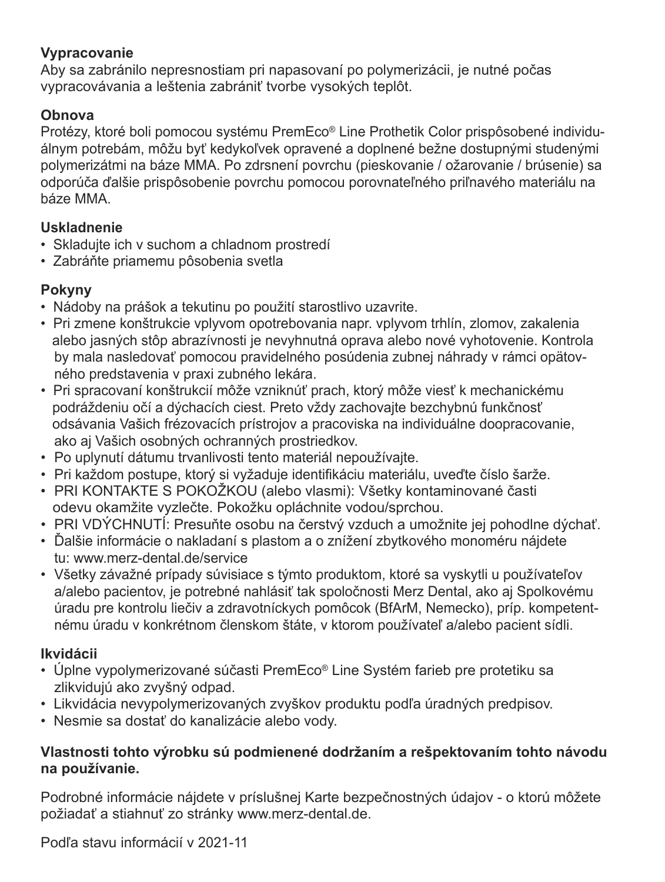**Vypracovanie**

Aby sa zabránilo nepresnostiam pri napasovaní po polymerizácii, je nutné počas vypracovávania a leštenia zabrániť tvorbe vysokých teplôt.

**Obnova**

Protézy, ktoré boli pomocou systému PremEco® Line Prothetik Color prispôsobené individuálnym potrebám, môžu byť kedykoľvek opravené a doplnené bežne dostupnými studenými polymerizátmi na báze MMA. Po zdrsnení povrchu (pieskovanie / ožarovanie / brúsenie) sa odporúča ďalšie prispôsobenie povrchu pomocou porovnateľného priľnavého materiálu na báze MMA.

**Uskladnenie**

- Skladujte ich v suchom a chladnom prostredí
- Zabráňte priamemu pôsobenia svetla

**Pokyny**

- Nádoby na prášok a tekutinu po použití starostlivo uzavrite.
- Pri zmene konštrukcie vplyvom opotrebovania napr. vplyvom trhlín, zlomov, zakalenia alebo jasných stôp abrazívnosti je nevyhnutná oprava alebo nové vyhotovenie. Kontrola by mala nasledovať pomocou pravidelného posúdenia zubnej náhrady v rámci opätovného predstavenia v praxi zubného lekára.
- Pri spracovaní konštrukcií môže vzniknúť prach, ktorý môže viesť k mechanickému podráždeniu očí a dýchacích ciest. Preto vždy zachovajte bezchybnú funkčnosť odsávania Vašich frézovacích prístrojov a pracoviska na individuálne dopracovanie, ako aj Vašich osobných ochranných prostriedkov.
- Po uplynutí dátumu trvanlivosti tento materiál nepoužívajte.
- Pri každom postupe, ktorý si vyžaduje identifikáciu materiálu, uveďte číslo šarže.
- PRI KONTAKTE S POKOŽKOU (alebo vlasmi): Všetky kontaminované časti odevu okamžite vyzlečte. Pokožku opláchnite vodou/sprchou.
- PRI VDÝCHNUTÍ: Presuňte osobu na čerstvý vzduch a umožnite jej pohodlne dýchať.
- Ďalšie informácie o nakladaní s plastom a o znížení zbytkového monoméru nájdete tu: www.merz-dental.de/service
- Všetky závažné prípady súvisiace s týmto produktom, ktoré sa vyskytli u používateľov a/alebo pacientov, je potrebné nahlásiť tak spoločnosti Merz Dental, ako aj Spolkovému úradu pre kontrolu liečiv a zdravotníckych pomôcok (BfArM, Nemecko), príp. kompetentnému úradu v konkrétnom členskom štáte, v ktorom používateľ a/alebo pacient sídli.

**Ikvidácii**

- Úplne vypolymerizované súčasti PremEco® Line Systém farieb pre protetiku sa zlikvidujú ako zvyšný odpad.
- Likvidácia nevypolymerizovaných zvyškov produktu podľa úradných predpisov.
- Nesmie sa dostať do kanalizácie alebo vody.

**Vlastnosti tohto výrobku sú podmienené dodržaním a rešpektovaním tohto návodu na používanie.**

Podrobné informácie nájdete v príslušnej Karte bezpečnostných údajov - o ktorú môžete požiadať a stiahnuť zo stránky www.merz-dental.de.

Podľa stavu informácií v 2021-11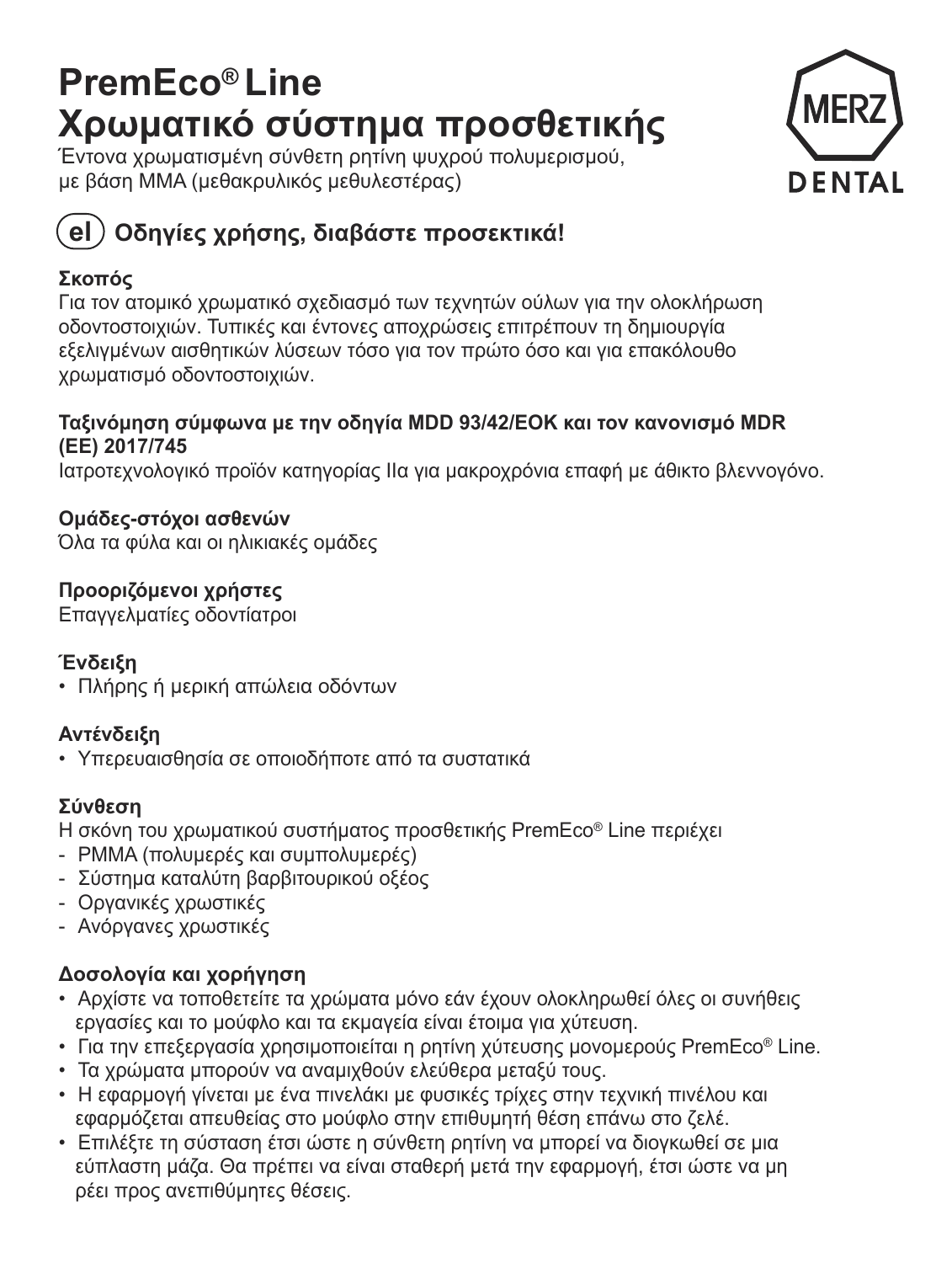# PremEco® Line
# Χρωματικό σύστημα προσθετικής

Έντονα χρωματισμένη σύνθετη ρητίνη ψυχρού πολυμερισμού, με βάση MMA (μεθακρυλικός μεθυλεστέρας)

MERZ DENTAL

## (el) Οδηγίες χρήσης, διαβάστε προσεκτικά!

**Σκοπός**

Για τον ατομικό χρωματικό σχεδιασμό των τεχνητών ούλων για την ολοκλήρωση οδοντοστοιχιών. Τυπικές και έντονες αποχρώσεις επιτρέπουν τη δημιουργία εξελιγμένων αισθητικών λύσεων τόσο για τον πρώτο όσο και για επακόλουθο χρωματισμό οδοντοστοιχιών.

**Ταξινόμηση σύμφωνα με την οδηγία MDD 93/42/ΕΟΚ και τον κανονισμό MDR (ΕΕ) 2017/745**

Ιατροτεχνολογικό προϊόν κατηγορίας IIa για μακροχρόνια επαφή με άθικτο βλεννογόνο.

**Ομάδες-στόχοι ασθενών**

Όλα τα φύλα και οι ηλικιακές ομάδες

**Προοριζόμενοι χρήστες**

Επαγγελματίες οδοντίατροι

**Ένδειξη**

- Πλήρης ή μερική απώλεια οδόντων

**Αντένδειξη**

- Υπερευαισθησία σε οποιοδήποτε από τα συστατικά

**Σύνθεση**

Η σκόνη του χρωματικού συστήματος προσθετικής PremEco® Line περιέχει

- PMMA (πολυμερές και συμπολυμερές)
- Σύστημα καταλύτη βαρβιτουρικού οξέος
- Οργανικές χρωστικές
- Ανόργανες χρωστικές

**Δοσολογία και χορήγηση**

- Αρχίστε να τοποθετείτε τα χρώματα μόνο εάν έχουν ολοκληρωθεί όλες οι συνήθεις εργασίες και το μούφλο και τα εκμαγεία είναι έτοιμα για χύτευση.
- Για την επεξεργασία χρησιμοποιείται η ρητίνη χύτευσης μονομερούς PremEco® Line.
- Τα χρώματα μπορούν να αναμιχθούν ελεύθερα μεταξύ τους.
- Η εφαρμογή γίνεται με ένα πινελάκι με φυσικές τρίχες στην τεχνική πινέλου και εφαρμόζεται απευθείας στο μούφλο στην επιθυμητή θέση επάνω στο ζελέ.
- Επιλέξτε τη σύσταση έτσι ώστε η σύνθετη ρητίνη να μπορεί να διογκωθεί σε μια εύπλαστη μάζα. Θα πρέπει να είναι σταθερή μετά την εφαρμογή, έτσι ώστε να μη ρέει προς ανεπιθύμητες θέσεις.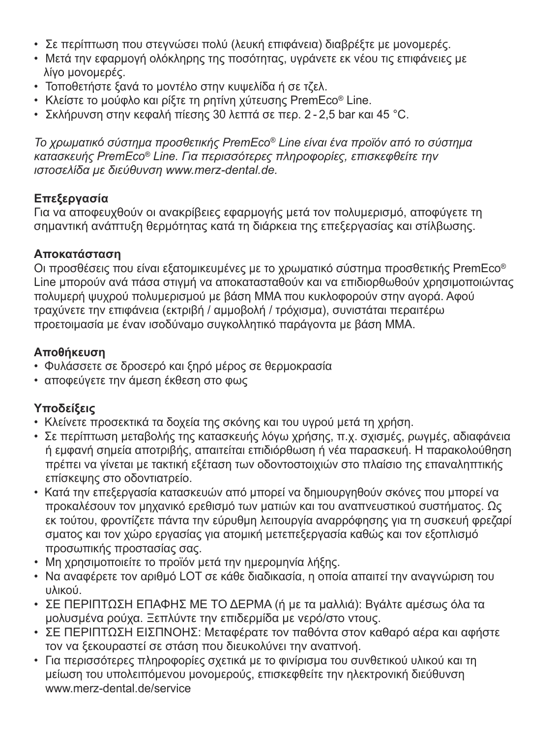- Σε περίπτωση που στεγνώσει πολύ (λευκή επιφάνεια) διαβρέξτε με μονομερές.
- Μετά την εφαρμογή ολόκληρης της ποσότητας, υγράνετε εκ νέου τις επιφάνειες με λίγο μονομερές.
- Τοποθετήστε ξανά το μοντέλο στην κυψελίδα ή σε τζελ.
- Κλείστε το μούφλο και ρίξτε τη ρητίνη χύτευσης PremEco® Line.
- Σκλήρυνση στην κεφαλή πίεσης 30 λεπτά σε περ. 2 - 2,5 bar και 45 °C.

*Το χρωματικό σύστημα προσθετικής PremEco® Line είναι ένα προϊόν από το σύστημα κατασκευής PremEco® Line. Για περισσότερες πληροφορίες, επισκεφθείτε την ιστοσελίδα με διεύθυνση www.merz-dental.de.*

**Επεξεργασία**

Για να αποφευχθούν οι ανακρίβειες εφαρμογής μετά τον πολυμερισμό, αποφύγετε τη σημαντική ανάπτυξη θερμότητας κατά τη διάρκεια της επεξεργασίας και στίλβωσης.

**Αποκατάσταση**

Οι προσθέσεις που είναι εξατομικευμένες με το χρωματικό σύστημα προσθετικής PremEco® Line μπορούν ανά πάσα στιγμή να αποκατασταθούν και να επιδιορθωθούν χρησιμοποιώντας πολυμερή ψυχρού πολυμερισμού με βάση MMA που κυκλοφορούν στην αγορά. Αφού τραχύνετε την επιφάνεια (εκτριβή / αμμοβολή / τρόχισμα), συνιστάται περαιτέρω προετοιμασία με έναν ισοδύναμο συγκολλητικό παράγοντα με βάση MMA.

**Αποθήκευση**

- Φυλάσσετε σε δροσερό και ξηρό μέρος σε θερμοκρασία
- αποφεύγετε την άμεση έκθεση στο φως

**Υποδείξεις**

- Κλείνετε προσεκτικά τα δοχεία της σκόνης και του υγρού μετά τη χρήση.
- Σε περίπτωση μεταβολής της κατασκευής λόγω χρήσης, π.χ. σχισμές, ρωγμές, αδιαφάνεια ή εμφανή σημεία αποτριβής, απαιτείται επιδιόρθωση ή νέα παρασκευή. Η παρακολούθηση πρέπει να γίνεται με τακτική εξέταση των οδοντοστοιχιών στο πλαίσιο της επαναληπτικής επίσκεψης στο οδοντιατρείο.
- Κατά την επεξεργασία κατασκευών από μπορεί να δημιουργηθούν σκόνες που μπορεί να προκαλέσουν τον μηχανικό ερεθισμό των ματιών και του αναπνευστικού συστήματος. Ως εκ τούτου, φροντίζετε πάντα την εύρυθμη λειτουργία αναρρόφησης για τη συσκευή φρεζαρί σματος και τον χώρο εργασίας για ατομική μετεπεξεργασία καθώς και τον εξοπλισμό προσωπικής προστασίας σας.
- Μη χρησιμοποιείτε το προϊόν μετά την ημερομηνία λήξης.
- Να αναφέρετε τον αριθμό LOT σε κάθε διαδικασία, η οποία απαιτεί την αναγνώριση του υλικού.
- ΣΕ ΠΕΡΙΠΤΩΣΗ ΕΠΑΦΗΣ ΜΕ ΤΟ ΔΕΡΜΑ (ή με τα μαλλιά): Βγάλτε αμέσως όλα τα μολυσμένα ρούχα. Ξεπλύντε την επιδερμίδα με νερό/στο ντους.
- ΣΕ ΠΕΡΙΠΤΩΣΗ ΕΙΣΠΝΟΗΣ: Μεταφέρατε τον παθόντα στον καθαρό αέρα και αφήστε τον να ξεκουραστεί σε στάση που διευκολύνει την αναπνοή.
- Για περισσότερες πληροφορίες σχετικά με το φινίρισμα του συνθετικού υλικού και τη μείωση του υπολειπόμενου μονομερούς, επισκεφθείτε την ηλεκτρονική διεύθυνση www.merz-dental.de/service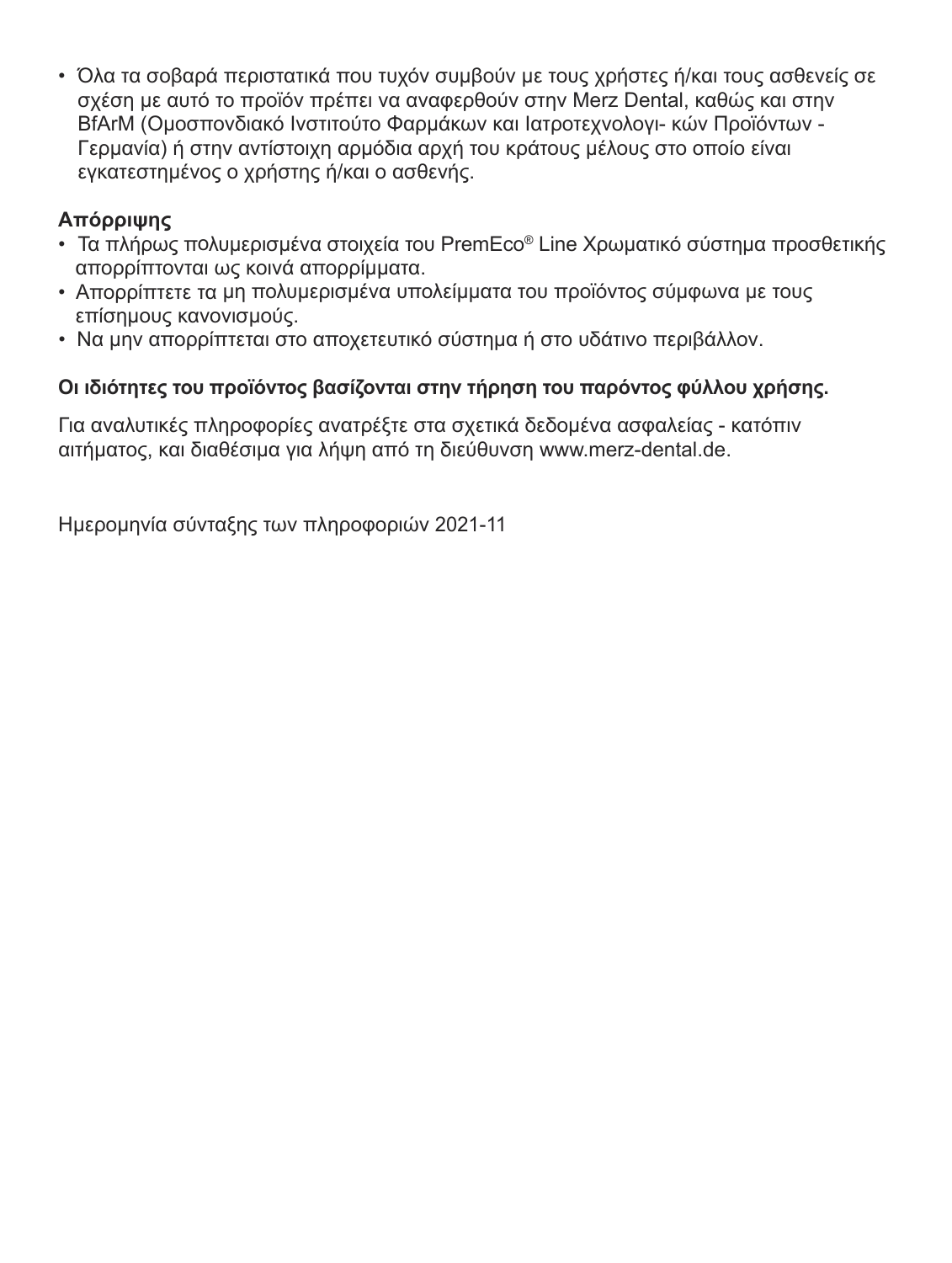- Όλα τα σοβαρά περιστατικά που τυχόν συμβούν με τους χρήστες ή/και τους ασθενείς σε σχέση με αυτό το προϊόν πρέπει να αναφερθούν στην Merz Dental, καθώς και στην BfArM (Ομοσπονδιακό Ινστιτούτο Φαρμάκων και Ιατροτεχνολογι- κών Προϊόντων - Γερμανία) ή στην αντίστοιχη αρμόδια αρχή του κράτους μέλους στο οποίο είναι εγκατεστημένος ο χρήστης ή/και ο ασθενής.

**Απόρριψης**

- Τα πλήρως πολυμερισμένα στοιχεία του PremEco® Line Χρωματικό σύστημα προσθετικής απορρίπτονται ως κοινά απορρίμματα.
- Απορρίπτετε τα μη πολυμερισμένα υπολείμματα του προϊόντος σύμφωνα με τους επίσημους κανονισμούς.
- Να μην απορρίπτεται στο αποχετευτικό σύστημα ή στο υδάτινο περιβάλλον.

**Οι ιδιότητες του προϊόντος βασίζονται στην τήρηση του παρόντος φύλλου χρήσης.**

Για αναλυτικές πληροφορίες ανατρέξτε στα σχετικά δεδομένα ασφαλείας - κατόπιν αιτήματος, και διαθέσιμα για λήψη από τη διεύθυνση www.merz-dental.de.

Ημερομηνία σύνταξης των πληροφοριών 2021-11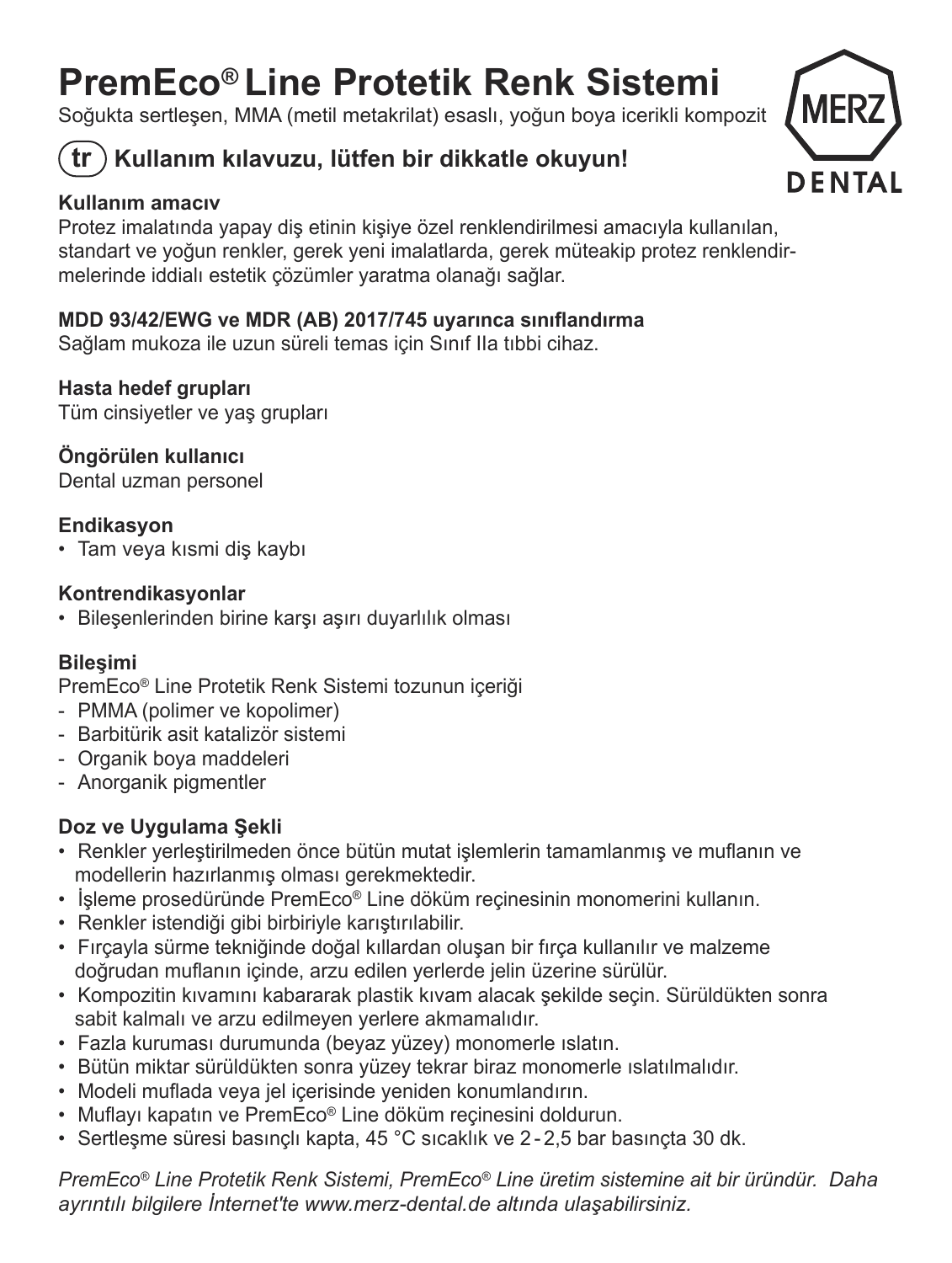# PremEco® Line Protetik Renk Sistemi

Soğukta sertleşen, MMA (metil metakrilat) esaslı, yoğun boya icerikli kompozit

MERZ DENTAL

## (tr) Kullanım kılavuzu, lütfen bir dikkatle okuyun!

**Kullanım amacıv**

Protez imalatında yapay diş etinin kişiye özel renklendirilmesi amacıyla kullanılan, standart ve yoğun renkler, gerek yeni imalatlarda, gerek müteakip protez renklendirmelerinde iddialı estetik çözümler yaratma olanağı sağlar.

**MDD 93/42/EWG ve MDR (AB) 2017/745 uyarınca sınıflandırma**

Sağlam mukoza ile uzun süreli temas için Sınıf IIa tıbbi cihaz.

**Hasta hedef grupları**

Tüm cinsiyetler ve yaş grupları

**Öngörülen kullanıcı**

Dental uzman personel

**Endikasyon**

- Tam veya kısmi diş kaybı

**Kontrendikasyonlar**

- Bileşenlerinden birine karşı aşırı duyarlılık olması

**Bileşimi**

PremEco® Line Protetik Renk Sistemi tozunun içeriği

- PMMA (polimer ve kopolimer)
- Barbitürik asit katalizör sistemi
- Organik boya maddeleri
- Anorganik pigmentler

**Doz ve Uygulama Şekli**

- Renkler yerleştirilmeden önce bütün mutat işlemlerin tamamlanmış ve muflanın ve modellerin hazırlanmış olması gerekmektedir.
- İşleme prosedüründe PremEco® Line döküm reçinesinin monomerini kullanın.
- Renkler istendiği gibi birbiriyle karıştırılabilir.
- Fırçayla sürme tekniğinde doğal kıllardan oluşan bir fırça kullanılır ve malzeme doğrudan muflanın içinde, arzu edilen yerlerde jelin üzerine sürülür.
- Kompozitin kıvamını kabararak plastik kıvam alacak şekilde seçin. Sürüldükten sonra sabit kalmalı ve arzu edilmeyen yerlere akmamalıdır.
- Fazla kuruması durumunda (beyaz yüzey) monomerle ıslatın.
- Bütün miktar sürüldükten sonra yüzey tekrar biraz monomerle ıslatılmalıdır.
- Modeli muflada veya jel içerisinde yeniden konumlandırın.
- Muflayı kapatın ve PremEco® Line döküm reçinesini doldurun.
- Sertleşme süresi basınçlı kapta, 45 °C sıcaklık ve 2 - 2,5 bar basınçta 30 dk.

*PremEco® Line Protetik Renk Sistemi, PremEco® Line üretim sistemine ait bir üründür. Daha ayrıntılı bilgilere İnternet'te www.merz-dental.de altında ulaşabilirsiniz.*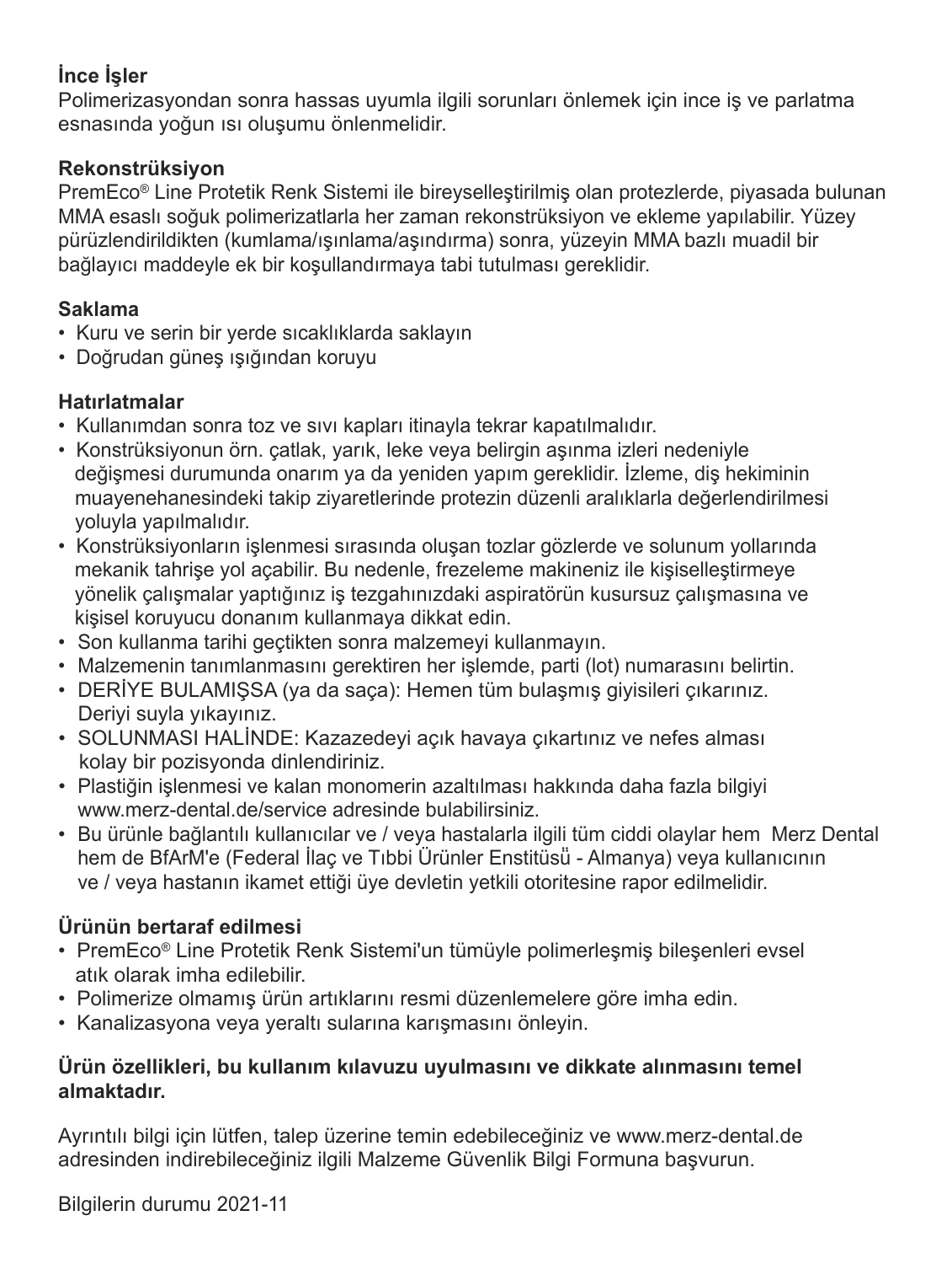**İnce İşler**

Polimerizasyondan sonra hassas uyumla ilgili sorunları önlemek için ince iş ve parlatma esnasında yoğun ısı oluşumu önlenmelidir.

**Rekonstrüksiyon**

PremEco® Line Protetik Renk Sistemi ile bireyselleştirilmiş olan protezlerde, piyasada bulunan MMA esaslı soğuk polimerizatlarla her zaman rekonstrüksiyon ve ekleme yapılabilir. Yüzey pürüzlendirildikten (kumlama/ışınlama/aşındırma) sonra, yüzeyin MMA bazlı muadil bir bağlayıcı maddeyle ek bir koşullandırmaya tabi tutulması gereklidir.

**Saklama**

- Kuru ve serin bir yerde sıcaklıklarda saklayın
- Doğrudan güneş ışığından koruyu

**Hatırlatmalar**

- Kullanımdan sonra toz ve sıvı kapları itinayla tekrar kapatılmalıdır.
- Konstrüksiyonun örn. çatlak, yarık, leke veya belirgin aşınma izleri nedeniyle değişmesi durumunda onarım ya da yeniden yapım gereklidir. İzleme, diş hekiminin muayenehanesindeki takip ziyaretlerinde protezin düzenli aralıklarla değerlendirilmesi yoluyla yapılmalıdır.
- Konstrüksiyonların işlenmesi sırasında oluşan tozlar gözlerde ve solunum yollarında mekanik tahrişe yol açabilir. Bu nedenle, frezeleme makineniz ile kişiselleştirmeye yönelik çalışmalar yaptığınız iş tezgahınızdaki aspiratörün kusursuz çalışmasına ve kişisel koruyucu donanım kullanmaya dikkat edin.
- Son kullanma tarihi geçtikten sonra malzemeyi kullanmayın.
- Malzemenin tanımlanmasını gerektiren her işlemde, parti (lot) numarasını belirtin.
- DERİYE BULAMIŞSA (ya da saça): Hemen tüm bulaşmış giyisileri çıkarınız. Deriyi suyla yıkayınız.
- SOLUNMASI HALİNDE: Kazazedeyi açık havaya çıkartınız ve nefes alması kolay bir pozisyonda dinlendiriniz.
- Plastiğin işlenmesi ve kalan monomerin azaltılması hakkında daha fazla bilgiyi www.merz-dental.de/service adresinde bulabilirsiniz.
- Bu ürünle bağlantılı kullanıcılar ve / veya hastalarla ilgili tüm ciddi olaylar hem Merz Dental hem de BfArM'e (Federal İlaç ve Tıbbi Ürünler Enstitüsü - Almanya) veya kullanıcının ve / veya hastanın ikamet ettiği üye devletin yetkili otoritesine rapor edilmelidir.

**Ürünün bertaraf edilmesi**

- PremEco® Line Protetik Renk Sistemi'un tümüyle polimerleşmiş bileşenleri evsel atık olarak imha edilebilir.
- Polimerize olmamış ürün artıklarını resmi düzenlemelere göre imha edin.
- Kanalizasyona veya yeraltı sularına karışmasını önleyin.

**Ürün özellikleri, bu kullanım kılavuzu uyulmasını ve dikkate alınmasını temel almaktadır.**

Ayrıntılı bilgi için lütfen, talep üzerine temin edebileceğiniz ve www.merz-dental.de adresinden indirebileceğiniz ilgili Malzeme Güvenlik Bilgi Formuna başvurun.

Bilgilerin durumu 2021-11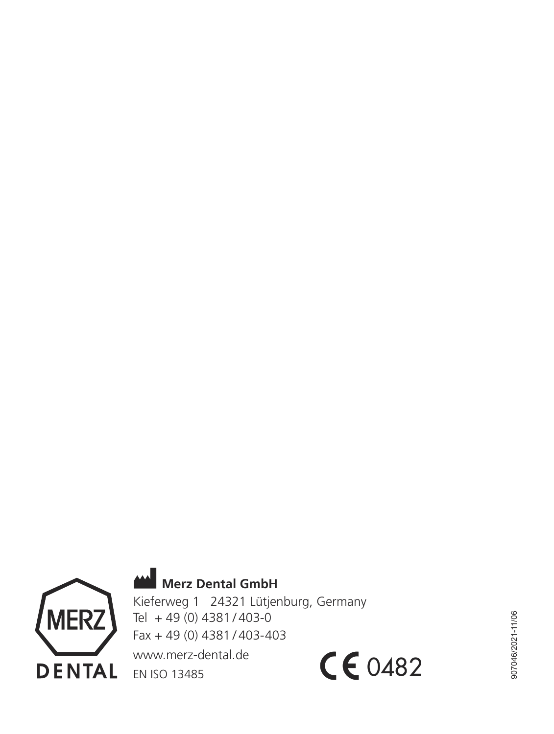MERZ DENTAL

**Merz Dental GmbH**

Kieferweg 1   24321 Lütjenburg, Germany
Tel + 49 (0) 4381 / 403-0
Fax + 49 (0) 4381 / 403-403
www.merz-dental.de
EN ISO 13485

CE 0482

907046/2021-11/06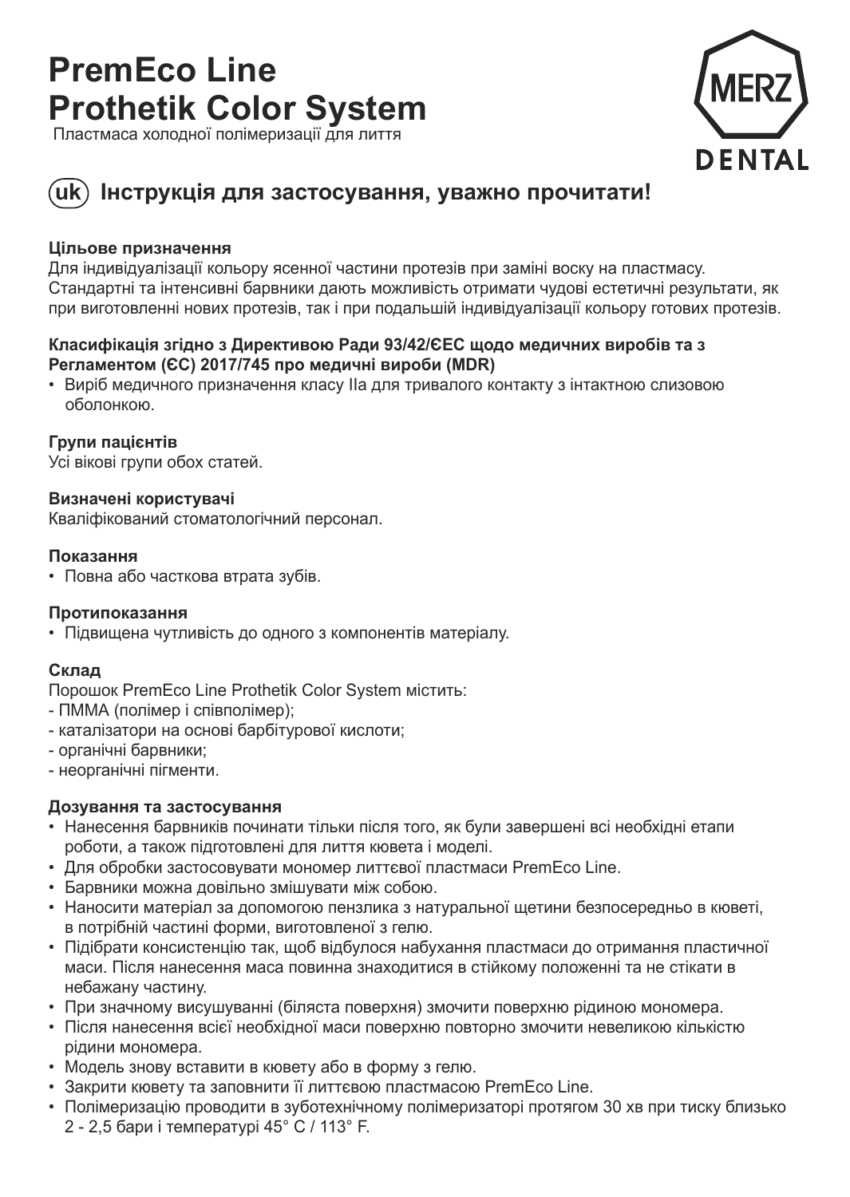# PremEco Line Prothetik Color System

Пластмаса холодної полімеризації для лиття

MERZ DENTAL

## (uk) Інструкція для застосування, уважно прочитати!

**Цільове призначення**

Для індивідуалізації кольору ясенної частини протезів при заміні воску на пластмасу. Стандартні та інтенсивні барвники дають можливість отримати чудові естетичні результати, як при виготовленні нових протезів, так і при подальшій індивідуалізації кольору готових протезів.

**Класифікація згідно з Директивою Ради 93/42/ЄЕС щодо медичних виробів та з Регламентом (ЄС) 2017/745 про медичні вироби (MDR)**

- Виріб медичного призначення класу IIa для тривалого контакту з інтактною слизовою оболонкою.

**Групи пацієнтів**

Усі вікові групи обох статей.

**Визначені користувачі**

Кваліфікований стоматологічний персонал.

**Показання**

- Повна або часткова втрата зубів.

**Протипоказання**

- Підвищена чутливість до одного з компонентів матеріалу.

**Склад**

Порошок PremEco Line Prothetik Color System містить:
- ПММА (полімер і співполімер);
- каталізатори на основі барбітурової кислоти;
- органічні барвники;
- неорганічні пігменти.

**Дозування та застосування**

- Нанесення барвників починати тільки після того, як були завершені всі необхідні етапи роботи, а також підготовлені для лиття кювета і моделі.
- Для обробки застосовувати мономер ливтєвої пластмаси PremEco Line.
- Барвники можна довільно змішувати між собою.
- Наносити матеріал за допомогою пензлика з натуральної щетини безпосередньо в кюветі, в потрібній частині форми, виготовленої з гелю.
- Підібрати консистенцію так, щоб відбулося набухання пластмаси до отримання пластичної маси. Після нанесення маса повинна знаходитися в стійкому положенні та не стікати в небажану частину.
- При значному висушуванні (біляста поверхня) змочити поверхню рідиною мономера.
- Після нанесення всієї необхідної маси поверхню повторно змочити невеликою кількістю рідини мономера.
- Модель знову вставити в кювету або в форму з гелю.
- Закрити кювету та заповнити її ливтєвою пластмасою PremEco Line.
- Полімеризацію проводити в зуботехнічному полімеризаторі протягом 30 хв при тиску близько 2 - 2,5 бари і температурі 45° C / 113° F.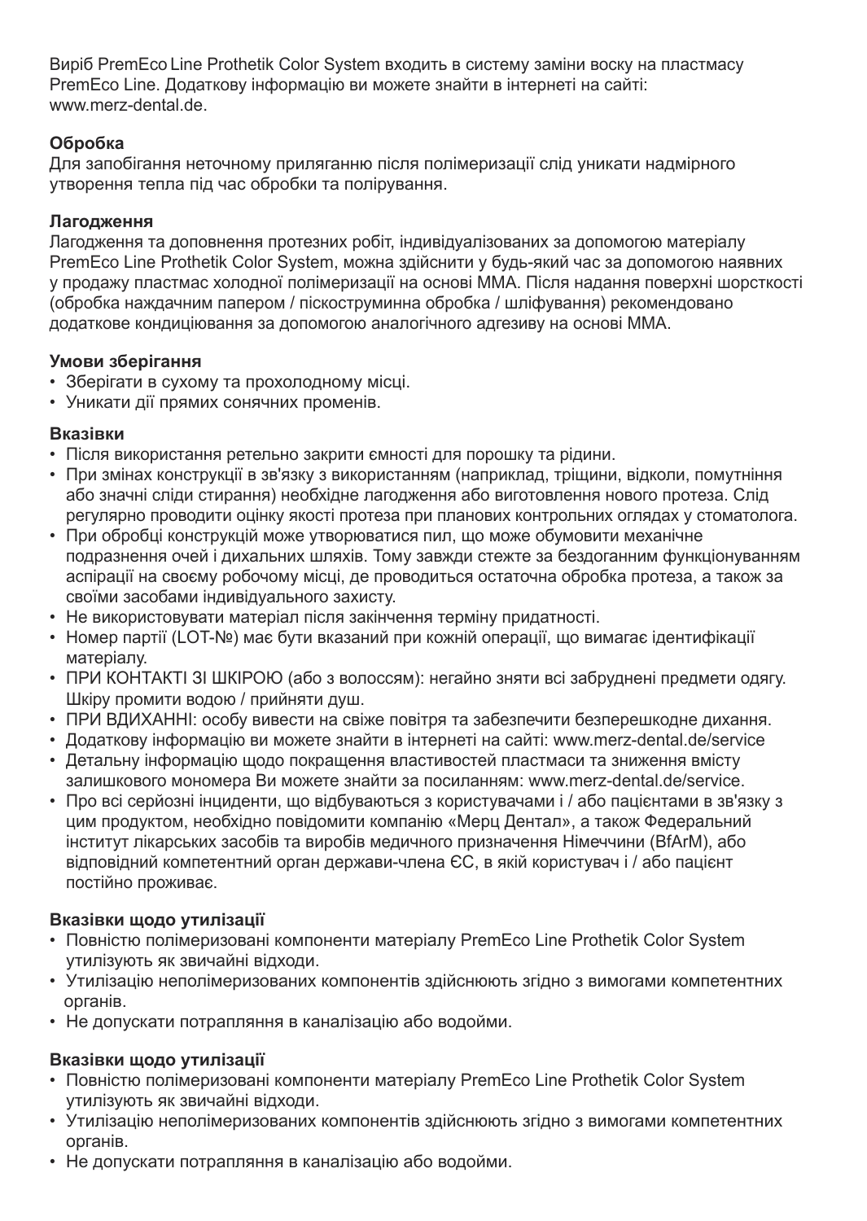Виріб PremEco Line Prothetik Color System входить в систему заміни воску на пластмасу PremEco Line. Додаткову інформацію ви можете знайти в інтернеті на сайті: www.merz-dental.de.

**Обробка**

Для запобігання неточному приляганню після полімеризації слід уникати надмірного утворення тепла під час обробки та полірування.

**Лагодження**

Лагодження та доповнення протезних робіт, індивідуалізованих за допомогою матеріалу PremEco Line Prothetik Color System, можна здійснити у будь-який час за допомогою наявних у продажу пластмас холодної полімеризації на основі ММА. Після надання поверхні шорсткості (обробка наждачним папером / піскоструминна обробка / шліфування) рекомендовано додаткове кондиціювання за допомогою аналогічного адгезиву на основі ММА.

**Умови зберігання**

- Зберігати в сухому та прохолодному місці.
- Уникати дії прямих сонячних променів.

**Вказівки**

- Після використання ретельно закрити ємності для порошку та рідини.
- При змінах конструкції в зв'язку з використанням (наприклад, тріщини, відколи, помутніння або значні сліди стирання) необхідне лагодження або виготовлення нового протеза. Слід регулярно проводити оцінку якості протеза при планових контрольних оглядах у стоматолога.
- При обробці конструкцій може утворюватися пил, що може обумовити механічне подразнення очей і дихальних шляхів. Тому завжди стежте за бездоганним функціонуванням аспірації на своєму робочому місці, де проводиться остаточна обробка протеза, а також за своїми засобами індивідуального захисту.
- Не використовувати матеріал після закінчення терміну придатності.
- Номер партії (LOT-№) має бути вказаний при кожній операції, що вимагає ідентифікації матеріалу.
- ПРИ КОНТАКТІ ЗІ ШКІРОЮ (або з волоссям): негайно зняти всі забруднені предмети одягу. Шкіру промити водою / прийняти душ.
- ПРИ ВДИХАННІ: особу вивести на свіже повітря та забезпечити безперешкодне дихання.
- Додаткову інформацію ви можете знайти в інтернеті на сайті: www.merz-dental.de/service
- Детальну інформацію щодо покращення властивостей пластмаси та зниження вмісту залишкового мономера Ви можете знайти за посиланням: www.merz-dental.de/service.
- Про всі серйозні інциденти, що відбуваються з користувачами і / або пацієнтами в зв'язку з цим продуктом, необхідно повідомити компанію «Мерц Дентал», а також Федеральний інститут лікарських засобів та виробів медичного призначення Німеччини (BfArM), або відповідний компетентний орган держави-члена ЄС, в якій користувач і / або пацієнт постійно проживає.

**Вказівки щодо утилізації**

- Повністю полімеризовані компоненти матеріалу PremEco Line Prothetik Color System утилізують як звичайні відходи.
- Утилізацію неполімеризованих компонентів здійснюють згідно з вимогами компетентних органів.
- Не допускати потрапляння в каналізацію або водойми.

**Вказівки щодо утилізації**

- Повністю полімеризовані компоненти матеріалу PremEco Line Prothetik Color System утилізують як звичайні відходи.
- Утилізацію неполімеризованих компонентів здійснюють згідно з вимогами компетентних органів.
- Не допускати потрапляння в каналізацію або водойми.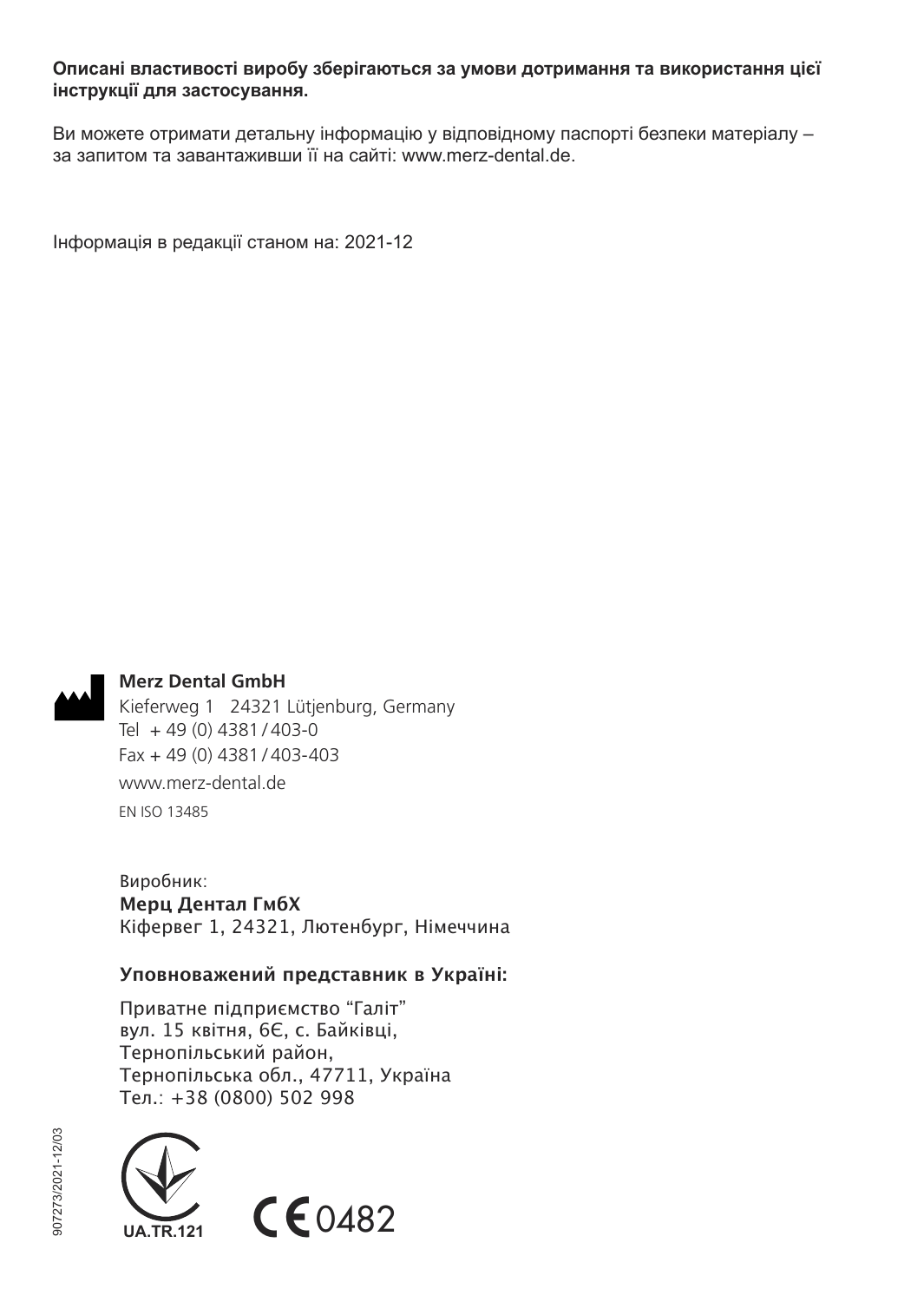**Описані властивості виробу зберігаються за умови дотримання та використання цієї інструкції для застосування.**

Ви можете отримати детальну інформацію у відповідному паспорті безпеки матеріалу – за запитом та завантаживши її на сайті: www.merz-dental.de.

Інформація в редакції станом на: 2021-12

**Merz Dental GmbH**
Kieferweg 1 24321 Lütjenburg, Germany
Tel + 49 (0) 4381 / 403-0
Fax + 49 (0) 4381 / 403-403
www.merz-dental.de
EN ISO 13485

Виробник:
**Мерц Дентал ГмбХ**
Кіфервег 1, 24321, Лютенбург, Німеччина

**Уповноважений представник в Україні:**

Приватне підприємство “Галіт”
вул. 15 квітня, 6Є, с. Байківці,
Тернопільський район,
Тернопільська обл., 47711, Україна
Тел.: +38 (0800) 502 998

907273/2021-12/03

UA.TR.121

CE 0482